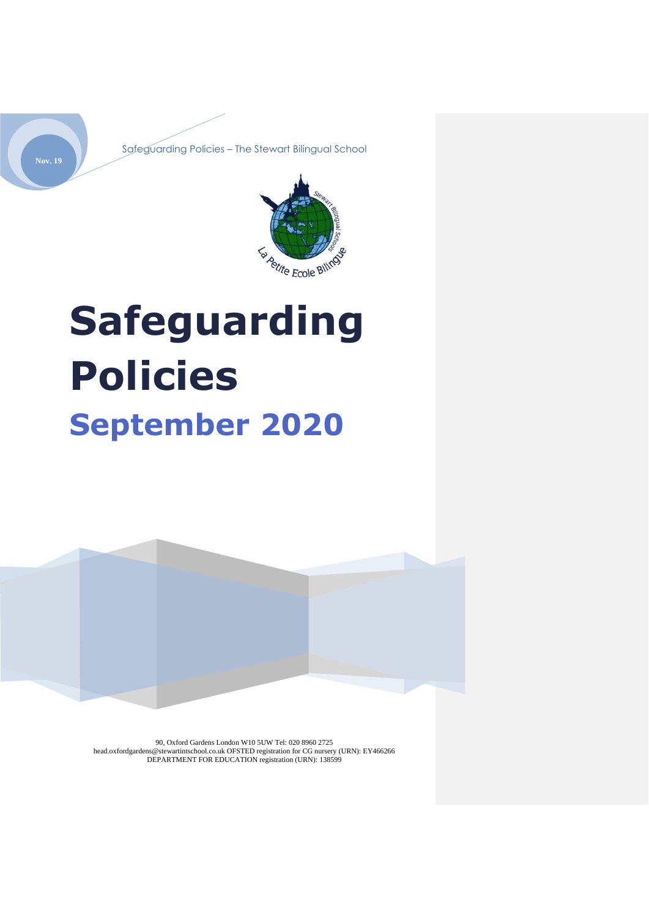Nov. 19

Safeguarding Policies – The Stewart Bilingual School

# Safeguarding Policies

## September 2020

90, Oxford Gardens London W10 5UW Tel: 020 8960 2725
head.oxfordgardens@stewartintschool.co.uk OFSTED registration for CG nursery (URN): EY466266
DEPARTMENT FOR EDUCATION registration (URN): 138599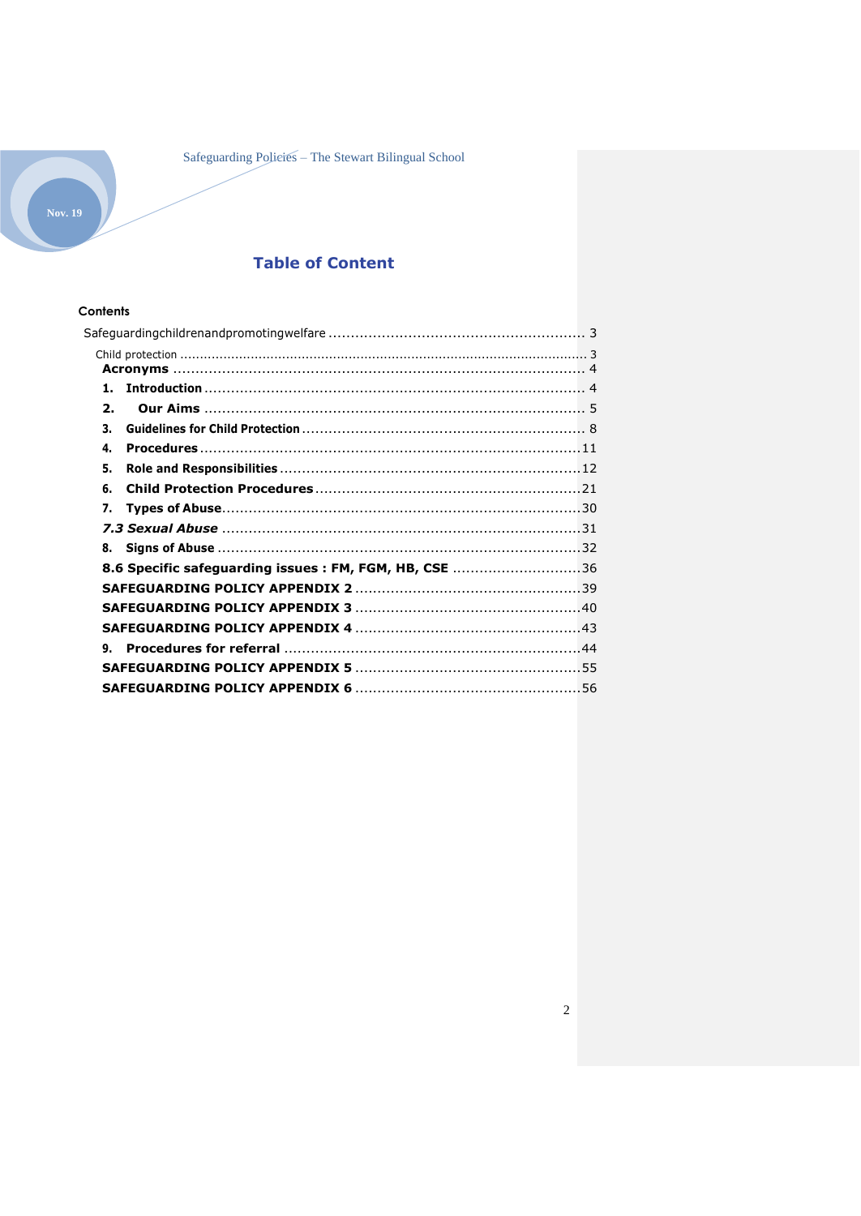# Table of Content

**Contents**

Safeguardingchildrenandpromotingwelfare .......... 3

Child protection .......... 3

**Acronyms** .......... 4

**1. Introduction** .......... 4

**2. Our Aims** .......... 5

**3. Guidelines for Child Protection** .......... 8

**4. Procedures** .......... 11

**5. Role and Responsibilities** .......... 12

**6. Child Protection Procedures** .......... 21

**7. Types of Abuse** .......... 30

***7.3 Sexual Abuse*** .......... 31

**8. Signs of Abuse** .......... 32

**8.6 Specific safeguarding issues : FM, FGM, HB, CSE** .......... 36

**SAFEGUARDING POLICY APPENDIX 2** .......... 39

**SAFEGUARDING POLICY APPENDIX 3** .......... 40

**SAFEGUARDING POLICY APPENDIX 4** .......... 43

**9. Procedures for referral** .......... 44

**SAFEGUARDING POLICY APPENDIX 5** .......... 55

**SAFEGUARDING POLICY APPENDIX 6** .......... 56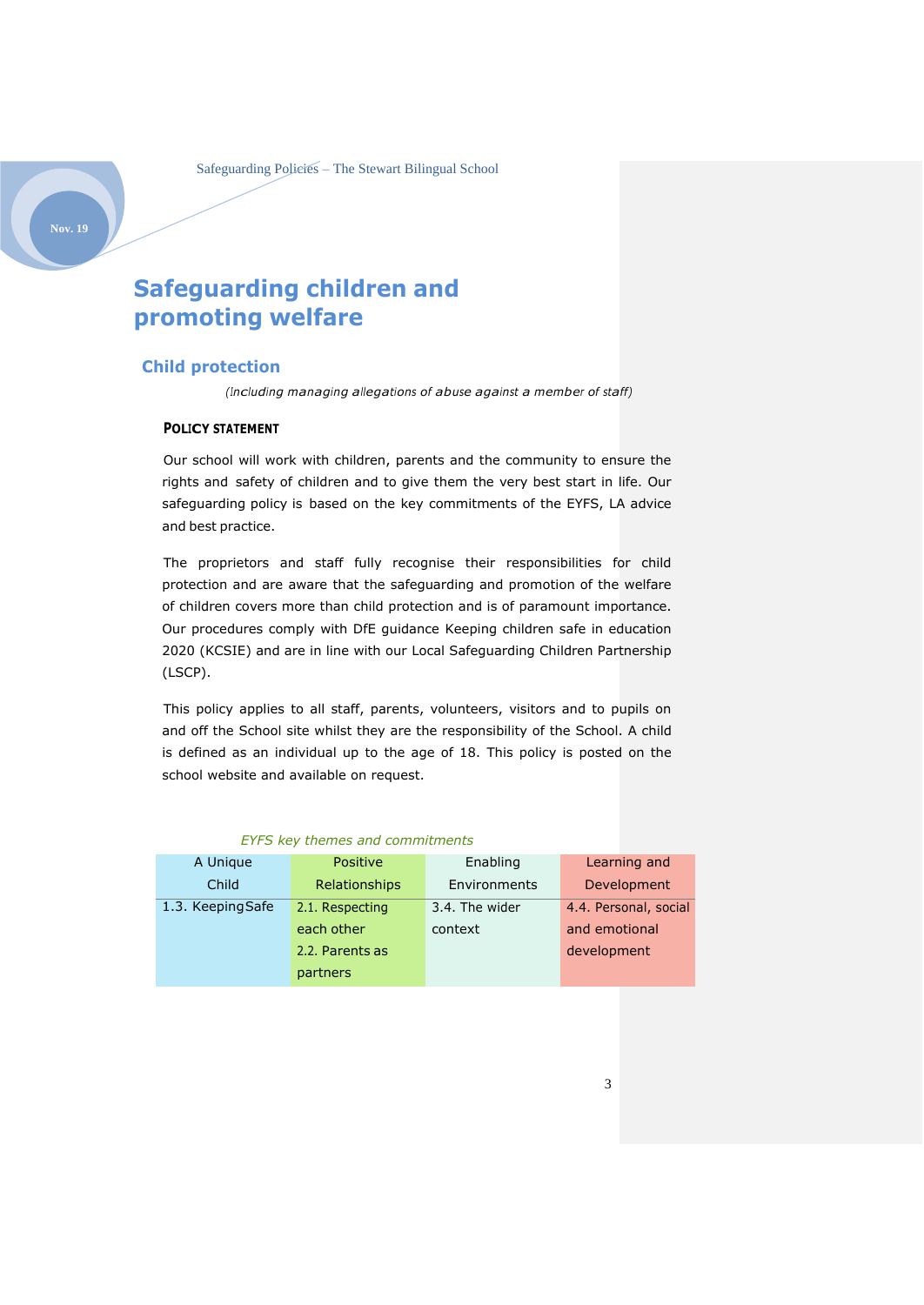# Safeguarding children and promoting welfare

## Child protection

*(Including managing allegations of abuse against a member of staff)*

**POLICY STATEMENT**

Our school will work with children, parents and the community to ensure the rights and safety of children and to give them the very best start in life. Our safeguarding policy is based on the key commitments of the EYFS, LA advice and best practice.

The proprietors and staff fully recognise their responsibilities for child protection and are aware that the safeguarding and promotion of the welfare of children covers more than child protection and is of paramount importance. Our procedures comply with DfE guidance Keeping children safe in education 2020 (KCSIE) and are in line with our Local Safeguarding Children Partnership (LSCP).

This policy applies to all staff, parents, volunteers, visitors and to pupils on and off the School site whilst they are the responsibility of the School. A child is defined as an individual up to the age of 18. This policy is posted on the school website and available on request.

*EYFS key themes and commitments*

| A Unique Child | Positive Relationships | Enabling Environments | Learning and Development |
|---|---|---|---|
| 1.3. Keeping Safe | 2.1. Respecting each other<br>2.2. Parents as partners | 3.4. The wider context | 4.4. Personal, social and emotional development |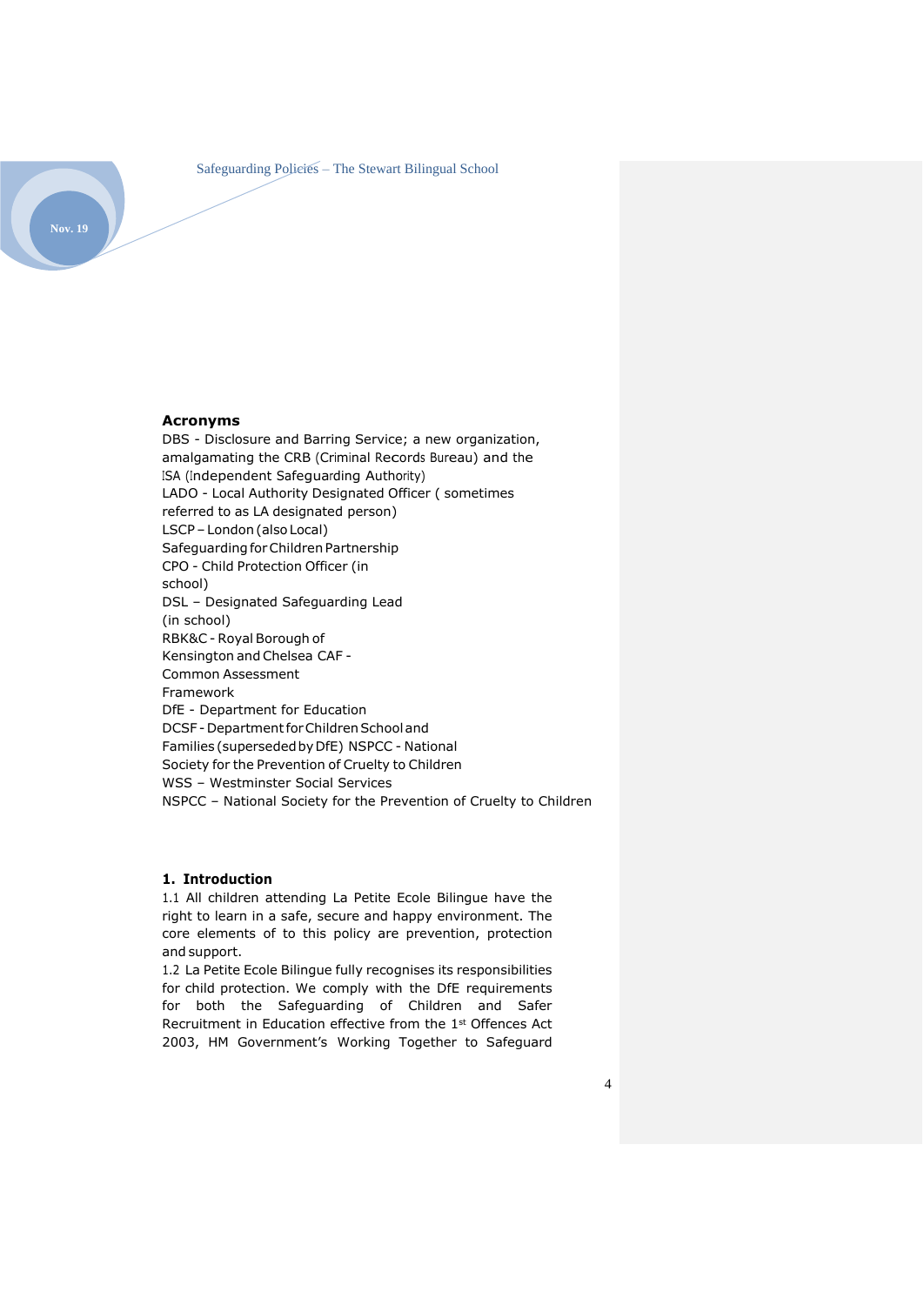**Acronyms**

DBS - Disclosure and Barring Service; a new organization, amalgamating the CRB (Criminal Records Bureau) and the ISA (Independent Safeguarding Authority)

LADO - Local Authority Designated Officer ( sometimes referred to as LA designated person)

LSCP – London (also Local) Safeguarding for Children Partnership

CPO - Child Protection Officer (in school)

DSL – Designated Safeguarding Lead (in school)

RBK&C - Royal Borough of Kensington and Chelsea CAF - Common Assessment Framework

DfE - Department for Education

DCSF - Department for Children School and Families (superseded by DfE) NSPCC - National Society for the Prevention of Cruelty to Children

WSS – Westminster Social Services

NSPCC – National Society for the Prevention of Cruelty to Children

## 1. Introduction

1.1 All children attending La Petite Ecole Bilingue have the right to learn in a safe, secure and happy environment. The core elements of to this policy are prevention, protection and support.

1.2 La Petite Ecole Bilingue fully recognises its responsibilities for child protection. We comply with the DfE requirements for both the Safeguarding of Children and Safer Recruitment in Education effective from the 1st Offences Act 2003, HM Government's Working Together to Safeguard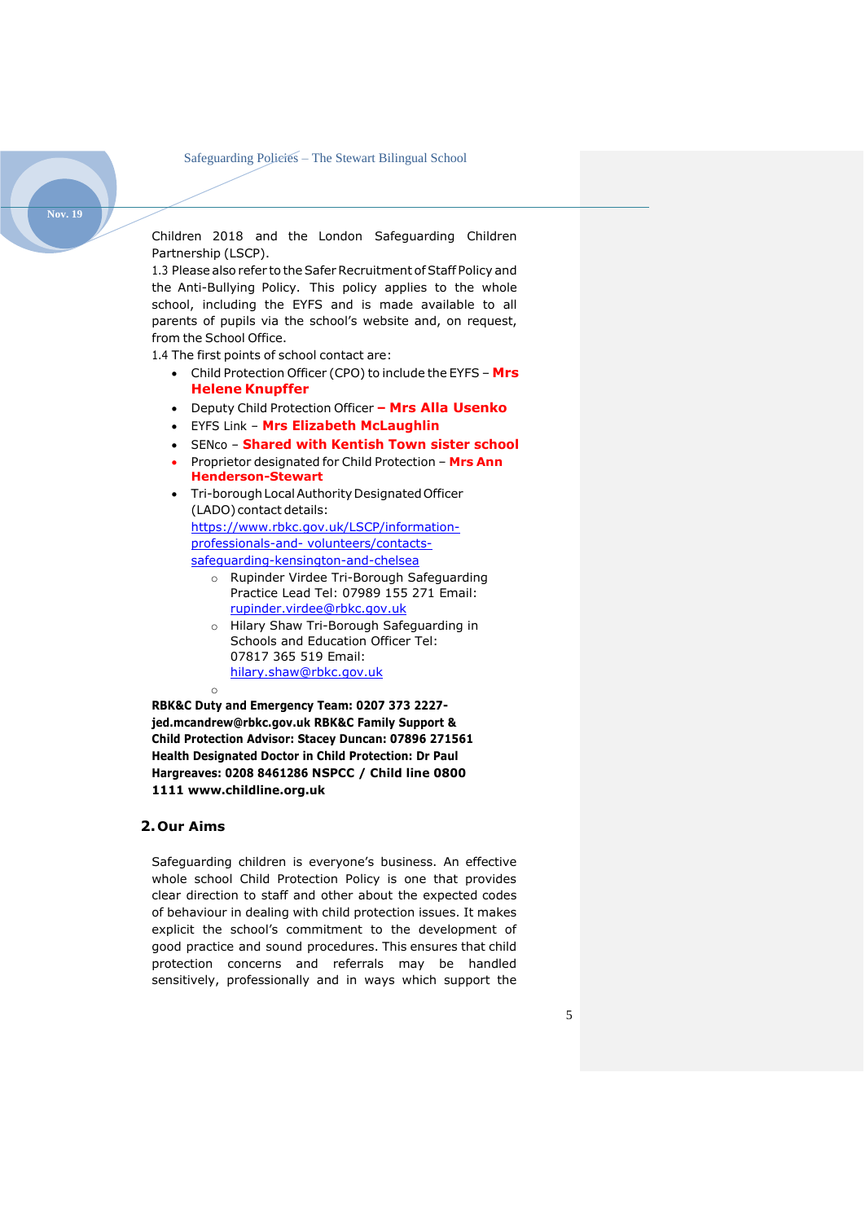Children 2018 and the London Safeguarding Children Partnership (LSCP).

1.3 Please also refer to the Safer Recruitment of Staff Policy and the Anti-Bullying Policy. This policy applies to the whole school, including the EYFS and is made available to all parents of pupils via the school's website and, on request, from the School Office.

1.4 The first points of school contact are:

- Child Protection Officer (CPO) to include the EYFS – **Mrs Helene Knupffer**
- Deputy Child Protection Officer **– Mrs Alla Usenko**
- EYFS Link – **Mrs Elizabeth McLaughlin**
- SENco – **Shared with Kentish Town sister school**
- Proprietor designated for Child Protection – **Mrs Ann Henderson-Stewart**
- Tri-borough Local Authority Designated Officer (LADO) contact details: https://www.rbkc.gov.uk/LSCP/information-professionals-and- volunteers/contacts-safeguarding-kensington-and-chelsea
  - Rupinder Virdee Tri-Borough Safeguarding Practice Lead Tel: 07989 155 271 Email: rupinder.virdee@rbkc.gov.uk
  - Hilary Shaw Tri-Borough Safeguarding in Schools and Education Officer Tel: 07817 365 519 Email: hilary.shaw@rbkc.gov.uk

**RBK&C Duty and Emergency Team: 0207 373 2227- jed.mcandrew@rbkc.gov.uk RBK&C Family Support & Child Protection Advisor: Stacey Duncan: 07896 271561 Health Designated Doctor in Child Protection: Dr Paul Hargreaves: 0208 8461286 NSPCC / Child line 0800 1111 www.childline.org.uk**

## 2. Our Aims

Safeguarding children is everyone's business. An effective whole school Child Protection Policy is one that provides clear direction to staff and other about the expected codes of behaviour in dealing with child protection issues. It makes explicit the school's commitment to the development of good practice and sound procedures. This ensures that child protection concerns and referrals may be handled sensitively, professionally and in ways which support the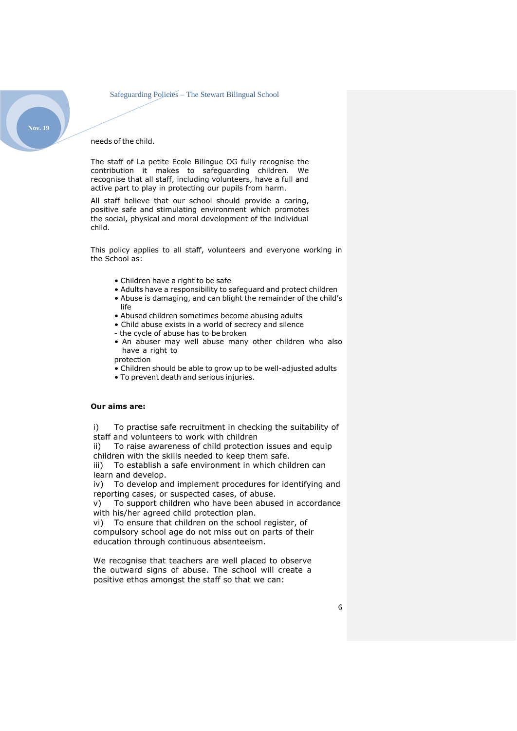needs of the child.

The staff of La petite Ecole Bilingue OG fully recognise the contribution it makes to safeguarding children. We recognise that all staff, including volunteers, have a full and active part to play in protecting our pupils from harm.

All staff believe that our school should provide a caring, positive safe and stimulating environment which promotes the social, physical and moral development of the individual child.

This policy applies to all staff, volunteers and everyone working in the School as:

- Children have a right to be safe
- Adults have a responsibility to safeguard and protect children
- Abuse is damaging, and can blight the remainder of the child's life
- Abused children sometimes become abusing adults
- Child abuse exists in a world of secrecy and silence - the cycle of abuse has to be broken
- An abuser may well abuse many other children who also have a right to protection
- Children should be able to grow up to be well-adjusted adults
- To prevent death and serious injuries.

**Our aims are:**

i) To practise safe recruitment in checking the suitability of staff and volunteers to work with children
ii) To raise awareness of child protection issues and equip children with the skills needed to keep them safe.
iii) To establish a safe environment in which children can learn and develop.
iv) To develop and implement procedures for identifying and reporting cases, or suspected cases, of abuse.
v) To support children who have been abused in accordance with his/her agreed child protection plan.
vi) To ensure that children on the school register, of compulsory school age do not miss out on parts of their education through continuous absenteeism.

We recognise that teachers are well placed to observe the outward signs of abuse. The school will create a positive ethos amongst the staff so that we can: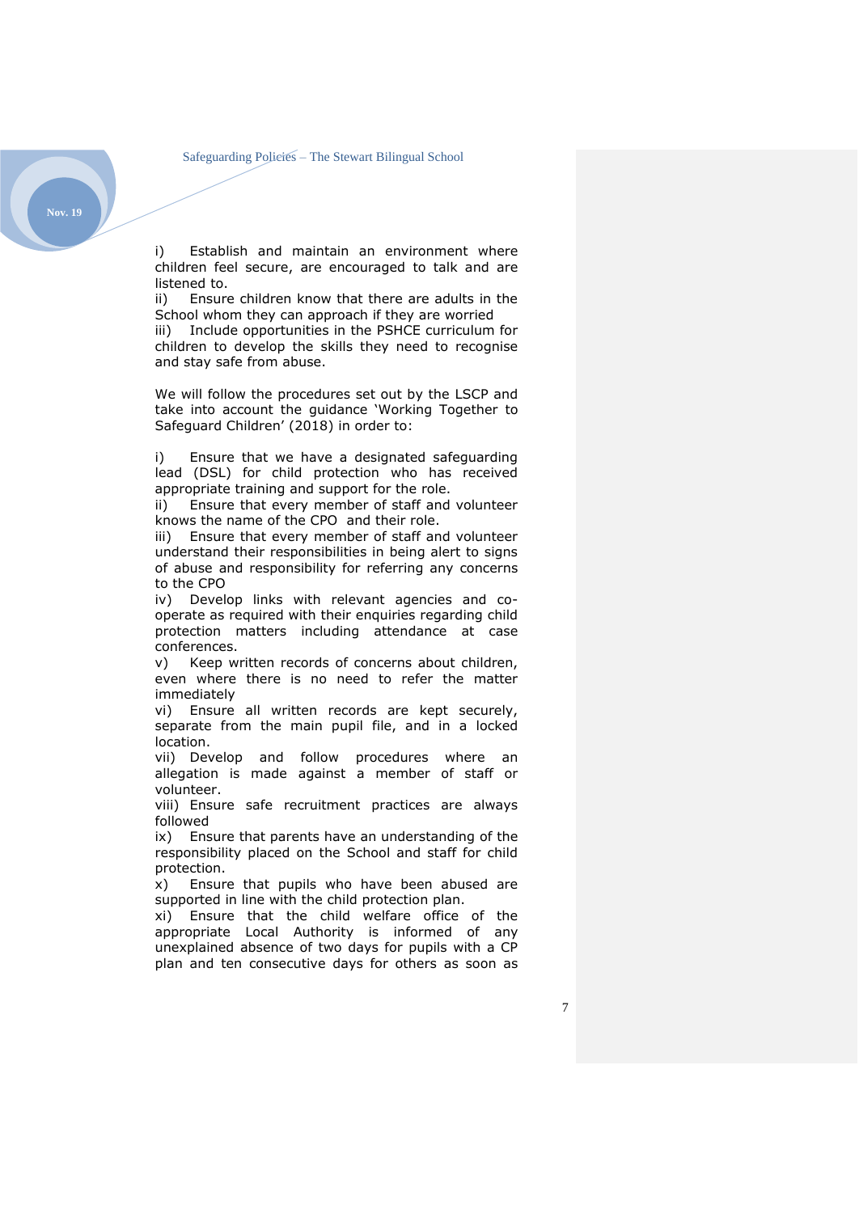i) Establish and maintain an environment where children feel secure, are encouraged to talk and are listened to.
ii) Ensure children know that there are adults in the School whom they can approach if they are worried
iii) Include opportunities in the PSHCE curriculum for children to develop the skills they need to recognise and stay safe from abuse.

We will follow the procedures set out by the LSCP and take into account the guidance 'Working Together to Safeguard Children' (2018) in order to:

i) Ensure that we have a designated safeguarding lead (DSL) for child protection who has received appropriate training and support for the role.
ii) Ensure that every member of staff and volunteer knows the name of the CPO and their role.
iii) Ensure that every member of staff and volunteer understand their responsibilities in being alert to signs of abuse and responsibility for referring any concerns to the CPO
iv) Develop links with relevant agencies and co-operate as required with their enquiries regarding child protection matters including attendance at case conferences.
v) Keep written records of concerns about children, even where there is no need to refer the matter immediately
vi) Ensure all written records are kept securely, separate from the main pupil file, and in a locked location.
vii) Develop and follow procedures where an allegation is made against a member of staff or volunteer.
viii) Ensure safe recruitment practices are always followed
ix) Ensure that parents have an understanding of the responsibility placed on the School and staff for child protection.
x) Ensure that pupils who have been abused are supported in line with the child protection plan.
xi) Ensure that the child welfare office of the appropriate Local Authority is informed of any unexplained absence of two days for pupils with a CP plan and ten consecutive days for others as soon as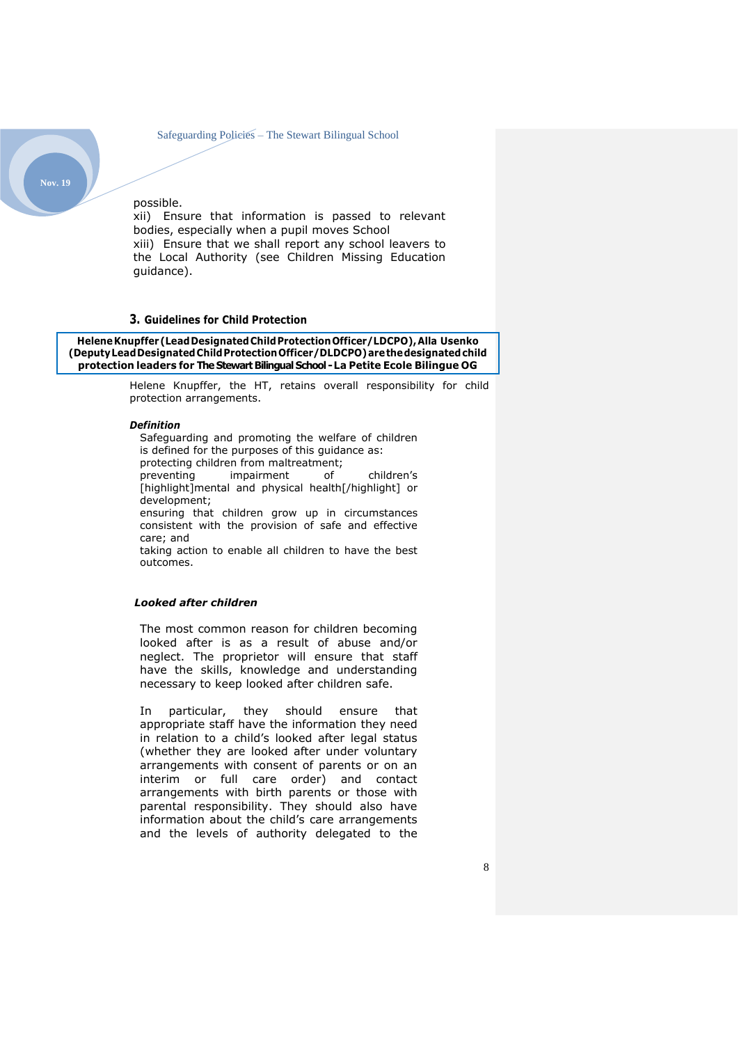possible.

xii) Ensure that information is passed to relevant bodies, especially when a pupil moves School

xiii) Ensure that we shall report any school leavers to the Local Authority (see Children Missing Education guidance).

## 3. Guidelines for Child Protection

**Helene Knupffer (Lead Designated Child Protection Officer/LDCPO), Alla Usenko (Deputy Lead Designated Child Protection Officer/DLDCPO) are the designated child protection leaders for The Stewart Bilingual School - La Petite Ecole Bilingue OG**

Helene Knupffer, the HT, retains overall responsibility for child protection arrangements.

***Definition***

Safeguarding and promoting the welfare of children is defined for the purposes of this guidance as:

protecting children from maltreatment;

preventing impairment of children's [highlight]mental and physical health[/highlight] or development;

ensuring that children grow up in circumstances consistent with the provision of safe and effective care; and

taking action to enable all children to have the best outcomes.

***Looked after children***

The most common reason for children becoming looked after is as a result of abuse and/or neglect. The proprietor will ensure that staff have the skills, knowledge and understanding necessary to keep looked after children safe.

In particular, they should ensure that appropriate staff have the information they need in relation to a child's looked after legal status (whether they are looked after under voluntary arrangements with consent of parents or on an interim or full care order) and contact arrangements with birth parents or those with parental responsibility. They should also have information about the child's care arrangements and the levels of authority delegated to the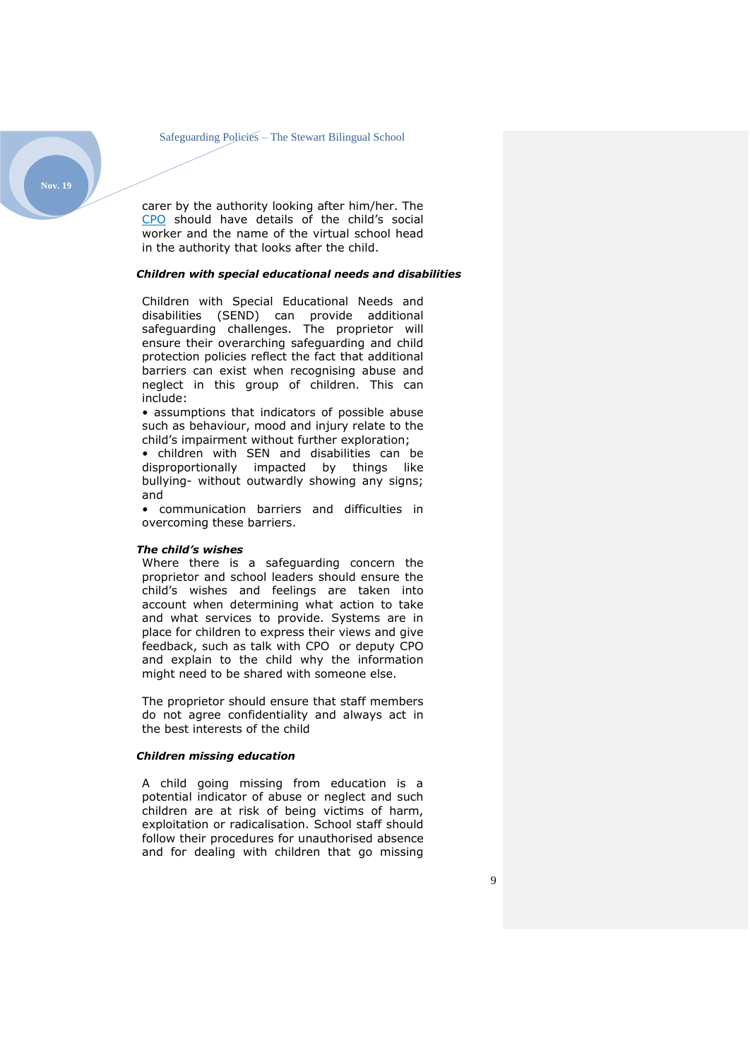carer by the authority looking after him/her. The CPO should have details of the child's social worker and the name of the virtual school head in the authority that looks after the child.

***Children with special educational needs and disabilities***

Children with Special Educational Needs and disabilities (SEND) can provide additional safeguarding challenges. The proprietor will ensure their overarching safeguarding and child protection policies reflect the fact that additional barriers can exist when recognising abuse and neglect in this group of children. This can include:

- assumptions that indicators of possible abuse such as behaviour, mood and injury relate to the child's impairment without further exploration;
- children with SEN and disabilities can be disproportionally impacted by things like bullying- without outwardly showing any signs; and
- communication barriers and difficulties in overcoming these barriers.

***The child's wishes***

Where there is a safeguarding concern the proprietor and school leaders should ensure the child's wishes and feelings are taken into account when determining what action to take and what services to provide. Systems are in place for children to express their views and give feedback, such as talk with CPO or deputy CPO and explain to the child why the information might need to be shared with someone else.

The proprietor should ensure that staff members do not agree confidentiality and always act in the best interests of the child

***Children missing education***

A child going missing from education is a potential indicator of abuse or neglect and such children are at risk of being victims of harm, exploitation or radicalisation. School staff should follow their procedures for unauthorised absence and for dealing with children that go missing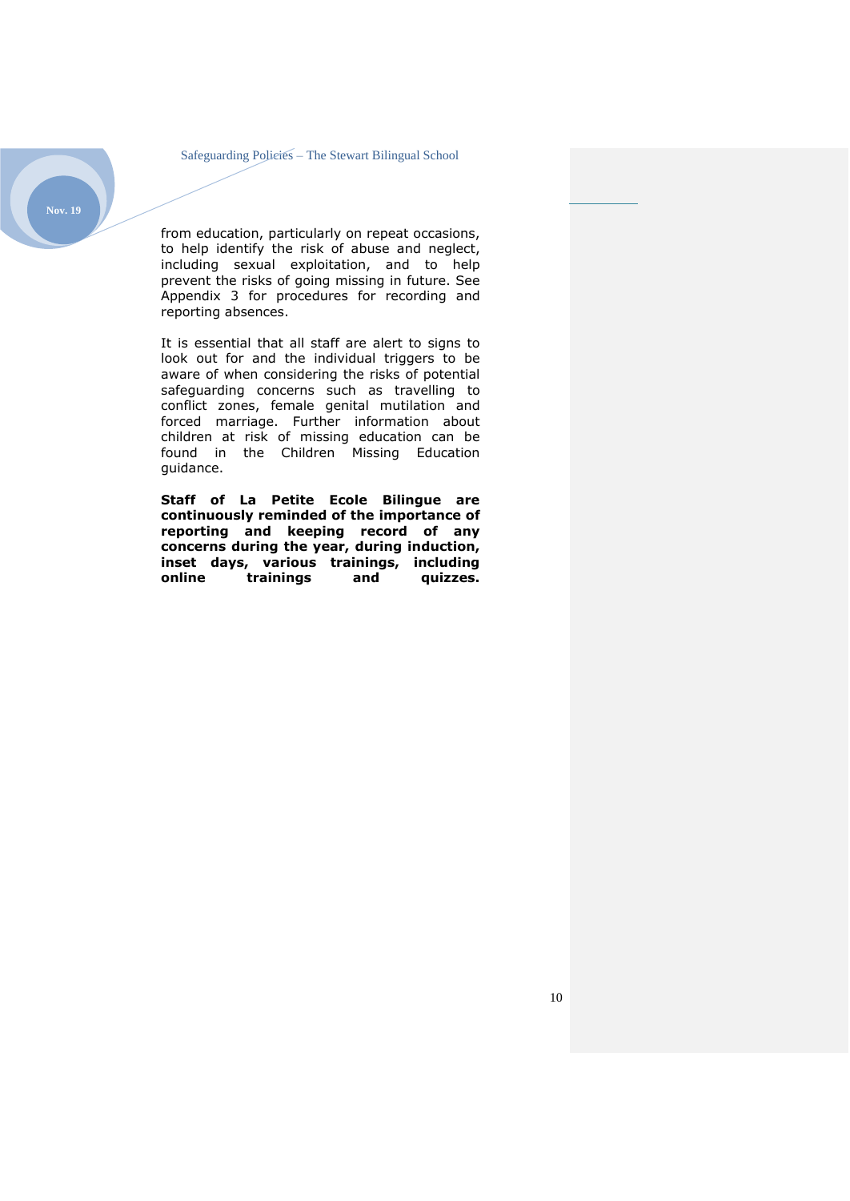from education, particularly on repeat occasions, to help identify the risk of abuse and neglect, including sexual exploitation, and to help prevent the risks of going missing in future. See Appendix 3 for procedures for recording and reporting absences.

It is essential that all staff are alert to signs to look out for and the individual triggers to be aware of when considering the risks of potential safeguarding concerns such as travelling to conflict zones, female genital mutilation and forced marriage. Further information about children at risk of missing education can be found in the Children Missing Education guidance.

**Staff of La Petite Ecole Bilingue are continuously reminded of the importance of reporting and keeping record of any concerns during the year, during induction, inset days, various trainings, including online trainings and quizzes.**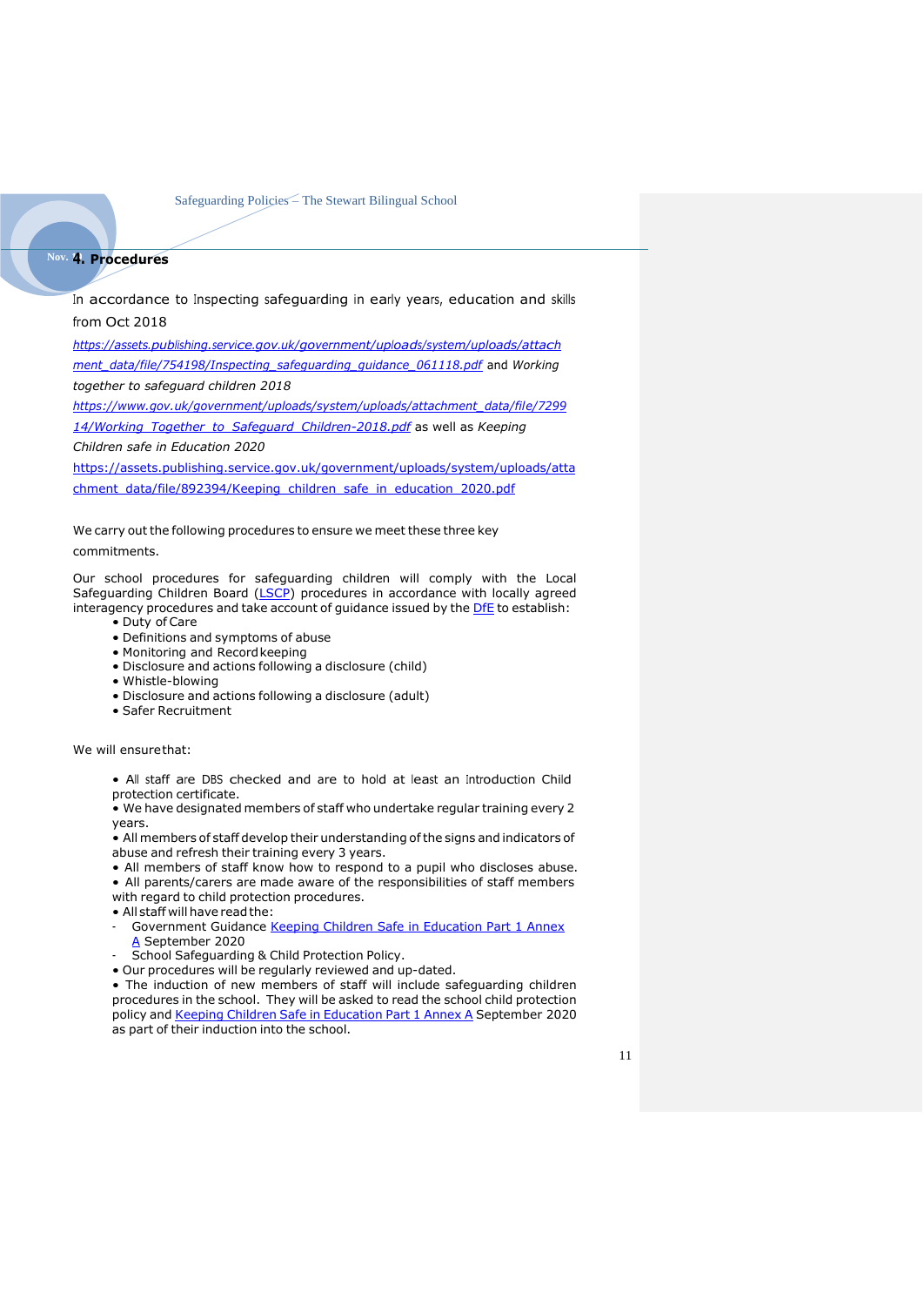## 4. Procedures

In accordance to Inspecting safeguarding in early years, education and skills from Oct 2018 *https://assets.publishing.service.gov.uk/government/uploads/system/uploads/attachment_data/file/754198/Inspecting_safeguarding_guidance_061118.pdf* and *Working together to safeguard children 2018* *https://www.gov.uk/government/uploads/system/uploads/attachment_data/file/729914/Working_Together_to_Safeguard_Children-2018.pdf* as well as *Keeping Children safe in Education 2020* https://assets.publishing.service.gov.uk/government/uploads/system/uploads/attachment_data/file/892394/Keeping_children_safe_in_education_2020.pdf

We carry out the following procedures to ensure we meet these three key commitments.

Our school procedures for safeguarding children will comply with the Local Safeguarding Children Board (LSCP) procedures in accordance with locally agreed interagency procedures and take account of guidance issued by the DfE to establish:

- Duty of Care
- Definitions and symptoms of abuse
- Monitoring and Recordkeeping
- Disclosure and actions following a disclosure (child)
- Whistle-blowing
- Disclosure and actions following a disclosure (adult)
- Safer Recruitment

We will ensure that:

- All staff are DBS checked and are to hold at least an introduction Child protection certificate.
- We have designated members of staff who undertake regular training every 2 years.
- All members of staff develop their understanding of the signs and indicators of abuse and refresh their training every 3 years.
- All members of staff know how to respond to a pupil who discloses abuse.
- All parents/carers are made aware of the responsibilities of staff members with regard to child protection procedures.
- All staff will have read the:
  - Government Guidance Keeping Children Safe in Education Part 1 Annex A September 2020
  - School Safeguarding & Child Protection Policy.
- Our procedures will be regularly reviewed and up-dated.
- The induction of new members of staff will include safeguarding children procedures in the school. They will be asked to read the school child protection policy and Keeping Children Safe in Education Part 1 Annex A September 2020 as part of their induction into the school.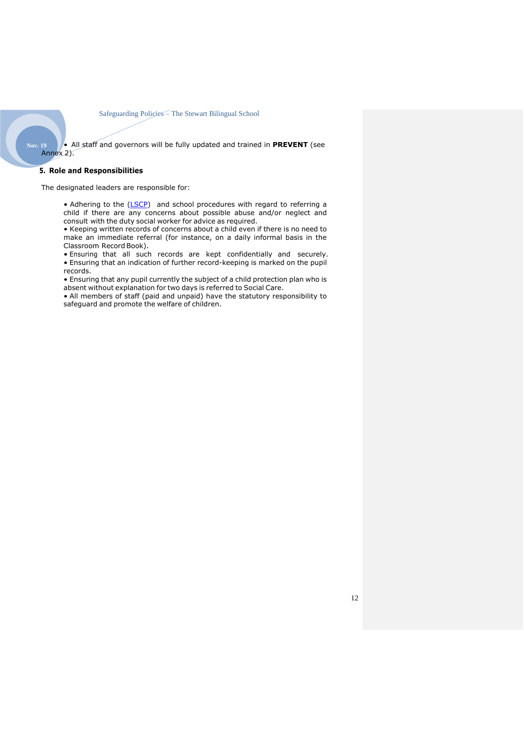- All staff and governors will be fully updated and trained in **PREVENT** (see Annex 2).

## 5. Role and Responsibilities

The designated leaders are responsible for:

- Adhering to the (LSCP) and school procedures with regard to referring a child if there are any concerns about possible abuse and/or neglect and consult with the duty social worker for advice as required.
- Keeping written records of concerns about a child even if there is no need to make an immediate referral (for instance, on a daily informal basis in the Classroom Record Book).
- Ensuring that all such records are kept confidentially and securely.
- Ensuring that an indication of further record-keeping is marked on the pupil records.
- Ensuring that any pupil currently the subject of a child protection plan who is absent without explanation for two days is referred to Social Care.
- All members of staff (paid and unpaid) have the statutory responsibility to safeguard and promote the welfare of children.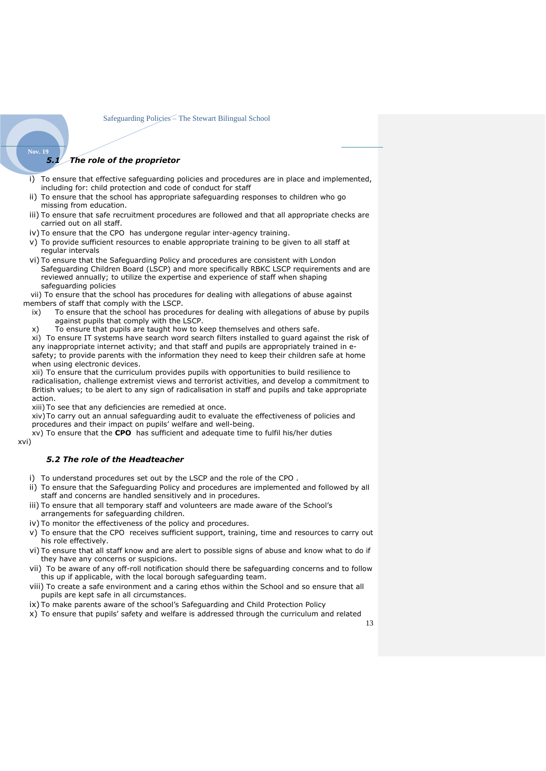### *5.1 The role of the proprietor*

i) To ensure that effective safeguarding policies and procedures are in place and implemented, including for: child protection and code of conduct for staff

ii) To ensure that the school has appropriate safeguarding responses to children who go missing from education.

iii) To ensure that safe recruitment procedures are followed and that all appropriate checks are carried out on all staff.

iv) To ensure that the CPO has undergone regular inter-agency training.

v) To provide sufficient resources to enable appropriate training to be given to all staff at regular intervals

vi) To ensure that the Safeguarding Policy and procedures are consistent with London Safeguarding Children Board (LSCP) and more specifically RBKC LSCP requirements and are reviewed annually; to utilize the expertise and experience of staff when shaping safeguarding policies

vii) To ensure that the school has procedures for dealing with allegations of abuse against members of staff that comply with the LSCP.

ix) To ensure that the school has procedures for dealing with allegations of abuse by pupils against pupils that comply with the LSCP.

x) To ensure that pupils are taught how to keep themselves and others safe.

xi) To ensure IT systems have search word search filters installed to guard against the risk of any inappropriate internet activity; and that staff and pupils are appropriately trained in e-safety; to provide parents with the information they need to keep their children safe at home when using electronic devices.

xii) To ensure that the curriculum provides pupils with opportunities to build resilience to radicalisation, challenge extremist views and terrorist activities, and develop a commitment to British values; to be alert to any sign of radicalisation in staff and pupils and take appropriate action.

xiii) To see that any deficiencies are remedied at once.

xiv) To carry out an annual safeguarding audit to evaluate the effectiveness of policies and procedures and their impact on pupils' welfare and well-being.

xv) To ensure that the **CPO** has sufficient and adequate time to fulfil his/her duties

xvi)

### *5.2 The role of the Headteacher*

i) To understand procedures set out by the LSCP and the role of the CPO .

ii) To ensure that the Safeguarding Policy and procedures are implemented and followed by all staff and concerns are handled sensitively and in procedures.

iii) To ensure that all temporary staff and volunteers are made aware of the School's arrangements for safeguarding children.

iv) To monitor the effectiveness of the policy and procedures.

v) To ensure that the CPO receives sufficient support, training, time and resources to carry out his role effectively.

vi) To ensure that all staff know and are alert to possible signs of abuse and know what to do if they have any concerns or suspicions.

vii) To be aware of any off-roll notification should there be safeguarding concerns and to follow this up if applicable, with the local borough safeguarding team.

viii) To create a safe environment and a caring ethos within the School and so ensure that all pupils are kept safe in all circumstances.

ix) To make parents aware of the school's Safeguarding and Child Protection Policy

x) To ensure that pupils' safety and welfare is addressed through the curriculum and related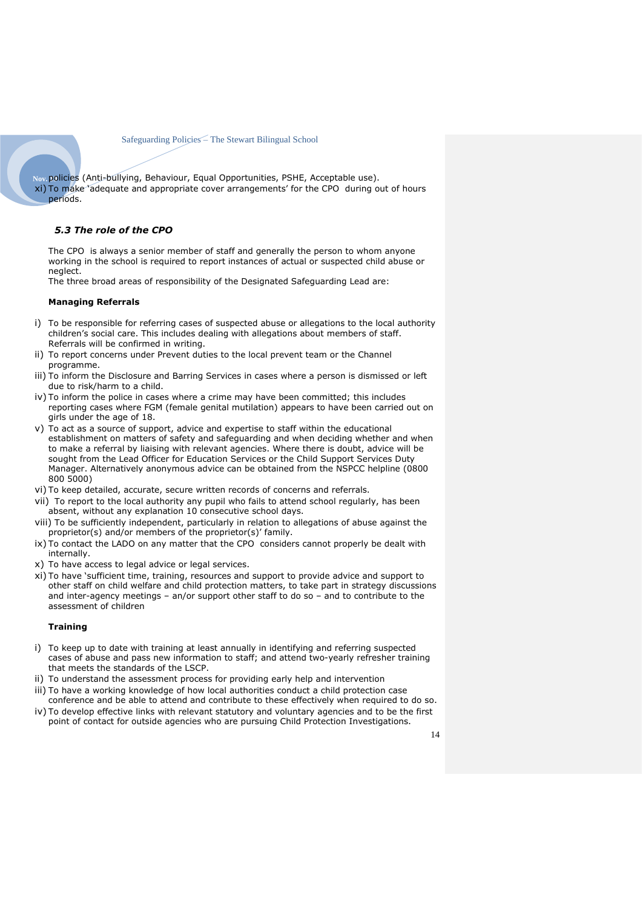policies (Anti-bullying, Behaviour, Equal Opportunities, PSHE, Acceptable use).

xi) To make 'adequate and appropriate cover arrangements' for the CPO during out of hours periods.

### *5.3 The role of the CPO*

The CPO is always a senior member of staff and generally the person to whom anyone working in the school is required to report instances of actual or suspected child abuse or neglect.
The three broad areas of responsibility of the Designated Safeguarding Lead are:

**Managing Referrals**

i) To be responsible for referring cases of suspected abuse or allegations to the local authority children's social care. This includes dealing with allegations about members of staff. Referrals will be confirmed in writing.

ii) To report concerns under Prevent duties to the local prevent team or the Channel programme.

iii) To inform the Disclosure and Barring Services in cases where a person is dismissed or left due to risk/harm to a child.

iv) To inform the police in cases where a crime may have been committed; this includes reporting cases where FGM (female genital mutilation) appears to have been carried out on girls under the age of 18.

v) To act as a source of support, advice and expertise to staff within the educational establishment on matters of safety and safeguarding and when deciding whether and when to make a referral by liaising with relevant agencies. Where there is doubt, advice will be sought from the Lead Officer for Education Services or the Child Support Services Duty Manager. Alternatively anonymous advice can be obtained from the NSPCC helpline (0800 800 5000)

vi) To keep detailed, accurate, secure written records of concerns and referrals.

vii) To report to the local authority any pupil who fails to attend school regularly, has been absent, without any explanation 10 consecutive school days.

viii) To be sufficiently independent, particularly in relation to allegations of abuse against the proprietor(s) and/or members of the proprietor(s)' family.

ix) To contact the LADO on any matter that the CPO considers cannot properly be dealt with internally.

x) To have access to legal advice or legal services.

xi) To have 'sufficient time, training, resources and support to provide advice and support to other staff on child welfare and child protection matters, to take part in strategy discussions and inter-agency meetings – an/or support other staff to do so – and to contribute to the assessment of children

**Training**

i) To keep up to date with training at least annually in identifying and referring suspected cases of abuse and pass new information to staff; and attend two-yearly refresher training that meets the standards of the LSCP.

ii) To understand the assessment process for providing early help and intervention

iii) To have a working knowledge of how local authorities conduct a child protection case conference and be able to attend and contribute to these effectively when required to do so.

iv) To develop effective links with relevant statutory and voluntary agencies and to be the first point of contact for outside agencies who are pursuing Child Protection Investigations.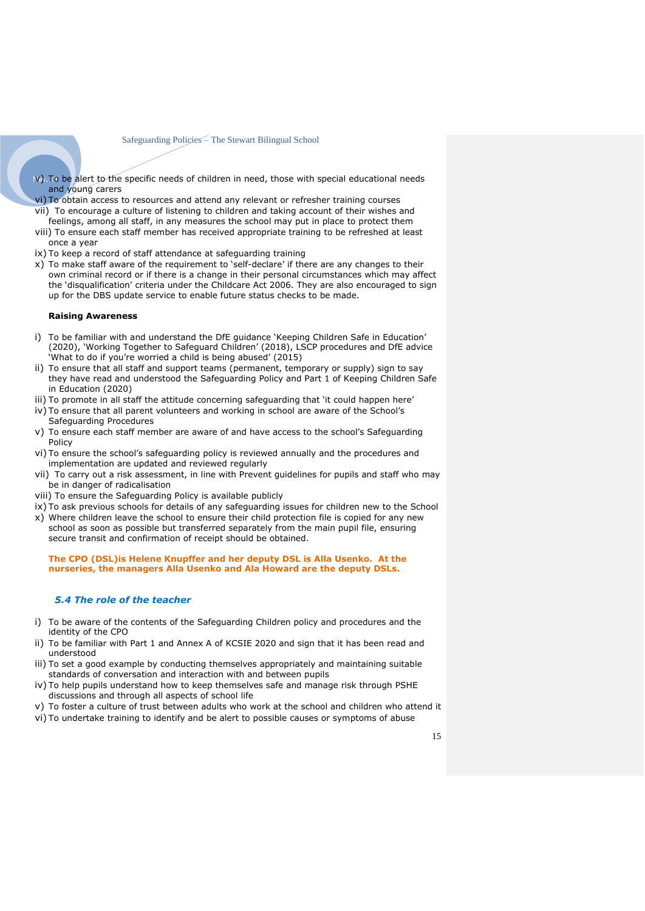v) To be alert to the specific needs of children in need, those with special educational needs and young carers
vi) To obtain access to resources and attend any relevant or refresher training courses
vii) To encourage a culture of listening to children and taking account of their wishes and feelings, among all staff, in any measures the school may put in place to protect them
viii) To ensure each staff member has received appropriate training to be refreshed at least once a year
ix) To keep a record of staff attendance at safeguarding training
x) To make staff aware of the requirement to 'self-declare' if there are any changes to their own criminal record or if there is a change in their personal circumstances which may affect the 'disqualification' criteria under the Childcare Act 2006. They are also encouraged to sign up for the DBS update service to enable future status checks to be made.

**Raising Awareness**

i) To be familiar with and understand the DfE guidance 'Keeping Children Safe in Education' (2020), 'Working Together to Safeguard Children' (2018), LSCP procedures and DfE advice 'What to do if you're worried a child is being abused' (2015)
ii) To ensure that all staff and support teams (permanent, temporary or supply) sign to say they have read and understood the Safeguarding Policy and Part 1 of Keeping Children Safe in Education (2020)
iii) To promote in all staff the attitude concerning safeguarding that 'it could happen here'
iv) To ensure that all parent volunteers and working in school are aware of the School's Safeguarding Procedures
v) To ensure each staff member are aware of and have access to the school's Safeguarding Policy
vi) To ensure the school's safeguarding policy is reviewed annually and the procedures and implementation are updated and reviewed regularly
vii) To carry out a risk assessment, in line with Prevent guidelines for pupils and staff who may be in danger of radicalisation
viii) To ensure the Safeguarding Policy is available publicly
ix) To ask previous schools for details of any safeguarding issues for children new to the School
x) Where children leave the school to ensure their child protection file is copied for any new school as soon as possible but transferred separately from the main pupil file, ensuring secure transit and confirmation of receipt should be obtained.

**The CPO (DSL)is Helene Knupffer and her deputy DSL is Alla Usenko. At the nurseries, the managers Alla Usenko and Ala Howard are the deputy DSLs.**

### *5.4 The role of the teacher*

i) To be aware of the contents of the Safeguarding Children policy and procedures and the identity of the CPO
ii) To be familiar with Part 1 and Annex A of KCSIE 2020 and sign that it has been read and understood
iii) To set a good example by conducting themselves appropriately and maintaining suitable standards of conversation and interaction with and between pupils
iv) To help pupils understand how to keep themselves safe and manage risk through PSHE discussions and through all aspects of school life
v) To foster a culture of trust between adults who work at the school and children who attend it
vi) To undertake training to identify and be alert to possible causes or symptoms of abuse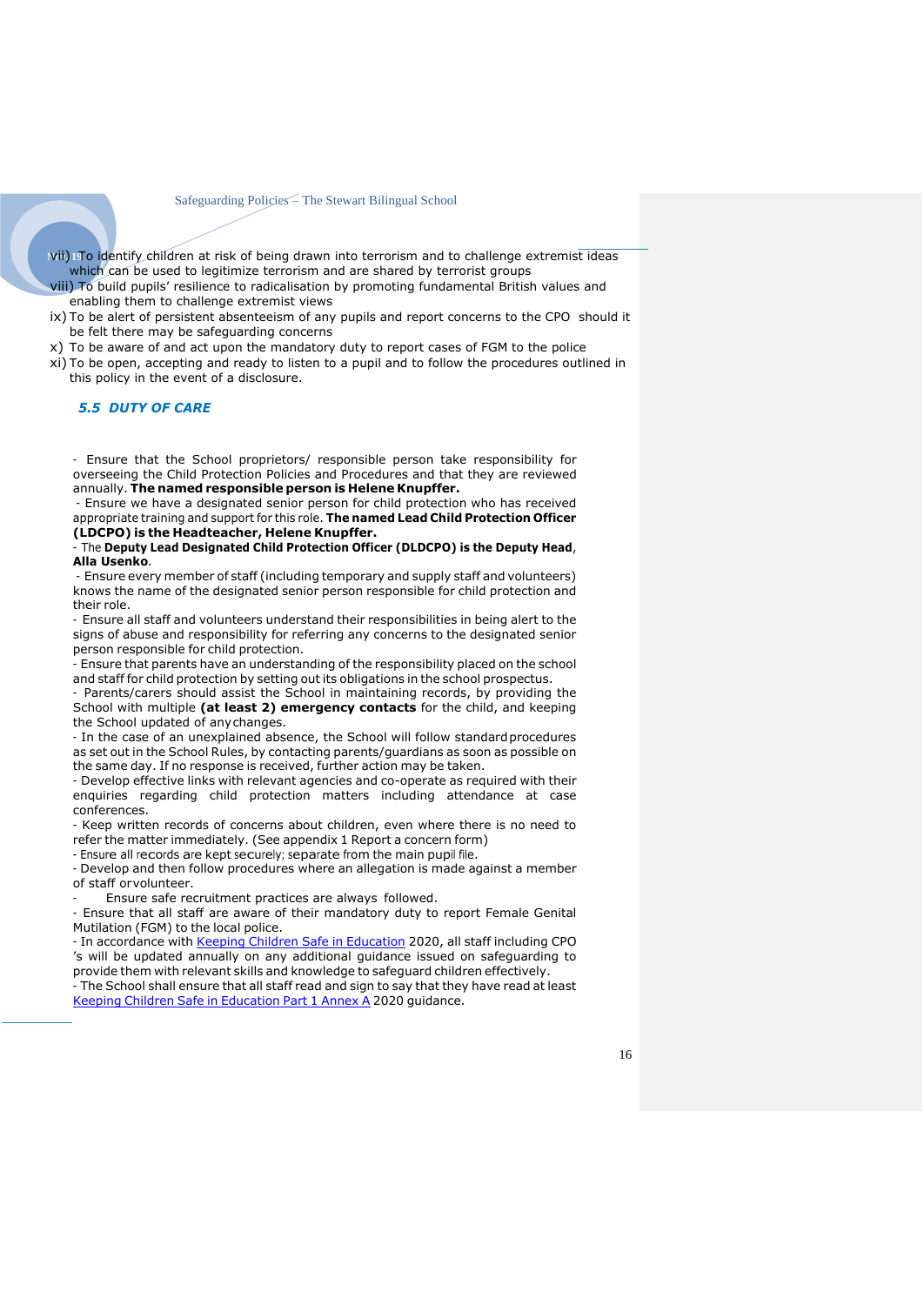vii) To identify children at risk of being drawn into terrorism and to challenge extremist ideas which can be used to legitimize terrorism and are shared by terrorist groups

viii) To build pupils' resilience to radicalisation by promoting fundamental British values and enabling them to challenge extremist views

ix) To be alert of persistent absenteeism of any pupils and report concerns to the CPO should it be felt there may be safeguarding concerns

x) To be aware of and act upon the mandatory duty to report cases of FGM to the police

xi) To be open, accepting and ready to listen to a pupil and to follow the procedures outlined in this policy in the event of a disclosure.

### *5.5 DUTY OF CARE*

- Ensure that the School proprietors/ responsible person take responsibility for overseeing the Child Protection Policies and Procedures and that they are reviewed annually. **The named responsible person is Helene Knupffer.**
- Ensure we have a designated senior person for child protection who has received appropriate training and support for this role. **The named Lead Child Protection Officer (LDCPO) is the Headteacher, Helene Knupffer.**
- The **Deputy Lead Designated Child Protection Officer (DLDCPO) is the Deputy Head**, **Alla Usenko**.
- Ensure every member of staff (including temporary and supply staff and volunteers) knows the name of the designated senior person responsible for child protection and their role.
- Ensure all staff and volunteers understand their responsibilities in being alert to the signs of abuse and responsibility for referring any concerns to the designated senior person responsible for child protection.
- Ensure that parents have an understanding of the responsibility placed on the school and staff for child protection by setting out its obligations in the school prospectus.
- Parents/carers should assist the School in maintaining records, by providing the School with multiple **(at least 2) emergency contacts** for the child, and keeping the School updated of any changes.
- In the case of an unexplained absence, the School will follow standard procedures as set out in the School Rules, by contacting parents/guardians as soon as possible on the same day. If no response is received, further action may be taken.
- Develop effective links with relevant agencies and co-operate as required with their enquiries regarding child protection matters including attendance at case conferences.
- Keep written records of concerns about children, even where there is no need to refer the matter immediately. (See appendix 1 Report a concern form)
- Ensure all records are kept securely; separate from the main pupil file.
- Develop and then follow procedures where an allegation is made against a member of staff or volunteer.
- Ensure safe recruitment practices are always followed.
- Ensure that all staff are aware of their mandatory duty to report Female Genital Mutilation (FGM) to the local police.
- In accordance with Keeping Children Safe in Education 2020, all staff including CPO 's will be updated annually on any additional guidance issued on safeguarding to provide them with relevant skills and knowledge to safeguard children effectively.
- The School shall ensure that all staff read and sign to say that they have read at least Keeping Children Safe in Education Part 1 Annex A 2020 guidance.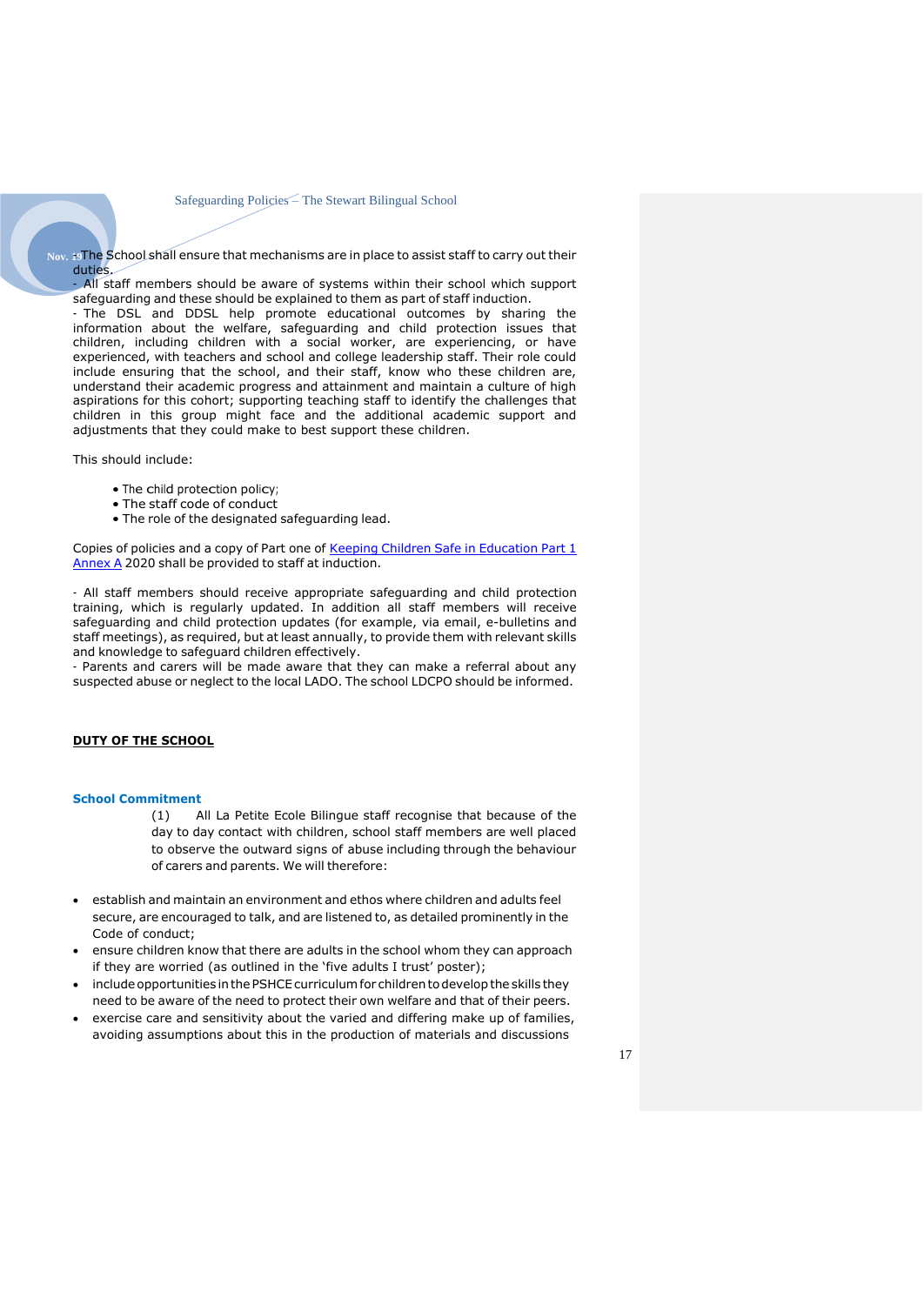- The School shall ensure that mechanisms are in place to assist staff to carry out their duties.
- All staff members should be aware of systems within their school which support safeguarding and these should be explained to them as part of staff induction.
- The DSL and DDSL help promote educational outcomes by sharing the information about the welfare, safeguarding and child protection issues that children, including children with a social worker, are experiencing, or have experienced, with teachers and school and college leadership staff. Their role could include ensuring that the school, and their staff, know who these children are, understand their academic progress and attainment and maintain a culture of high aspirations for this cohort; supporting teaching staff to identify the challenges that children in this group might face and the additional academic support and adjustments that they could make to best support these children.

This should include:

- The child protection policy;
- The staff code of conduct
- The role of the designated safeguarding lead.

Copies of policies and a copy of Part one of Keeping Children Safe in Education Part 1 Annex A 2020 shall be provided to staff at induction.

- All staff members should receive appropriate safeguarding and child protection training, which is regularly updated. In addition all staff members will receive safeguarding and child protection updates (for example, via email, e-bulletins and staff meetings), as required, but at least annually, to provide them with relevant skills and knowledge to safeguard children effectively.
- Parents and carers will be made aware that they can make a referral about any suspected abuse or neglect to the local LADO. The school LDCPO should be informed.

## DUTY OF THE SCHOOL

### School Commitment

(1) All La Petite Ecole Bilingue staff recognise that because of the day to day contact with children, school staff members are well placed to observe the outward signs of abuse including through the behaviour of carers and parents. We will therefore:

- establish and maintain an environment and ethos where children and adults feel secure, are encouraged to talk, and are listened to, as detailed prominently in the Code of conduct;
- ensure children know that there are adults in the school whom they can approach if they are worried (as outlined in the 'five adults I trust' poster);
- include opportunities in the PSHCE curriculum for children to develop the skills they need to be aware of the need to protect their own welfare and that of their peers.
- exercise care and sensitivity about the varied and differing make up of families, avoiding assumptions about this in the production of materials and discussions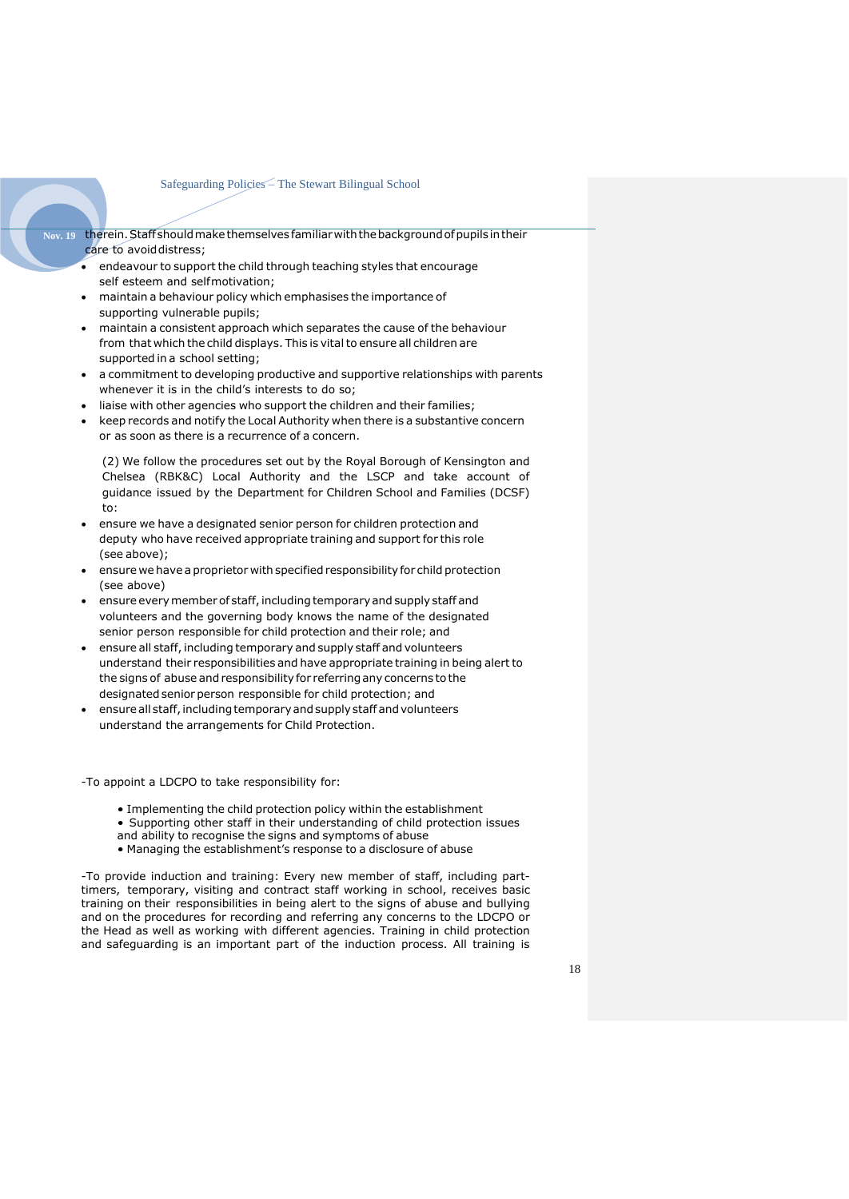therein. Staff should make themselves familiar with the background of pupils in their care to avoid distress;

- endeavour to support the child through teaching styles that encourage self esteem and self motivation;
- maintain a behaviour policy which emphasises the importance of supporting vulnerable pupils;
- maintain a consistent approach which separates the cause of the behaviour from that which the child displays. This is vital to ensure all children are supported in a school setting;
- a commitment to developing productive and supportive relationships with parents whenever it is in the child's interests to do so;
- liaise with other agencies who support the children and their families;
- keep records and notify the Local Authority when there is a substantive concern or as soon as there is a recurrence of a concern.

(2) We follow the procedures set out by the Royal Borough of Kensington and Chelsea (RBK&C) Local Authority and the LSCP and take account of guidance issued by the Department for Children School and Families (DCSF) to:

- ensure we have a designated senior person for children protection and deputy who have received appropriate training and support for this role (see above);
- ensure we have a proprietor with specified responsibility for child protection (see above)
- ensure every member of staff, including temporary and supply staff and volunteers and the governing body knows the name of the designated senior person responsible for child protection and their role; and
- ensure all staff, including temporary and supply staff and volunteers understand their responsibilities and have appropriate training in being alert to the signs of abuse and responsibility for referring any concerns to the designated senior person responsible for child protection; and
- ensure all staff, including temporary and supply staff and volunteers understand the arrangements for Child Protection.

-To appoint a LDCPO to take responsibility for:

- Implementing the child protection policy within the establishment
- Supporting other staff in their understanding of child protection issues and ability to recognise the signs and symptoms of abuse
- Managing the establishment's response to a disclosure of abuse

-To provide induction and training: Every new member of staff, including part-timers, temporary, visiting and contract staff working in school, receives basic training on their responsibilities in being alert to the signs of abuse and bullying and on the procedures for recording and referring any concerns to the LDCPO or the Head as well as working with different agencies. Training in child protection and safeguarding is an important part of the induction process. All training is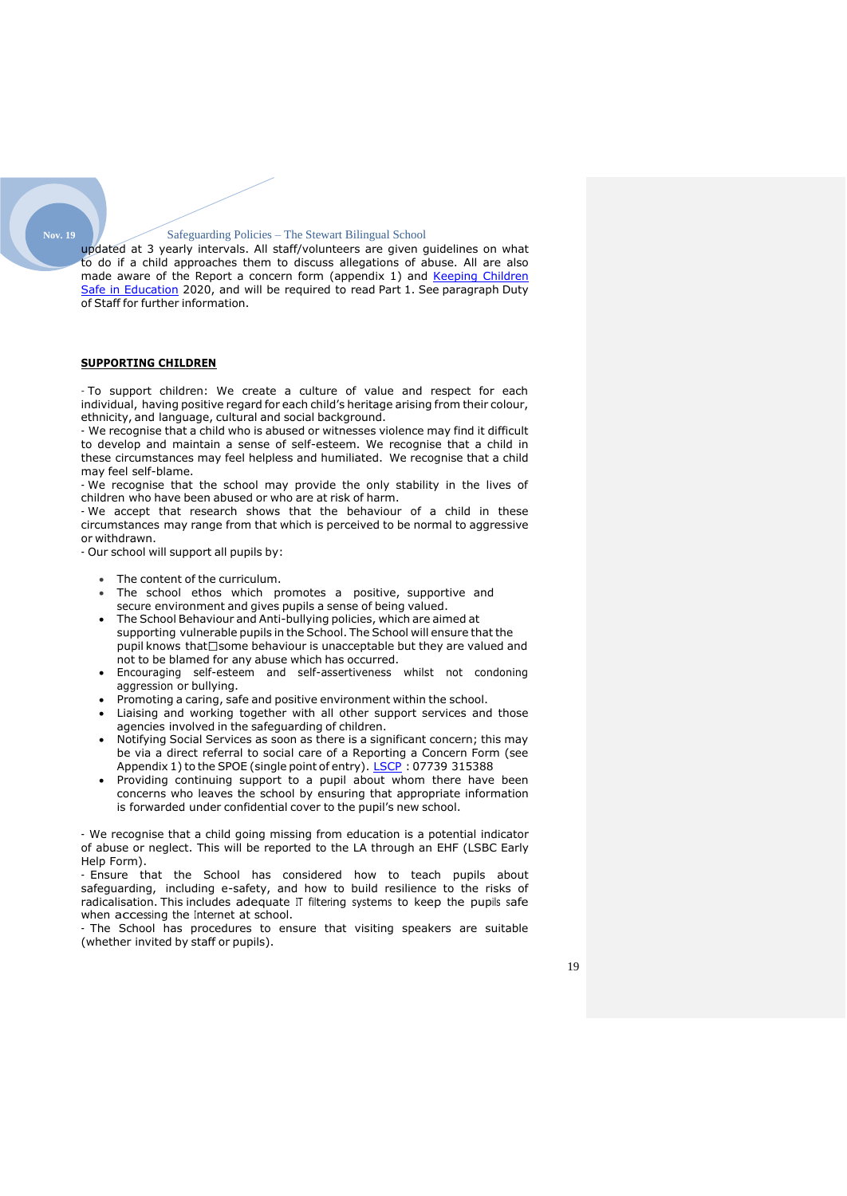updated at 3 yearly intervals. All staff/volunteers are given guidelines on what to do if a child approaches them to discuss allegations of abuse. All are also made aware of the Report a concern form (appendix 1) and [Keeping Children Safe in Education] 2020, and will be required to read Part 1. See paragraph Duty of Staff for further information.

**SUPPORTING CHILDREN**

- To support children: We create a culture of value and respect for each individual, having positive regard for each child's heritage arising from their colour, ethnicity, and language, cultural and social background.
- We recognise that a child who is abused or witnesses violence may find it difficult to develop and maintain a sense of self-esteem. We recognise that a child in these circumstances may feel helpless and humiliated. We recognise that a child may feel self-blame.
- We recognise that the school may provide the only stability in the lives of children who have been abused or who are at risk of harm.
- We accept that research shows that the behaviour of a child in these circumstances may range from that which is perceived to be normal to aggressive or withdrawn.
- Our school will support all pupils by:

- The content of the curriculum.
- The school ethos which promotes a positive, supportive and secure environment and gives pupils a sense of being valued.
- The School Behaviour and Anti-bullying policies, which are aimed at supporting vulnerable pupils in the School. The School will ensure that the pupil knows that some behaviour is unacceptable but they are valued and not to be blamed for any abuse which has occurred.
- Encouraging self-esteem and self-assertiveness whilst not condoning aggression or bullying.
- Promoting a caring, safe and positive environment within the school.
- Liaising and working together with all other support services and those agencies involved in the safeguarding of children.
- Notifying Social Services as soon as there is a significant concern; this may be via a direct referral to social care of a Reporting a Concern Form (see Appendix 1) to the SPOE (single point of entry). [LSCP] : 07739 315388
- Providing continuing support to a pupil about whom there have been concerns who leaves the school by ensuring that appropriate information is forwarded under confidential cover to the pupil's new school.

- We recognise that a child going missing from education is a potential indicator of abuse or neglect. This will be reported to the LA through an EHF (LSBC Early Help Form).
- Ensure that the School has considered how to teach pupils about safeguarding, including e-safety, and how to build resilience to the risks of radicalisation. This includes adequate IT filtering systems to keep the pupils safe when accessing the Internet at school.
- The School has procedures to ensure that visiting speakers are suitable (whether invited by staff or pupils).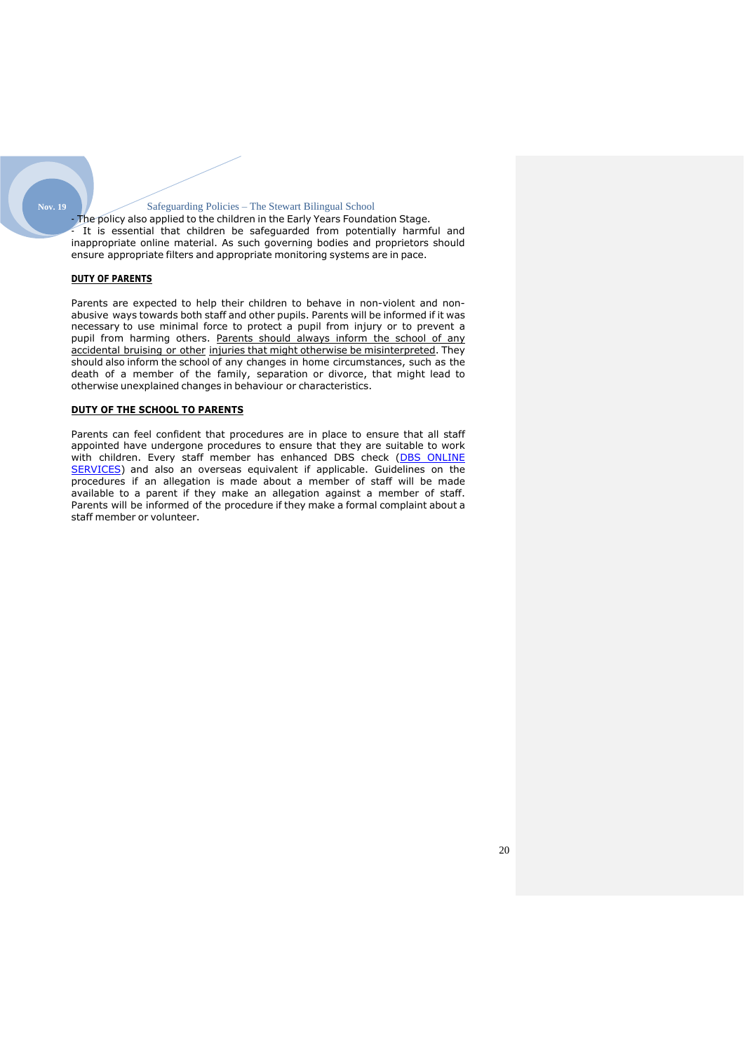- The policy also applied to the children in the Early Years Foundation Stage.
- It is essential that children be safeguarded from potentially harmful and inappropriate online material. As such governing bodies and proprietors should ensure appropriate filters and appropriate monitoring systems are in pace.

**DUTY OF PARENTS**

Parents are expected to help their children to behave in non-violent and non-abusive ways towards both staff and other pupils. Parents will be informed if it was necessary to use minimal force to protect a pupil from injury or to prevent a pupil from harming others. Parents should always inform the school of any accidental bruising or other injuries that might otherwise be misinterpreted. They should also inform the school of any changes in home circumstances, such as the death of a member of the family, separation or divorce, that might lead to otherwise unexplained changes in behaviour or characteristics.

**DUTY OF THE SCHOOL TO PARENTS**

Parents can feel confident that procedures are in place to ensure that all staff appointed have undergone procedures to ensure that they are suitable to work with children. Every staff member has enhanced DBS check (DBS ONLINE SERVICES) and also an overseas equivalent if applicable. Guidelines on the procedures if an allegation is made about a member of staff will be made available to a parent if they make an allegation against a member of staff. Parents will be informed of the procedure if they make a formal complaint about a staff member or volunteer.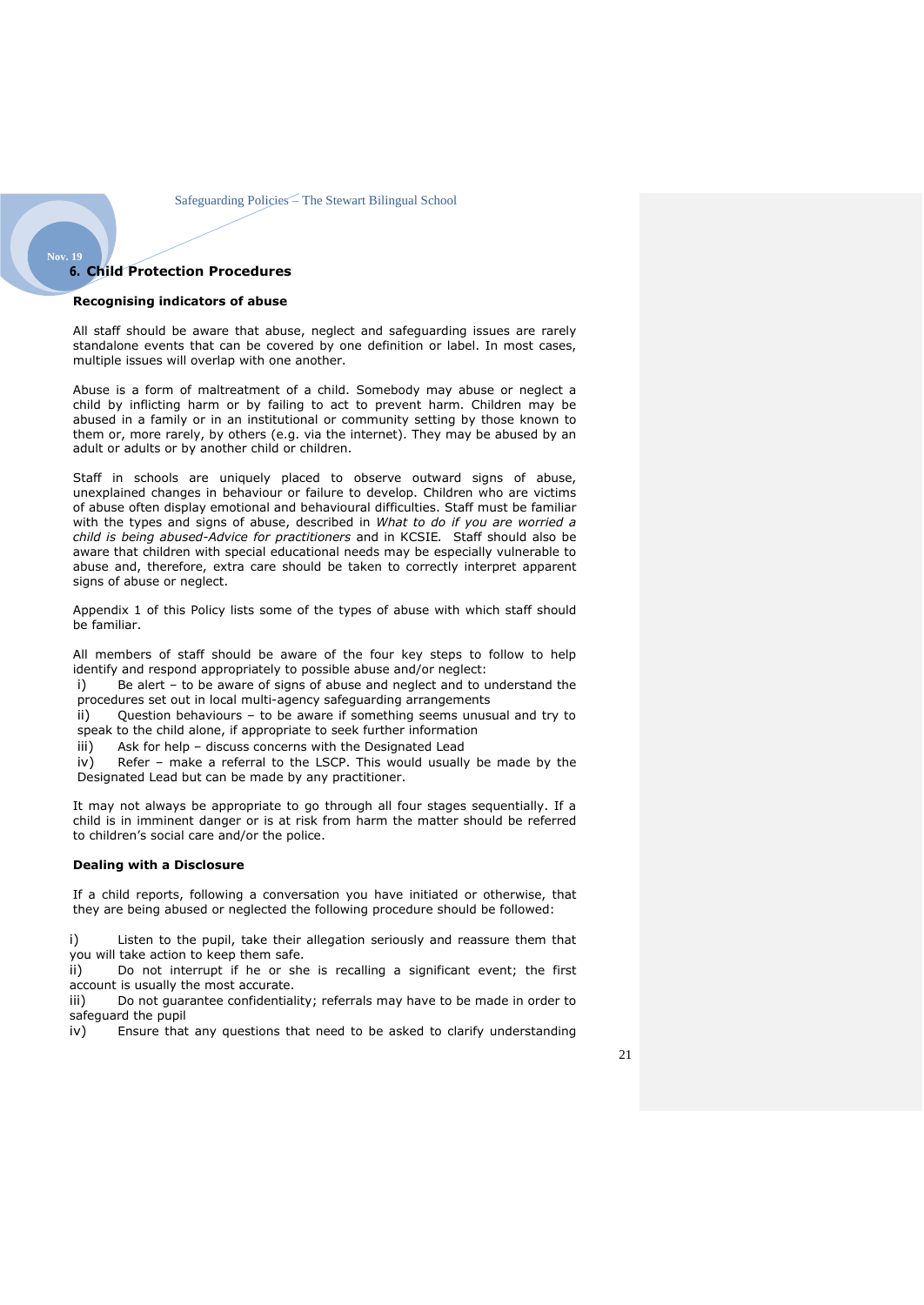## 6. Child Protection Procedures

### Recognising indicators of abuse

All staff should be aware that abuse, neglect and safeguarding issues are rarely standalone events that can be covered by one definition or label. In most cases, multiple issues will overlap with one another.

Abuse is a form of maltreatment of a child. Somebody may abuse or neglect a child by inflicting harm or by failing to act to prevent harm. Children may be abused in a family or in an institutional or community setting by those known to them or, more rarely, by others (e.g. via the internet). They may be abused by an adult or adults or by another child or children.

Staff in schools are uniquely placed to observe outward signs of abuse, unexplained changes in behaviour or failure to develop. Children who are victims of abuse often display emotional and behavioural difficulties. Staff must be familiar with the types and signs of abuse, described in *What to do if you are worried a child is being abused-Advice for practitioners* and in KCSIE. Staff should also be aware that children with special educational needs may be especially vulnerable to abuse and, therefore, extra care should be taken to correctly interpret apparent signs of abuse or neglect.

Appendix 1 of this Policy lists some of the types of abuse with which staff should be familiar.

All members of staff should be aware of the four key steps to follow to help identify and respond appropriately to possible abuse and/or neglect:

i) Be alert – to be aware of signs of abuse and neglect and to understand the procedures set out in local multi-agency safeguarding arrangements
ii) Question behaviours – to be aware if something seems unusual and try to speak to the child alone, if appropriate to seek further information
iii) Ask for help – discuss concerns with the Designated Lead
iv) Refer – make a referral to the LSCP. This would usually be made by the Designated Lead but can be made by any practitioner.

It may not always be appropriate to go through all four stages sequentially. If a child is in imminent danger or is at risk from harm the matter should be referred to children's social care and/or the police.

### Dealing with a Disclosure

If a child reports, following a conversation you have initiated or otherwise, that they are being abused or neglected the following procedure should be followed:

i) Listen to the pupil, take their allegation seriously and reassure them that you will take action to keep them safe.
ii) Do not interrupt if he or she is recalling a significant event; the first account is usually the most accurate.
iii) Do not guarantee confidentiality; referrals may have to be made in order to safeguard the pupil
iv) Ensure that any questions that need to be asked to clarify understanding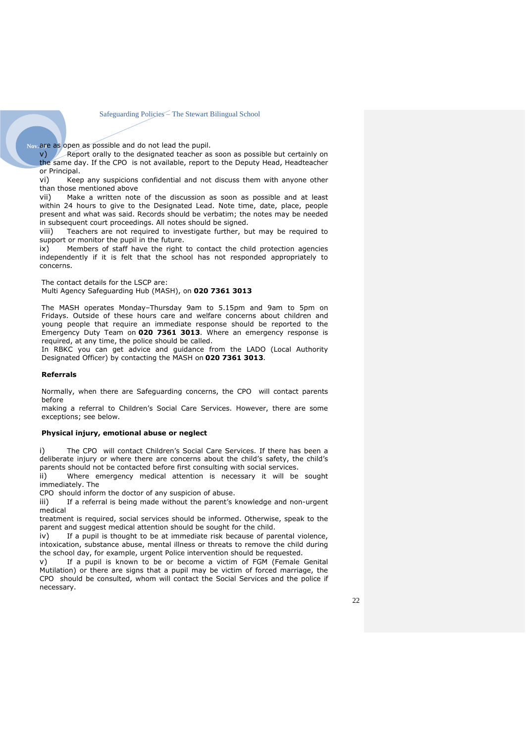are as open as possible and do not lead the pupil.

v) Report orally to the designated teacher as soon as possible but certainly on the same day. If the CPO is not available, report to the Deputy Head, Headteacher or Principal.

vi) Keep any suspicions confidential and not discuss them with anyone other than those mentioned above

vii) Make a written note of the discussion as soon as possible and at least within 24 hours to give to the Designated Lead. Note time, date, place, people present and what was said. Records should be verbatim; the notes may be needed in subsequent court proceedings. All notes should be signed.

viii) Teachers are not required to investigate further, but may be required to support or monitor the pupil in the future.

ix) Members of staff have the right to contact the child protection agencies independently if it is felt that the school has not responded appropriately to concerns.

The contact details for the LSCP are:
Multi Agency Safeguarding Hub (MASH), on **020 7361 3013**

The MASH operates Monday–Thursday 9am to 5.15pm and 9am to 5pm on Fridays. Outside of these hours care and welfare concerns about children and young people that require an immediate response should be reported to the Emergency Duty Team on **020 7361 3013**. Where an emergency response is required, at any time, the police should be called.
In RBKC you can get advice and guidance from the LADO (Local Authority Designated Officer) by contacting the MASH on **020 7361 3013**.

**Referrals**

Normally, when there are Safeguarding concerns, the CPO will contact parents before
making a referral to Children's Social Care Services. However, there are some exceptions; see below.

**Physical injury, emotional abuse or neglect**

i) The CPO will contact Children's Social Care Services. If there has been a deliberate injury or where there are concerns about the child's safety, the child's parents should not be contacted before first consulting with social services.

ii) Where emergency medical attention is necessary it will be sought immediately. The
CPO should inform the doctor of any suspicion of abuse.

iii) If a referral is being made without the parent's knowledge and non-urgent medical
treatment is required, social services should be informed. Otherwise, speak to the parent and suggest medical attention should be sought for the child.

iv) If a pupil is thought to be at immediate risk because of parental violence, intoxication, substance abuse, mental illness or threats to remove the child during the school day, for example, urgent Police intervention should be requested.

v) If a pupil is known to be or become a victim of FGM (Female Genital Mutilation) or there are signs that a pupil may be victim of forced marriage, the CPO should be consulted, whom will contact the Social Services and the police if necessary.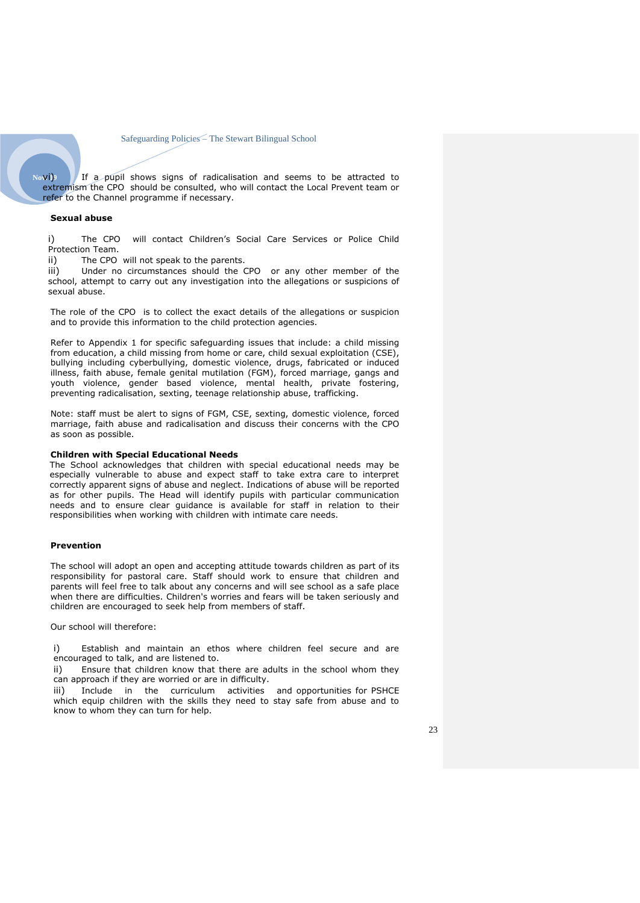vi) If a pupil shows signs of radicalisation and seems to be attracted to extremism the CPO should be consulted, who will contact the Local Prevent team or refer to the Channel programme if necessary.

**Sexual abuse**

i) The CPO will contact Children's Social Care Services or Police Child Protection Team.
ii) The CPO will not speak to the parents.
iii) Under no circumstances should the CPO or any other member of the school, attempt to carry out any investigation into the allegations or suspicions of sexual abuse.

The role of the CPO is to collect the exact details of the allegations or suspicion and to provide this information to the child protection agencies.

Refer to Appendix 1 for specific safeguarding issues that include: a child missing from education, a child missing from home or care, child sexual exploitation (CSE), bullying including cyberbullying, domestic violence, drugs, fabricated or induced illness, faith abuse, female genital mutilation (FGM), forced marriage, gangs and youth violence, gender based violence, mental health, private fostering, preventing radicalisation, sexting, teenage relationship abuse, trafficking.

Note: staff must be alert to signs of FGM, CSE, sexting, domestic violence, forced marriage, faith abuse and radicalisation and discuss their concerns with the CPO as soon as possible.

**Children with Special Educational Needs**

The School acknowledges that children with special educational needs may be especially vulnerable to abuse and expect staff to take extra care to interpret correctly apparent signs of abuse and neglect. Indications of abuse will be reported as for other pupils. The Head will identify pupils with particular communication needs and to ensure clear guidance is available for staff in relation to their responsibilities when working with children with intimate care needs.

**Prevention**

The school will adopt an open and accepting attitude towards children as part of its responsibility for pastoral care. Staff should work to ensure that children and parents will feel free to talk about any concerns and will see school as a safe place when there are difficulties. Children's worries and fears will be taken seriously and children are encouraged to seek help from members of staff.

Our school will therefore:

i) Establish and maintain an ethos where children feel secure and are encouraged to talk, and are listened to.
ii) Ensure that children know that there are adults in the school whom they can approach if they are worried or are in difficulty.
iii) Include in the curriculum activities and opportunities for PSHCE which equip children with the skills they need to stay safe from abuse and to know to whom they can turn for help.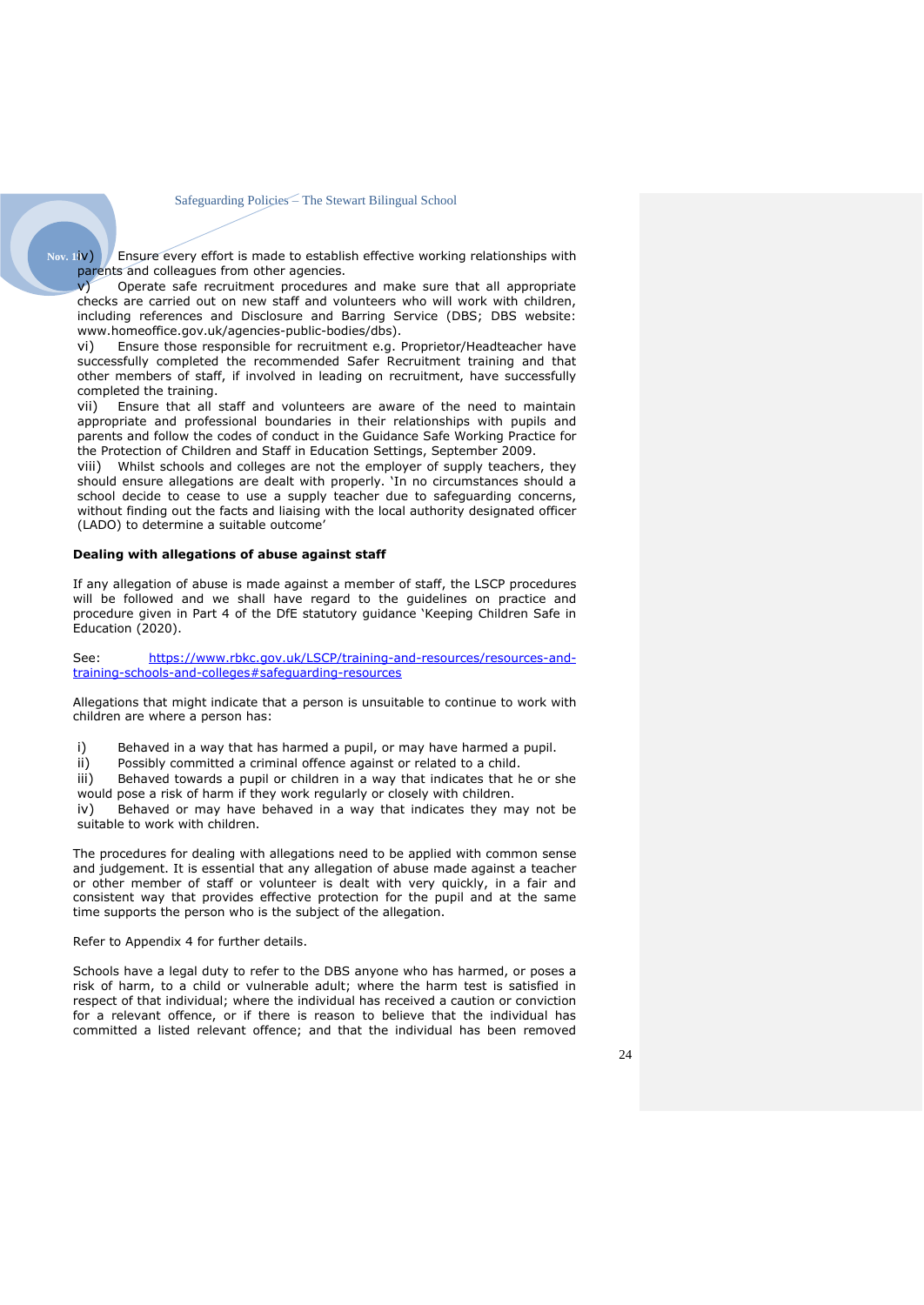iv) Ensure every effort is made to establish effective working relationships with parents and colleagues from other agencies.

v) Operate safe recruitment procedures and make sure that all appropriate checks are carried out on new staff and volunteers who will work with children, including references and Disclosure and Barring Service (DBS; DBS website: www.homeoffice.gov.uk/agencies-public-bodies/dbs).

vi) Ensure those responsible for recruitment e.g. Proprietor/Headteacher have successfully completed the recommended Safer Recruitment training and that other members of staff, if involved in leading on recruitment, have successfully completed the training.

vii) Ensure that all staff and volunteers are aware of the need to maintain appropriate and professional boundaries in their relationships with pupils and parents and follow the codes of conduct in the Guidance Safe Working Practice for the Protection of Children and Staff in Education Settings, September 2009.

viii) Whilst schools and colleges are not the employer of supply teachers, they should ensure allegations are dealt with properly. 'In no circumstances should a school decide to cease to use a supply teacher due to safeguarding concerns, without finding out the facts and liaising with the local authority designated officer (LADO) to determine a suitable outcome'

**Dealing with allegations of abuse against staff**

If any allegation of abuse is made against a member of staff, the LSCP procedures will be followed and we shall have regard to the guidelines on practice and procedure given in Part 4 of the DfE statutory guidance 'Keeping Children Safe in Education (2020).

See: https://www.rbkc.gov.uk/LSCP/training-and-resources/resources-and-training-schools-and-colleges#safeguarding-resources

Allegations that might indicate that a person is unsuitable to continue to work with children are where a person has:

i) Behaved in a way that has harmed a pupil, or may have harmed a pupil.

ii) Possibly committed a criminal offence against or related to a child.

iii) Behaved towards a pupil or children in a way that indicates that he or she would pose a risk of harm if they work regularly or closely with children.

iv) Behaved or may have behaved in a way that indicates they may not be suitable to work with children.

The procedures for dealing with allegations need to be applied with common sense and judgement. It is essential that any allegation of abuse made against a teacher or other member of staff or volunteer is dealt with very quickly, in a fair and consistent way that provides effective protection for the pupil and at the same time supports the person who is the subject of the allegation.

Refer to Appendix 4 for further details.

Schools have a legal duty to refer to the DBS anyone who has harmed, or poses a risk of harm, to a child or vulnerable adult; where the harm test is satisfied in respect of that individual; where the individual has received a caution or conviction for a relevant offence, or if there is reason to believe that the individual has committed a listed relevant offence; and that the individual has been removed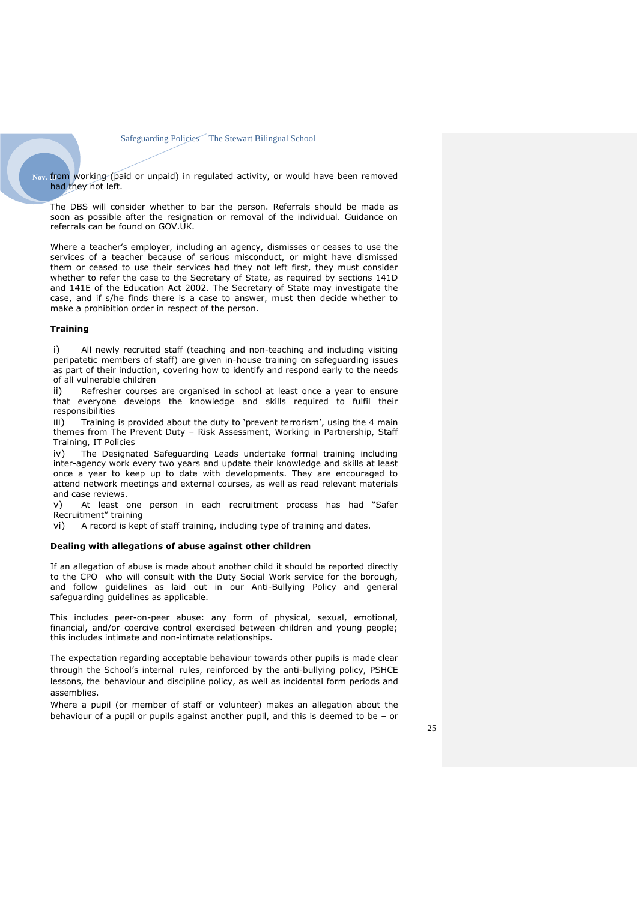from working (paid or unpaid) in regulated activity, or would have been removed had they not left.

The DBS will consider whether to bar the person. Referrals should be made as soon as possible after the resignation or removal of the individual. Guidance on referrals can be found on GOV.UK.

Where a teacher's employer, including an agency, dismisses or ceases to use the services of a teacher because of serious misconduct, or might have dismissed them or ceased to use their services had they not left first, they must consider whether to refer the case to the Secretary of State, as required by sections 141D and 141E of the Education Act 2002. The Secretary of State may investigate the case, and if s/he finds there is a case to answer, must then decide whether to make a prohibition order in respect of the person.

**Training**

i) All newly recruited staff (teaching and non-teaching and including visiting peripatetic members of staff) are given in-house training on safeguarding issues as part of their induction, covering how to identify and respond early to the needs of all vulnerable children

ii) Refresher courses are organised in school at least once a year to ensure that everyone develops the knowledge and skills required to fulfil their responsibilities

iii) Training is provided about the duty to 'prevent terrorism', using the 4 main themes from The Prevent Duty – Risk Assessment, Working in Partnership, Staff Training, IT Policies

iv) The Designated Safeguarding Leads undertake formal training including inter-agency work every two years and update their knowledge and skills at least once a year to keep up to date with developments. They are encouraged to attend network meetings and external courses, as well as read relevant materials and case reviews.

v) At least one person in each recruitment process has had "Safer Recruitment" training

vi) A record is kept of staff training, including type of training and dates.

**Dealing with allegations of abuse against other children**

If an allegation of abuse is made about another child it should be reported directly to the CPO who will consult with the Duty Social Work service for the borough, and follow guidelines as laid out in our Anti-Bullying Policy and general safeguarding guidelines as applicable.

This includes peer-on-peer abuse: any form of physical, sexual, emotional, financial, and/or coercive control exercised between children and young people; this includes intimate and non-intimate relationships.

The expectation regarding acceptable behaviour towards other pupils is made clear through the School's internal rules, reinforced by the anti-bullying policy, PSHCE lessons, the behaviour and discipline policy, as well as incidental form periods and assemblies.

Where a pupil (or member of staff or volunteer) makes an allegation about the behaviour of a pupil or pupils against another pupil, and this is deemed to be – or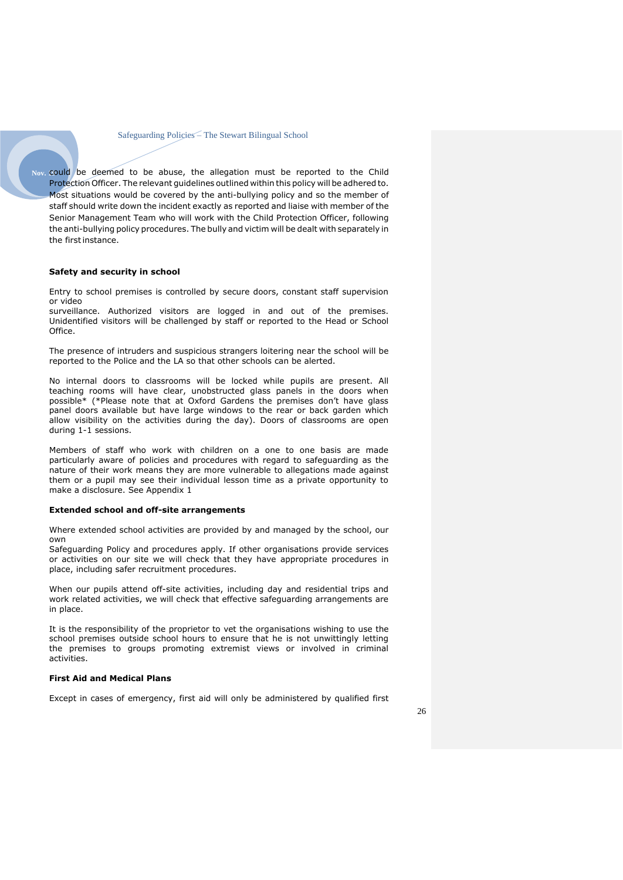could be deemed to be abuse, the allegation must be reported to the Child Protection Officer. The relevant guidelines outlined within this policy will be adhered to. Most situations would be covered by the anti-bullying policy and so the member of staff should write down the incident exactly as reported and liaise with member of the Senior Management Team who will work with the Child Protection Officer, following the anti-bullying policy procedures. The bully and victim will be dealt with separately in the first instance.

**Safety and security in school**

Entry to school premises is controlled by secure doors, constant staff supervision or video surveillance. Authorized visitors are logged in and out of the premises. Unidentified visitors will be challenged by staff or reported to the Head or School Office.

The presence of intruders and suspicious strangers loitering near the school will be reported to the Police and the LA so that other schools can be alerted.

No internal doors to classrooms will be locked while pupils are present. All teaching rooms will have clear, unobstructed glass panels in the doors when possible* (*Please note that at Oxford Gardens the premises don't have glass panel doors available but have large windows to the rear or back garden which allow visibility on the activities during the day). Doors of classrooms are open during 1-1 sessions.

Members of staff who work with children on a one to one basis are made particularly aware of policies and procedures with regard to safeguarding as the nature of their work means they are more vulnerable to allegations made against them or a pupil may see their individual lesson time as a private opportunity to make a disclosure. See Appendix 1

**Extended school and off-site arrangements**

Where extended school activities are provided by and managed by the school, our own Safeguarding Policy and procedures apply. If other organisations provide services or activities on our site we will check that they have appropriate procedures in place, including safer recruitment procedures.

When our pupils attend off-site activities, including day and residential trips and work related activities, we will check that effective safeguarding arrangements are in place.

It is the responsibility of the proprietor to vet the organisations wishing to use the school premises outside school hours to ensure that he is not unwittingly letting the premises to groups promoting extremist views or involved in criminal activities.

**First Aid and Medical Plans**

Except in cases of emergency, first aid will only be administered by qualified first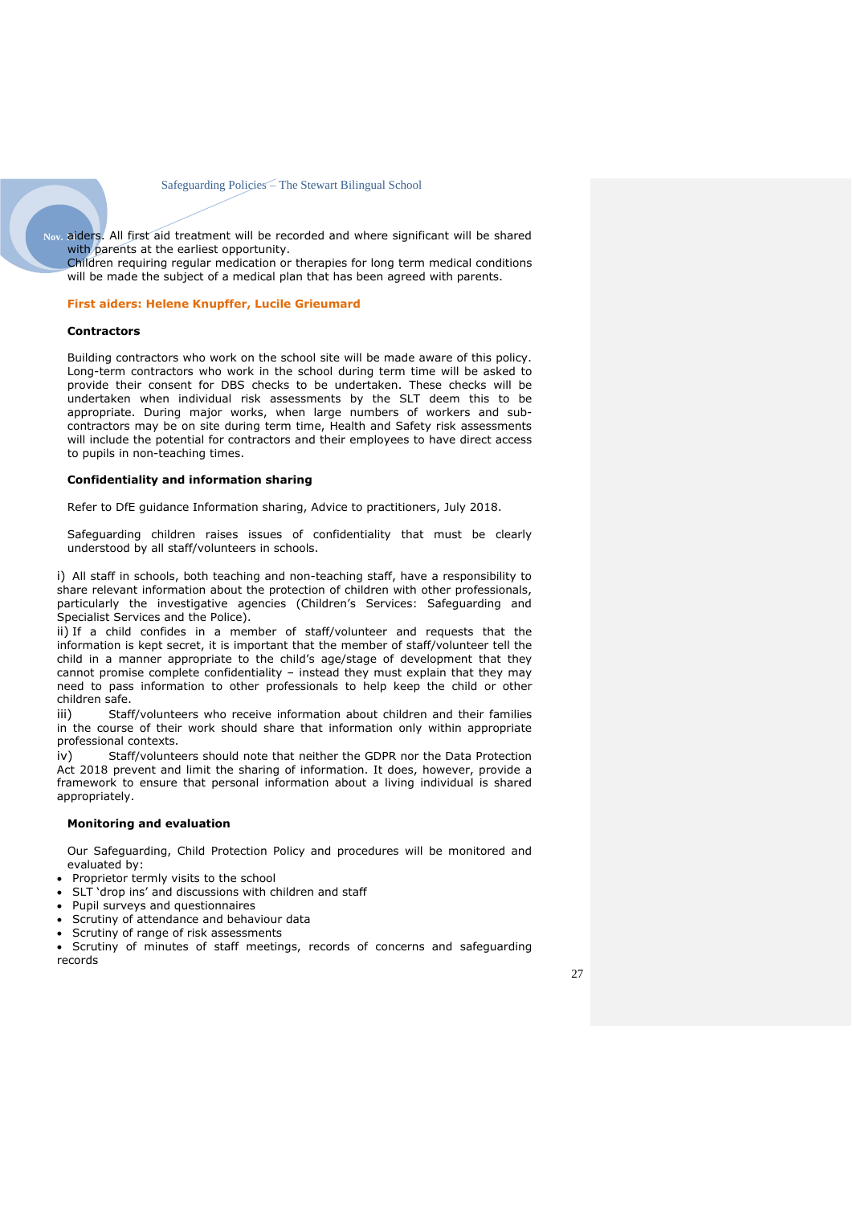aiders. All first aid treatment will be recorded and where significant will be shared with parents at the earliest opportunity.
Children requiring regular medication or therapies for long term medical conditions will be made the subject of a medical plan that has been agreed with parents.

**First aiders: Helene Knupffer, Lucile Grieumard**

**Contractors**

Building contractors who work on the school site will be made aware of this policy. Long-term contractors who work in the school during term time will be asked to provide their consent for DBS checks to be undertaken. These checks will be undertaken when individual risk assessments by the SLT deem this to be appropriate. During major works, when large numbers of workers and sub-contractors may be on site during term time, Health and Safety risk assessments will include the potential for contractors and their employees to have direct access to pupils in non-teaching times.

**Confidentiality and information sharing**

Refer to DfE guidance Information sharing, Advice to practitioners, July 2018.

Safeguarding children raises issues of confidentiality that must be clearly understood by all staff/volunteers in schools.

i) All staff in schools, both teaching and non-teaching staff, have a responsibility to share relevant information about the protection of children with other professionals, particularly the investigative agencies (Children's Services: Safeguarding and Specialist Services and the Police).

ii) If a child confides in a member of staff/volunteer and requests that the information is kept secret, it is important that the member of staff/volunteer tell the child in a manner appropriate to the child's age/stage of development that they cannot promise complete confidentiality – instead they must explain that they may need to pass information to other professionals to help keep the child or other children safe.

iii) Staff/volunteers who receive information about children and their families in the course of their work should share that information only within appropriate professional contexts.

iv) Staff/volunteers should note that neither the GDPR nor the Data Protection Act 2018 prevent and limit the sharing of information. It does, however, provide a framework to ensure that personal information about a living individual is shared appropriately.

**Monitoring and evaluation**

Our Safeguarding, Child Protection Policy and procedures will be monitored and evaluated by:

- Proprietor termly visits to the school
- SLT 'drop ins' and discussions with children and staff
- Pupil surveys and questionnaires
- Scrutiny of attendance and behaviour data
- Scrutiny of range of risk assessments
- Scrutiny of minutes of staff meetings, records of concerns and safeguarding records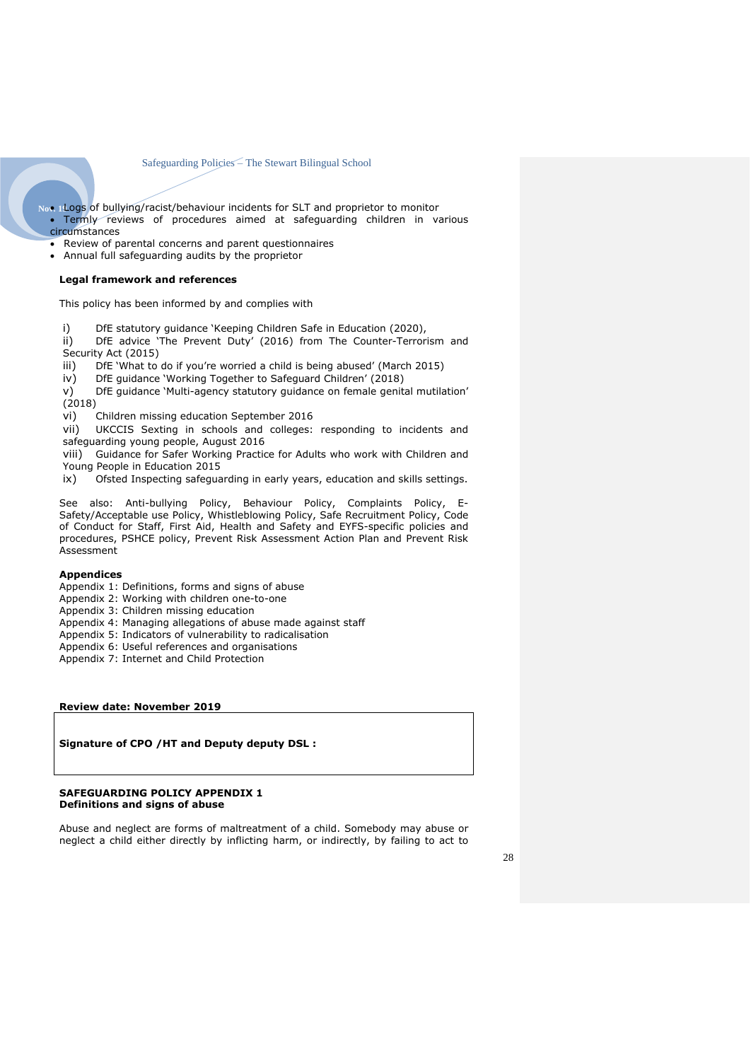- Logs of bullying/racist/behaviour incidents for SLT and proprietor to monitor
- Termly reviews of procedures aimed at safeguarding children in various circumstances
- Review of parental concerns and parent questionnaires
- Annual full safeguarding audits by the proprietor

**Legal framework and references**

This policy has been informed by and complies with

i) DfE statutory guidance 'Keeping Children Safe in Education (2020),
ii) DfE advice 'The Prevent Duty' (2016) from The Counter-Terrorism and Security Act (2015)
iii) DfE 'What to do if you're worried a child is being abused' (March 2015)
iv) DfE guidance 'Working Together to Safeguard Children' (2018)
v) DfE guidance 'Multi-agency statutory guidance on female genital mutilation' (2018)
vi) Children missing education September 2016
vii) UKCCIS Sexting in schools and colleges: responding to incidents and safeguarding young people, August 2016
viii) Guidance for Safer Working Practice for Adults who work with Children and Young People in Education 2015
ix) Ofsted Inspecting safeguarding in early years, education and skills settings.

See also: Anti-bullying Policy, Behaviour Policy, Complaints Policy, E-Safety/Acceptable use Policy, Whistleblowing Policy, Safe Recruitment Policy, Code of Conduct for Staff, First Aid, Health and Safety and EYFS-specific policies and procedures, PSHCE policy, Prevent Risk Assessment Action Plan and Prevent Risk Assessment

**Appendices**
Appendix 1: Definitions, forms and signs of abuse
Appendix 2: Working with children one-to-one
Appendix 3: Children missing education
Appendix 4: Managing allegations of abuse made against staff
Appendix 5: Indicators of vulnerability to radicalisation
Appendix 6: Useful references and organisations
Appendix 7: Internet and Child Protection

**Review date: November 2019**

| **Signature of CPO /HT and Deputy deputy DSL :** |
|---|

**SAFEGUARDING POLICY APPENDIX 1**
**Definitions and signs of abuse**

Abuse and neglect are forms of maltreatment of a child. Somebody may abuse or neglect a child either directly by inflicting harm, or indirectly, by failing to act to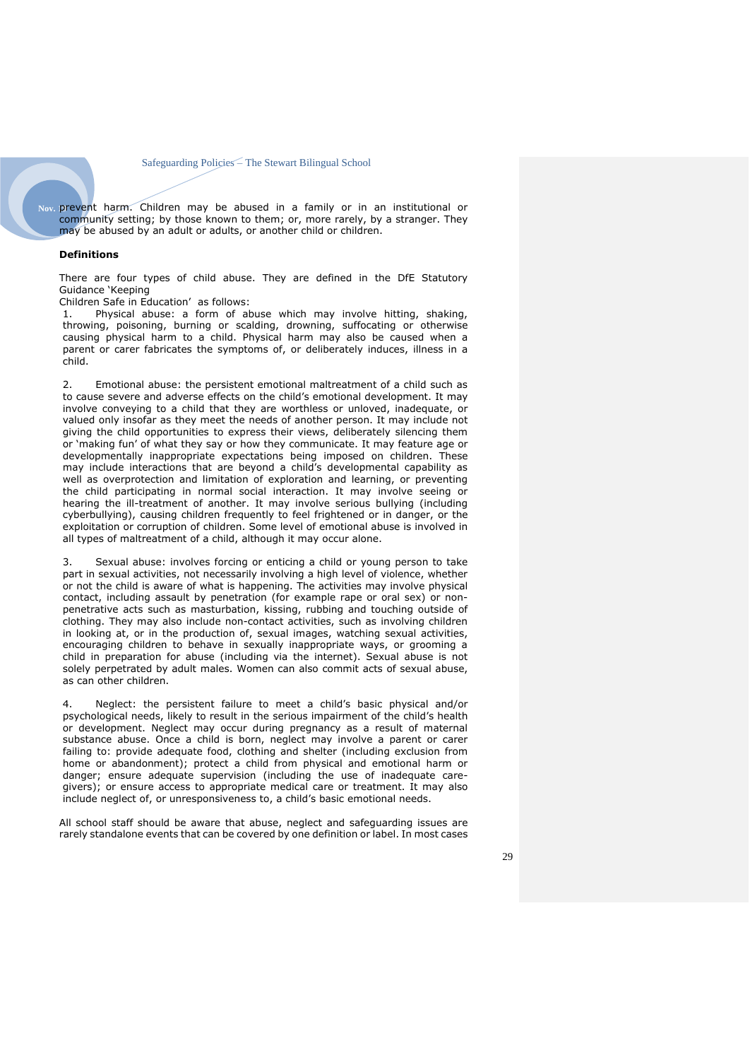prevent harm. Children may be abused in a family or in an institutional or community setting; by those known to them; or, more rarely, by a stranger. They may be abused by an adult or adults, or another child or children.

**Definitions**

There are four types of child abuse. They are defined in the DfE Statutory Guidance 'Keeping Children Safe in Education' as follows:

1. Physical abuse: a form of abuse which may involve hitting, shaking, throwing, poisoning, burning or scalding, drowning, suffocating or otherwise causing physical harm to a child. Physical harm may also be caused when a parent or carer fabricates the symptoms of, or deliberately induces, illness in a child.

2. Emotional abuse: the persistent emotional maltreatment of a child such as to cause severe and adverse effects on the child's emotional development. It may involve conveying to a child that they are worthless or unloved, inadequate, or valued only insofar as they meet the needs of another person. It may include not giving the child opportunities to express their views, deliberately silencing them or 'making fun' of what they say or how they communicate. It may feature age or developmentally inappropriate expectations being imposed on children. These may include interactions that are beyond a child's developmental capability as well as overprotection and limitation of exploration and learning, or preventing the child participating in normal social interaction. It may involve seeing or hearing the ill-treatment of another. It may involve serious bullying (including cyberbullying), causing children frequently to feel frightened or in danger, or the exploitation or corruption of children. Some level of emotional abuse is involved in all types of maltreatment of a child, although it may occur alone.

3. Sexual abuse: involves forcing or enticing a child or young person to take part in sexual activities, not necessarily involving a high level of violence, whether or not the child is aware of what is happening. The activities may involve physical contact, including assault by penetration (for example rape or oral sex) or non-penetrative acts such as masturbation, kissing, rubbing and touching outside of clothing. They may also include non-contact activities, such as involving children in looking at, or in the production of, sexual images, watching sexual activities, encouraging children to behave in sexually inappropriate ways, or grooming a child in preparation for abuse (including via the internet). Sexual abuse is not solely perpetrated by adult males. Women can also commit acts of sexual abuse, as can other children.

4. Neglect: the persistent failure to meet a child's basic physical and/or psychological needs, likely to result in the serious impairment of the child's health or development. Neglect may occur during pregnancy as a result of maternal substance abuse. Once a child is born, neglect may involve a parent or carer failing to: provide adequate food, clothing and shelter (including exclusion from home or abandonment); protect a child from physical and emotional harm or danger; ensure adequate supervision (including the use of inadequate care-givers); or ensure access to appropriate medical care or treatment. It may also include neglect of, or unresponsiveness to, a child's basic emotional needs.

All school staff should be aware that abuse, neglect and safeguarding issues are rarely standalone events that can be covered by one definition or label. In most cases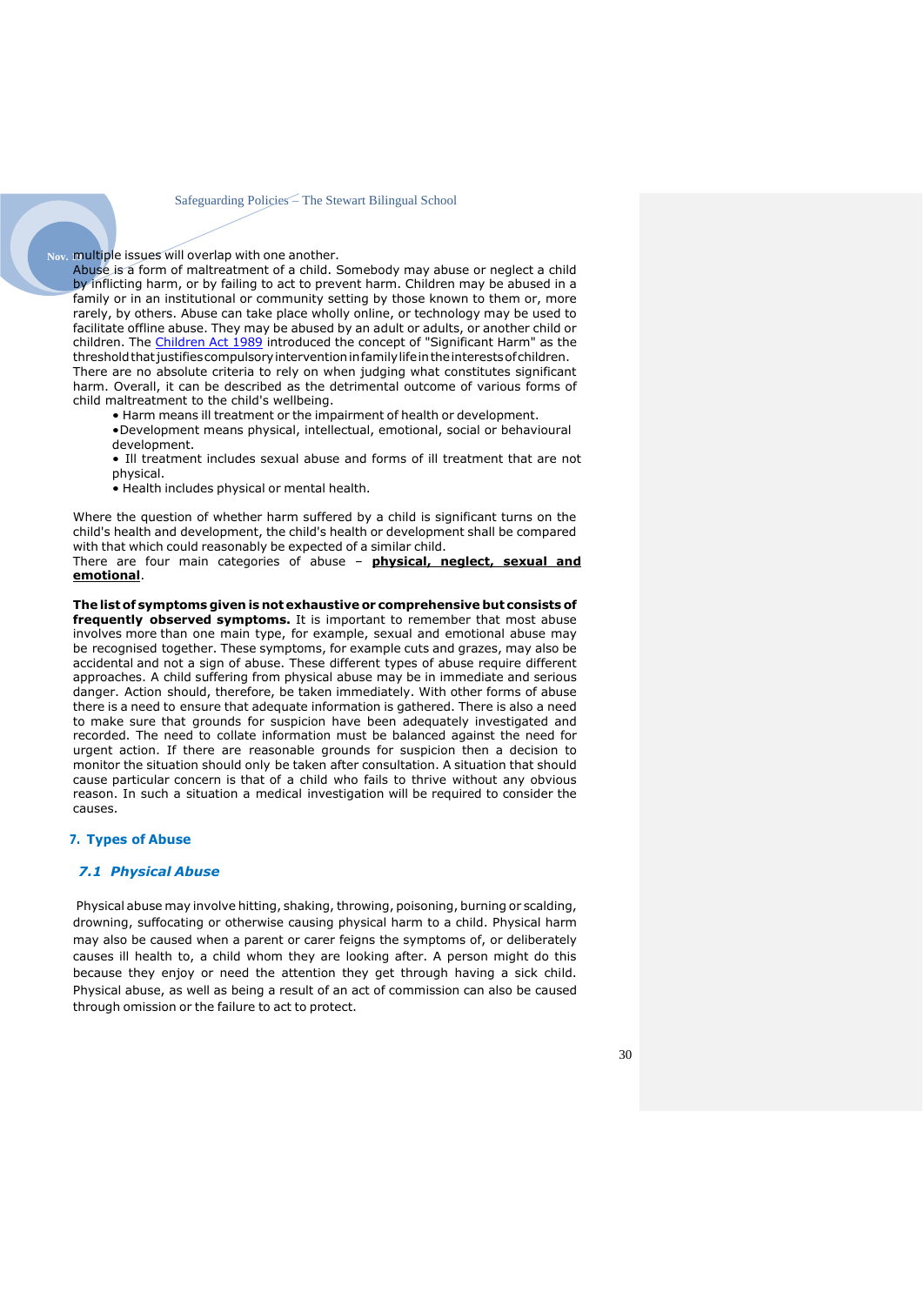multiple issues will overlap with one another.

Abuse is a form of maltreatment of a child. Somebody may abuse or neglect a child by inflicting harm, or by failing to act to prevent harm. Children may be abused in a family or in an institutional or community setting by those known to them or, more rarely, by others. Abuse can take place wholly online, or technology may be used to facilitate offline abuse. They may be abused by an adult or adults, or another child or children. The [Children Act 1989](#) introduced the concept of "Significant Harm" as the threshold that justifies compulsory intervention in family life in the interests of children. There are no absolute criteria to rely on when judging what constitutes significant harm. Overall, it can be described as the detrimental outcome of various forms of child maltreatment to the child's wellbeing.

- Harm means ill treatment or the impairment of health or development.
- Development means physical, intellectual, emotional, social or behavioural development.
- Ill treatment includes sexual abuse and forms of ill treatment that are not physical.
- Health includes physical or mental health.

Where the question of whether harm suffered by a child is significant turns on the child's health and development, the child's health or development shall be compared with that which could reasonably be expected of a similar child.

There are four main categories of abuse – **physical, neglect, sexual and emotional**.

**The list of symptoms given is not exhaustive or comprehensive but consists of frequently observed symptoms.** It is important to remember that most abuse involves more than one main type, for example, sexual and emotional abuse may be recognised together. These symptoms, for example cuts and grazes, may also be accidental and not a sign of abuse. These different types of abuse require different approaches. A child suffering from physical abuse may be in immediate and serious danger. Action should, therefore, be taken immediately. With other forms of abuse there is a need to ensure that adequate information is gathered. There is also a need to make sure that grounds for suspicion have been adequately investigated and recorded. The need to collate information must be balanced against the need for urgent action. If there are reasonable grounds for suspicion then a decision to monitor the situation should only be taken after consultation. A situation that should cause particular concern is that of a child who fails to thrive without any obvious reason. In such a situation a medical investigation will be required to consider the causes.

## 7. Types of Abuse

### *7.1 Physical Abuse*

Physical abuse may involve hitting, shaking, throwing, poisoning, burning or scalding, drowning, suffocating or otherwise causing physical harm to a child. Physical harm may also be caused when a parent or carer feigns the symptoms of, or deliberately causes ill health to, a child whom they are looking after. A person might do this because they enjoy or need the attention they get through having a sick child. Physical abuse, as well as being a result of an act of commission can also be caused through omission or the failure to act to protect.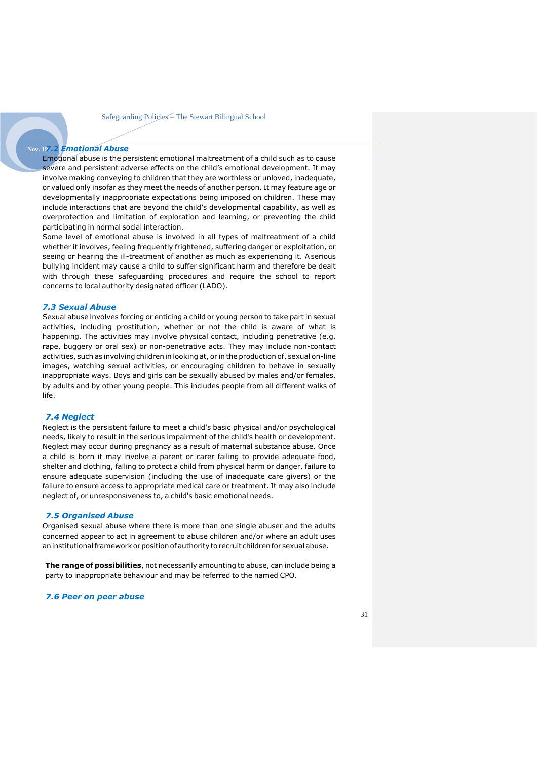### 7.2 Emotional Abuse

Emotional abuse is the persistent emotional maltreatment of a child such as to cause severe and persistent adverse effects on the child's emotional development. It may involve making conveying to children that they are worthless or unloved, inadequate, or valued only insofar as they meet the needs of another person. It may feature age or developmentally inappropriate expectations being imposed on children. These may include interactions that are beyond the child's developmental capability, as well as overprotection and limitation of exploration and learning, or preventing the child participating in normal social interaction.

Some level of emotional abuse is involved in all types of maltreatment of a child whether it involves, feeling frequently frightened, suffering danger or exploitation, or seeing or hearing the ill-treatment of another as much as experiencing it. A serious bullying incident may cause a child to suffer significant harm and therefore be dealt with through these safeguarding procedures and require the school to report concerns to local authority designated officer (LADO).

### 7.3 Sexual Abuse

Sexual abuse involves forcing or enticing a child or young person to take part in sexual activities, including prostitution, whether or not the child is aware of what is happening. The activities may involve physical contact, including penetrative (e.g. rape, buggery or oral sex) or non-penetrative acts. They may include non-contact activities, such as involving children in looking at, or in the production of, sexual on-line images, watching sexual activities, or encouraging children to behave in sexually inappropriate ways. Boys and girls can be sexually abused by males and/or females, by adults and by other young people. This includes people from all different walks of life.

### 7.4 Neglect

Neglect is the persistent failure to meet a child's basic physical and/or psychological needs, likely to result in the serious impairment of the child's health or development. Neglect may occur during pregnancy as a result of maternal substance abuse. Once a child is born it may involve a parent or carer failing to provide adequate food, shelter and clothing, failing to protect a child from physical harm or danger, failure to ensure adequate supervision (including the use of inadequate care givers) or the failure to ensure access to appropriate medical care or treatment. It may also include neglect of, or unresponsiveness to, a child's basic emotional needs.

### 7.5 Organised Abuse

Organised sexual abuse where there is more than one single abuser and the adults concerned appear to act in agreement to abuse children and/or where an adult uses an institutional framework or position of authority to recruit children for sexual abuse.

**The range of possibilities**, not necessarily amounting to abuse, can include being a party to inappropriate behaviour and may be referred to the named CPO.

### 7.6 Peer on peer abuse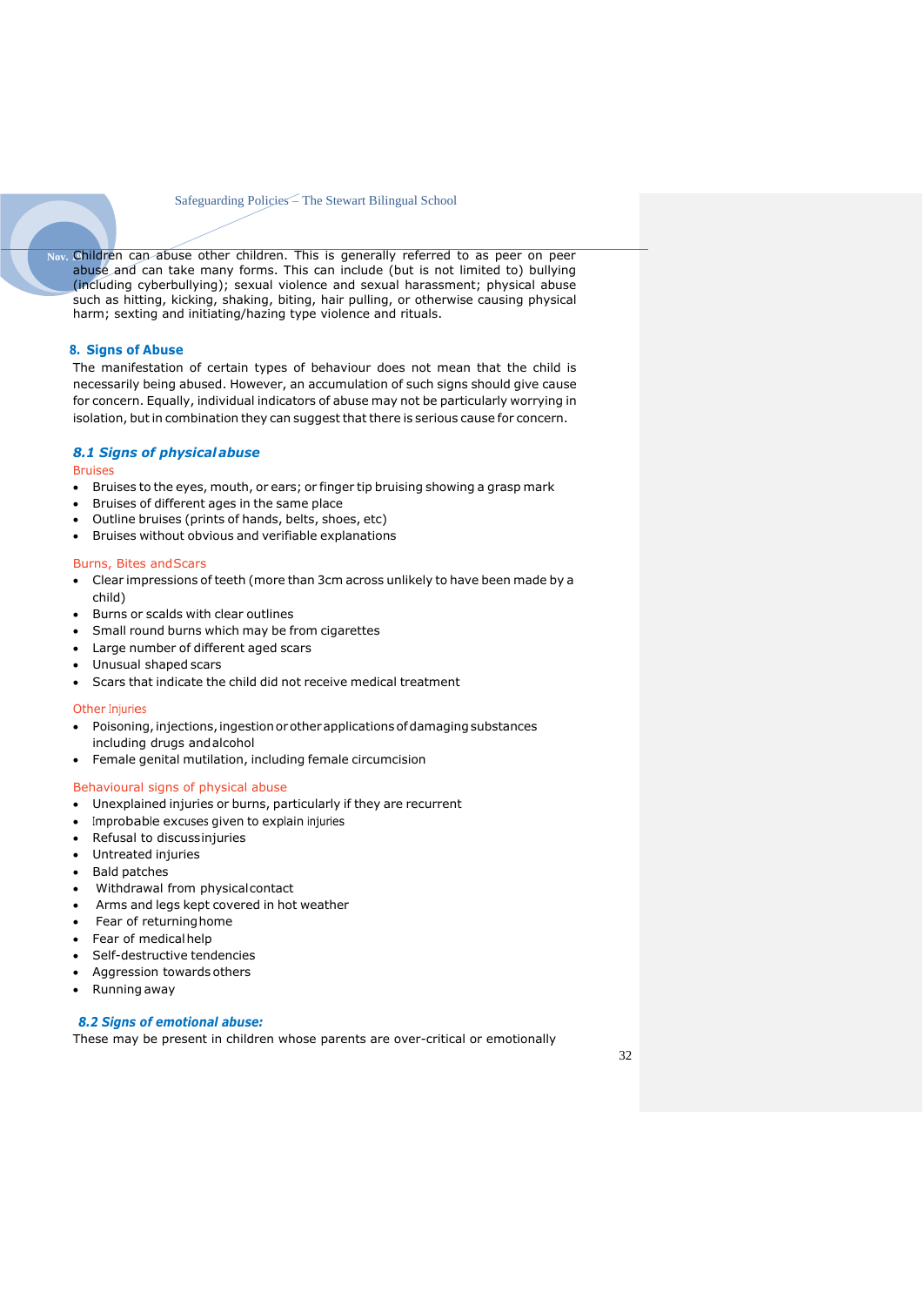Children can abuse other children. This is generally referred to as peer on peer abuse and can take many forms. This can include (but is not limited to) bullying (including cyberbullying); sexual violence and sexual harassment; physical abuse such as hitting, kicking, shaking, biting, hair pulling, or otherwise causing physical harm; sexting and initiating/hazing type violence and rituals.

## 8. Signs of Abuse

The manifestation of certain types of behaviour does not mean that the child is necessarily being abused. However, an accumulation of such signs should give cause for concern. Equally, individual indicators of abuse may not be particularly worrying in isolation, but in combination they can suggest that there is serious cause for concern.

### *8.1 Signs of physical abuse*

Bruises

- Bruises to the eyes, mouth, or ears; or finger tip bruising showing a grasp mark
- Bruises of different ages in the same place
- Outline bruises (prints of hands, belts, shoes, etc)
- Bruises without obvious and verifiable explanations

Burns, Bites and Scars

- Clear impressions of teeth (more than 3cm across unlikely to have been made by a child)
- Burns or scalds with clear outlines
- Small round burns which may be from cigarettes
- Large number of different aged scars
- Unusual shaped scars
- Scars that indicate the child did not receive medical treatment

Other Injuries

- Poisoning, injections, ingestion or other applications of damaging substances including drugs and alcohol
- Female genital mutilation, including female circumcision

Behavioural signs of physical abuse

- Unexplained injuries or burns, particularly if they are recurrent
- Improbable excuses given to explain injuries
- Refusal to discuss injuries
- Untreated injuries
- Bald patches
- Withdrawal from physical contact
- Arms and legs kept covered in hot weather
- Fear of returning home
- Fear of medical help
- Self-destructive tendencies
- Aggression towards others
- Running away

### *8.2 Signs of emotional abuse:*

These may be present in children whose parents are over-critical or emotionally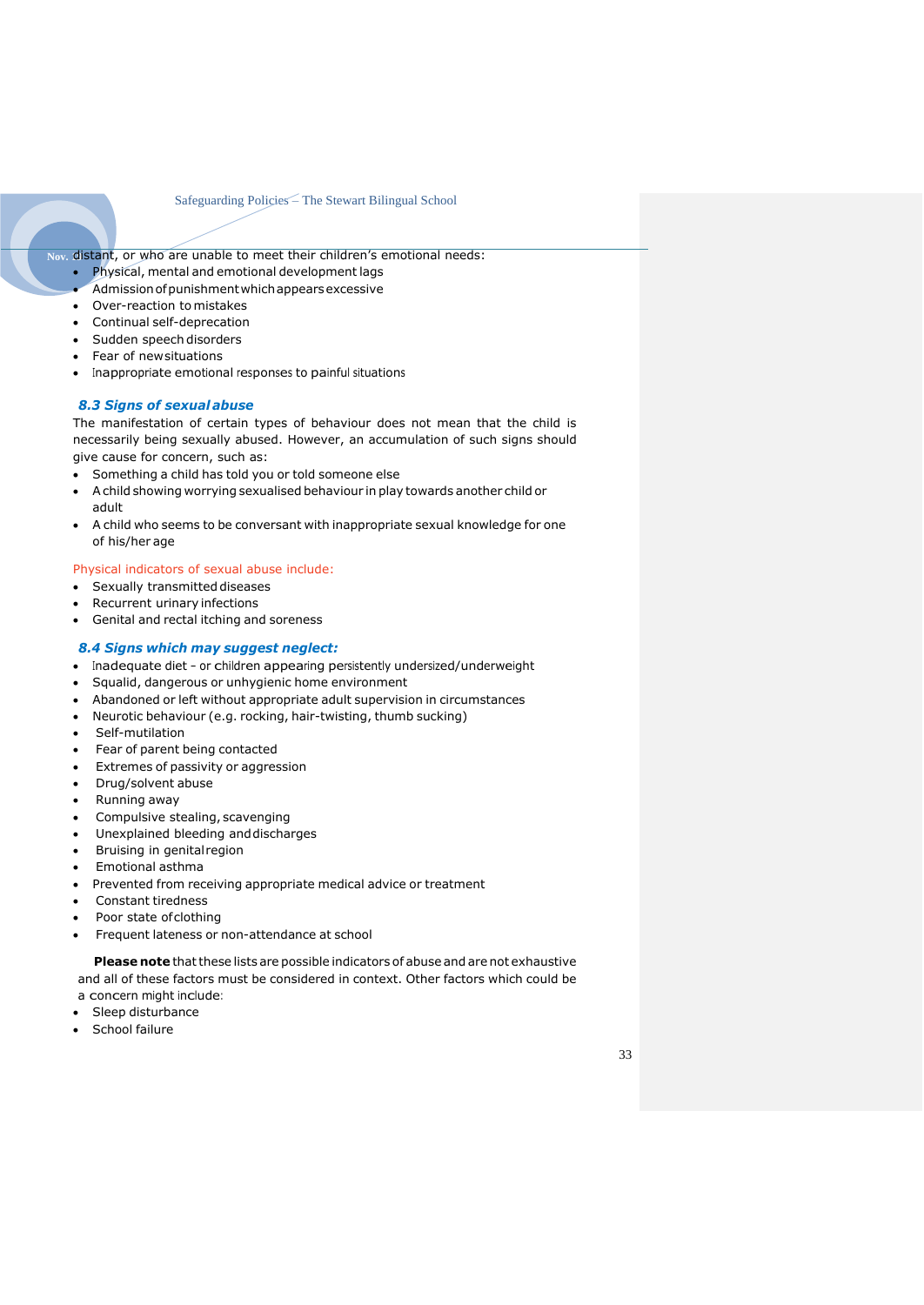distant, or who are unable to meet their children's emotional needs:

- Physical, mental and emotional development lags
- Admission of punishment which appears excessive
- Over-reaction to mistakes
- Continual self-deprecation
- Sudden speech disorders
- Fear of new situations
- Inappropriate emotional responses to painful situations

### *8.3 Signs of sexual abuse*

The manifestation of certain types of behaviour does not mean that the child is necessarily being sexually abused. However, an accumulation of such signs should give cause for concern, such as:

- Something a child has told you or told someone else
- A child showing worrying sexualised behaviour in play towards another child or adult
- A child who seems to be conversant with inappropriate sexual knowledge for one of his/her age

Physical indicators of sexual abuse include:

- Sexually transmitted diseases
- Recurrent urinary infections
- Genital and rectal itching and soreness

### *8.4 Signs which may suggest neglect:*

- Inadequate diet - or children appearing persistently undersized/underweight
- Squalid, dangerous or unhygienic home environment
- Abandoned or left without appropriate adult supervision in circumstances
- Neurotic behaviour (e.g. rocking, hair-twisting, thumb sucking)
- Self-mutilation
- Fear of parent being contacted
- Extremes of passivity or aggression
- Drug/solvent abuse
- Running away
- Compulsive stealing, scavenging
- Unexplained bleeding and discharges
- Bruising in genital region
- Emotional asthma
- Prevented from receiving appropriate medical advice or treatment
- Constant tiredness
- Poor state of clothing
- Frequent lateness or non-attendance at school

**Please note** that these lists are possible indicators of abuse and are not exhaustive and all of these factors must be considered in context. Other factors which could be a concern might include:

- Sleep disturbance
- School failure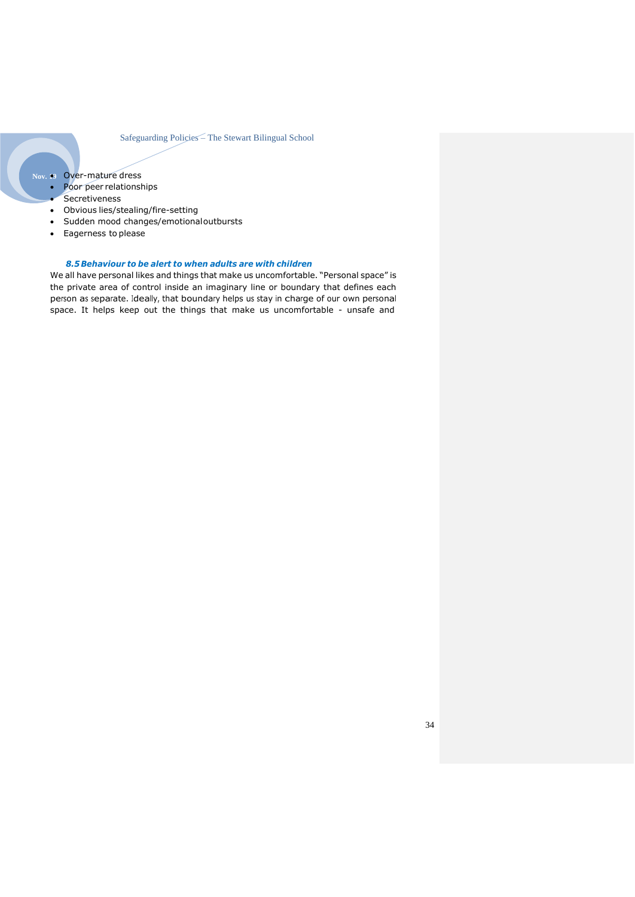- Over-mature dress
- Poor peer relationships
- Secretiveness
- Obvious lies/stealing/fire-setting
- Sudden mood changes/emotional outbursts
- Eagerness to please

### *8.5 Behaviour to be alert to when adults are with children*

We all have personal likes and things that make us uncomfortable. "Personal space" is the private area of control inside an imaginary line or boundary that defines each person as separate. Ideally, that boundary helps us stay in charge of our own personal space. It helps keep out the things that make us uncomfortable - unsafe and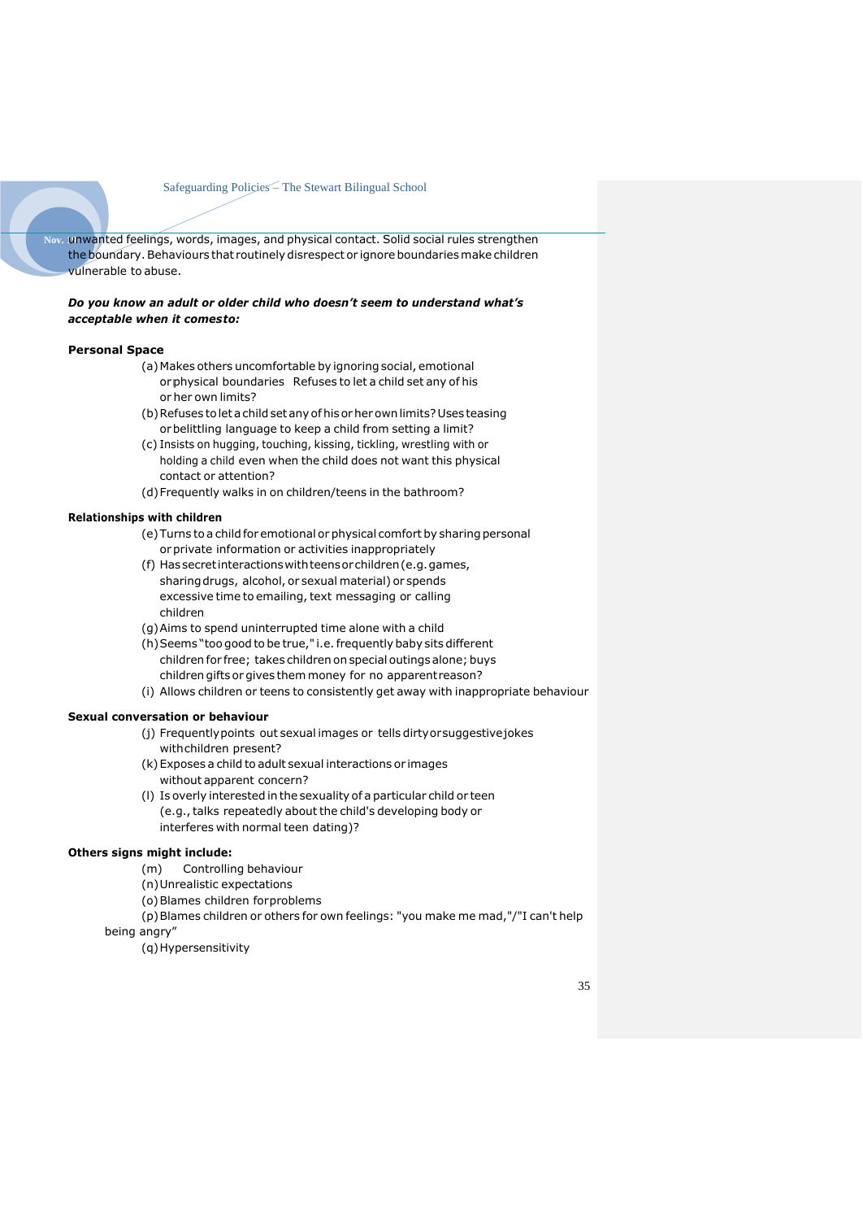unwanted feelings, words, images, and physical contact. Solid social rules strengthen the boundary. Behaviours that routinely disrespect or ignore boundaries make children vulnerable to abuse.

***Do you know an adult or older child who doesn't seem to understand what's acceptable when it comesto:***

**Personal Space**

(a) Makes others uncomfortable by ignoring social, emotional or physical boundaries Refuses to let a child set any of his or her own limits?

(b) Refuses to let a child set any of his or her own limits? Uses teasing or belittling language to keep a child from setting a limit?

(c) Insists on hugging, touching, kissing, tickling, wrestling with or holding a child even when the child does not want this physical contact or attention?

(d) Frequently walks in on children/teens in the bathroom?

**Relationships with children**

(e) Turns to a child for emotional or physical comfort by sharing personal or private information or activities inappropriately

(f) Has secret interactions with teens or children (e.g. games, sharing drugs, alcohol, or sexual material) or spends excessive time to emailing, text messaging or calling children

(g) Aims to spend uninterrupted time alone with a child

(h) Seems "too good to be true," i.e. frequently baby sits different children for free; takes children on special outings alone; buys children gifts or gives them money for no apparent reason?

(i) Allows children or teens to consistently get away with inappropriate behaviour

**Sexual conversation or behaviour**

(j) Frequently points out sexual images or tells dirty or suggestive jokes with children present?

(k) Exposes a child to adult sexual interactions or images without apparent concern?

(l) Is overly interested in the sexuality of a particular child or teen (e.g., talks repeatedly about the child's developing body or interferes with normal teen dating)?

**Others signs might include:**

(m) Controlling behaviour

(n) Unrealistic expectations

(o) Blames children for problems

(p) Blames children or others for own feelings: "you make me mad,"/"I can't help being angry"

(q) Hypersensitivity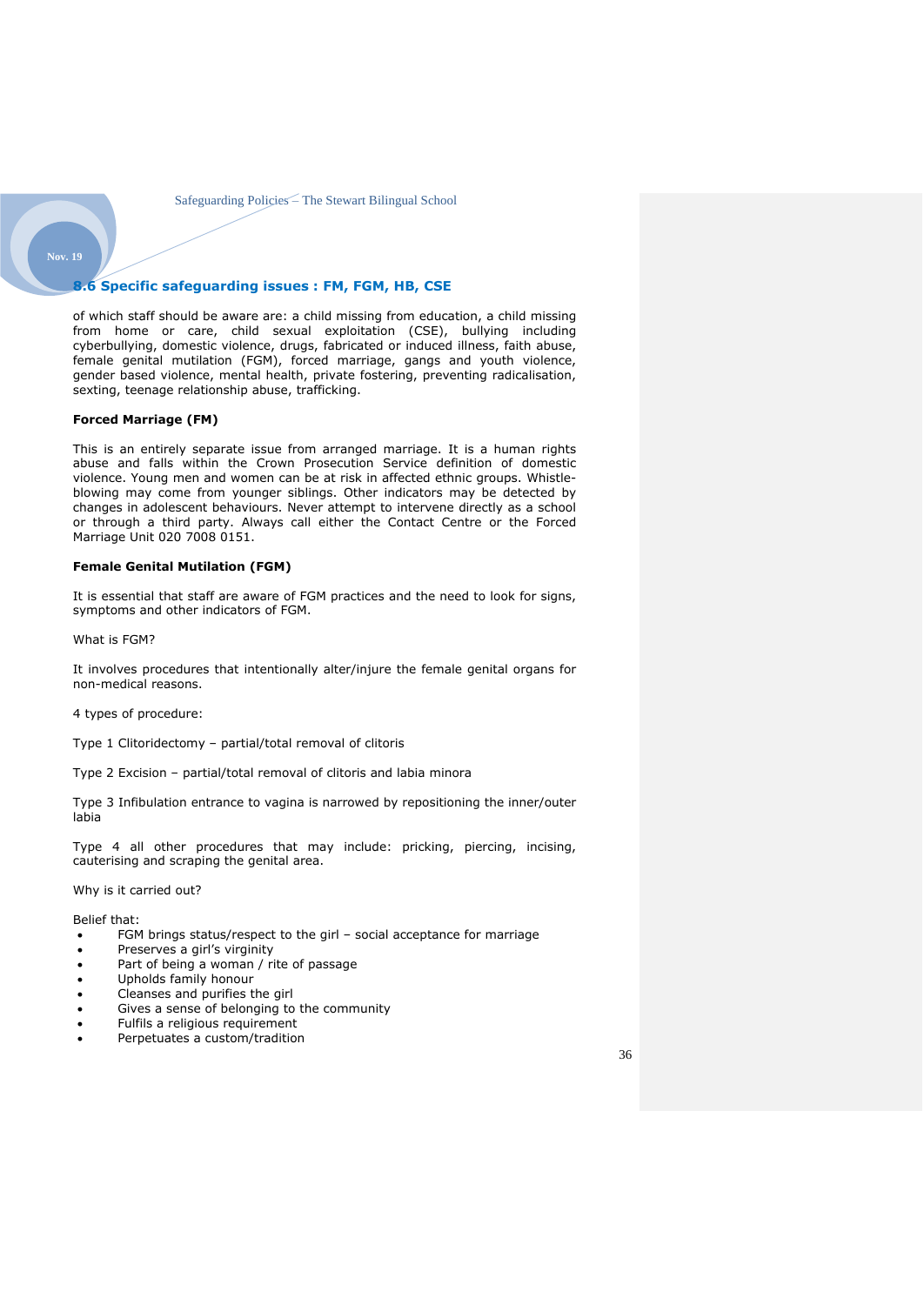## 8.6 Specific safeguarding issues : FM, FGM, HB, CSE

of which staff should be aware are: a child missing from education, a child missing from home or care, child sexual exploitation (CSE), bullying including cyberbullying, domestic violence, drugs, fabricated or induced illness, faith abuse, female genital mutilation (FGM), forced marriage, gangs and youth violence, gender based violence, mental health, private fostering, preventing radicalisation, sexting, teenage relationship abuse, trafficking.

**Forced Marriage (FM)**

This is an entirely separate issue from arranged marriage. It is a human rights abuse and falls within the Crown Prosecution Service definition of domestic violence. Young men and women can be at risk in affected ethnic groups. Whistle-blowing may come from younger siblings. Other indicators may be detected by changes in adolescent behaviours. Never attempt to intervene directly as a school or through a third party. Always call either the Contact Centre or the Forced Marriage Unit 020 7008 0151.

**Female Genital Mutilation (FGM)**

It is essential that staff are aware of FGM practices and the need to look for signs, symptoms and other indicators of FGM.

What is FGM?

It involves procedures that intentionally alter/injure the female genital organs for non-medical reasons.

4 types of procedure:

Type 1 Clitoridectomy – partial/total removal of clitoris

Type 2 Excision – partial/total removal of clitoris and labia minora

Type 3 Infibulation entrance to vagina is narrowed by repositioning the inner/outer labia

Type 4 all other procedures that may include: pricking, piercing, incising, cauterising and scraping the genital area.

Why is it carried out?

Belief that:

- FGM brings status/respect to the girl – social acceptance for marriage
- Preserves a girl's virginity
- Part of being a woman / rite of passage
- Upholds family honour
- Cleanses and purifies the girl
- Gives a sense of belonging to the community
- Fulfils a religious requirement
- Perpetuates a custom/tradition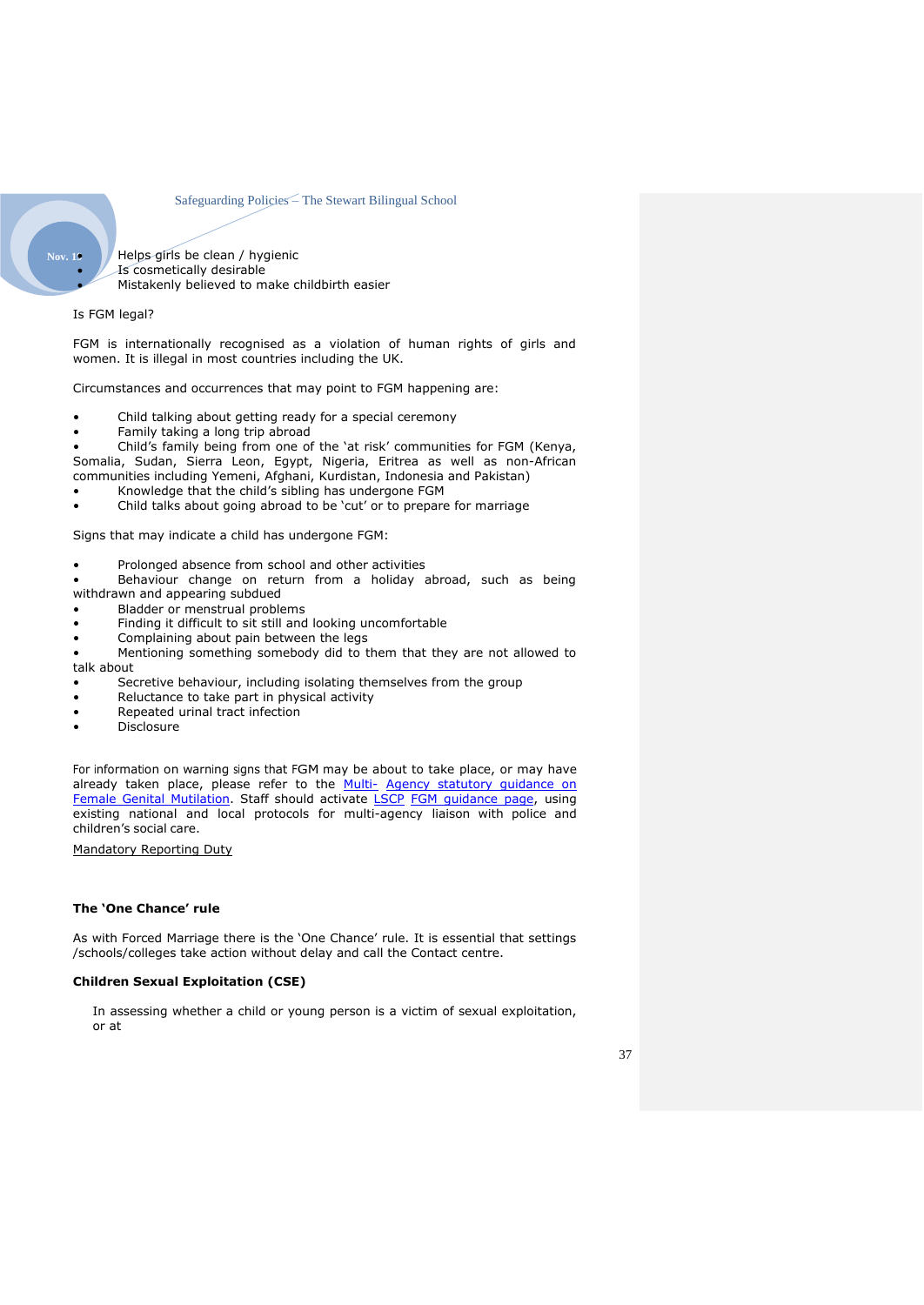- Helps girls be clean / hygienic
- Is cosmetically desirable
- Mistakenly believed to make childbirth easier

Is FGM legal?

FGM is internationally recognised as a violation of human rights of girls and women. It is illegal in most countries including the UK.

Circumstances and occurrences that may point to FGM happening are:

- Child talking about getting ready for a special ceremony
- Family taking a long trip abroad
- Child's family being from one of the 'at risk' communities for FGM (Kenya, Somalia, Sudan, Sierra Leon, Egypt, Nigeria, Eritrea as well as non-African communities including Yemeni, Afghani, Kurdistan, Indonesia and Pakistan)
- Knowledge that the child's sibling has undergone FGM
- Child talks about going abroad to be 'cut' or to prepare for marriage

Signs that may indicate a child has undergone FGM:

- Prolonged absence from school and other activities
- Behaviour change on return from a holiday abroad, such as being withdrawn and appearing subdued
- Bladder or menstrual problems
- Finding it difficult to sit still and looking uncomfortable
- Complaining about pain between the legs
- Mentioning something somebody did to them that they are not allowed to talk about
- Secretive behaviour, including isolating themselves from the group
- Reluctance to take part in physical activity
- Repeated urinal tract infection
- Disclosure

For information on warning signs that FGM may be about to take place, or may have already taken place, please refer to the Multi- Agency statutory guidance on Female Genital Mutilation. Staff should activate LSCP FGM guidance page, using existing national and local protocols for multi-agency liaison with police and children's social care.

Mandatory Reporting Duty

**The 'One Chance' rule**

As with Forced Marriage there is the 'One Chance' rule. It is essential that settings /schools/colleges take action without delay and call the Contact centre.

**Children Sexual Exploitation (CSE)**

In assessing whether a child or young person is a victim of sexual exploitation, or at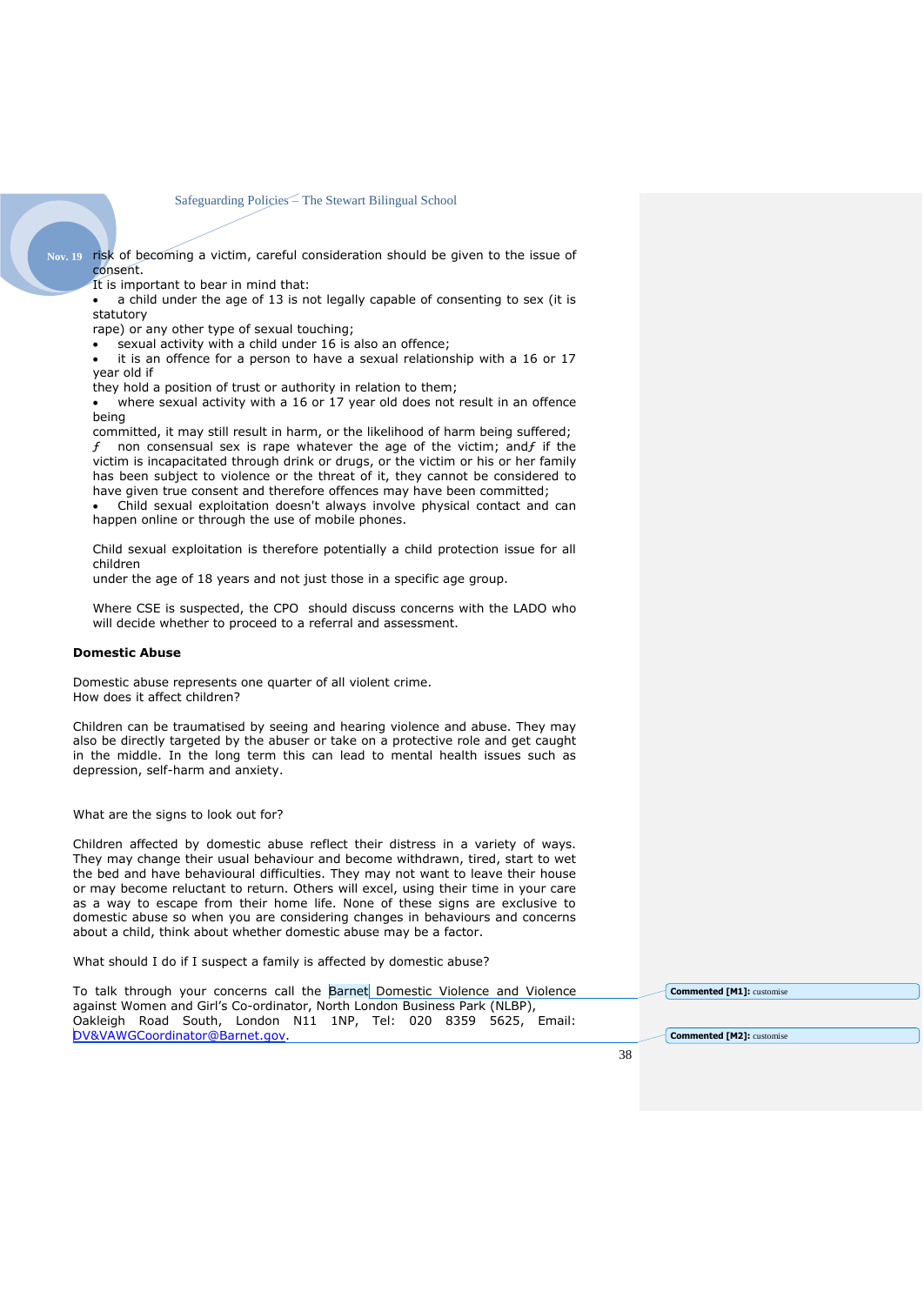risk of becoming a victim, careful consideration should be given to the issue of consent.

It is important to bear in mind that:

- a child under the age of 13 is not legally capable of consenting to sex (it is statutory rape) or any other type of sexual touching;
- sexual activity with a child under 16 is also an offence;
- it is an offence for a person to have a sexual relationship with a 16 or 17 year old if they hold a position of trust or authority in relation to them;
- where sexual activity with a 16 or 17 year old does not result in an offence being committed, it may still result in harm, or the likelihood of harm being suffered;
- non consensual sex is rape whatever the age of the victim; and
- if the victim is incapacitated through drink or drugs, or the victim or his or her family has been subject to violence or the threat of it, they cannot be considered to have given true consent and therefore offences may have been committed;
- Child sexual exploitation doesn't always involve physical contact and can happen online or through the use of mobile phones.

Child sexual exploitation is therefore potentially a child protection issue for all children under the age of 18 years and not just those in a specific age group.

Where CSE is suspected, the CPO should discuss concerns with the LADO who will decide whether to proceed to a referral and assessment.

**Domestic Abuse**

Domestic abuse represents one quarter of all violent crime.
How does it affect children?

Children can be traumatised by seeing and hearing violence and abuse. They may also be directly targeted by the abuser or take on a protective role and get caught in the middle. In the long term this can lead to mental health issues such as depression, self-harm and anxiety.

What are the signs to look out for?

Children affected by domestic abuse reflect their distress in a variety of ways. They may change their usual behaviour and become withdrawn, tired, start to wet the bed and have behavioural difficulties. They may not want to leave their house or may become reluctant to return. Others will excel, using their time in your care as a way to escape from their home life. None of these signs are exclusive to domestic abuse so when you are considering changes in behaviours and concerns about a child, think about whether domestic abuse may be a factor.

What should I do if I suspect a family is affected by domestic abuse?

To talk through your concerns call the Barnet Domestic Violence and Violence against Women and Girl's Co-ordinator, North London Business Park (NLBP), Oakleigh Road South, London N11 1NP, Tel: 020 8359 5625, Email: DV&VAWGCoordinator@Barnet.gov.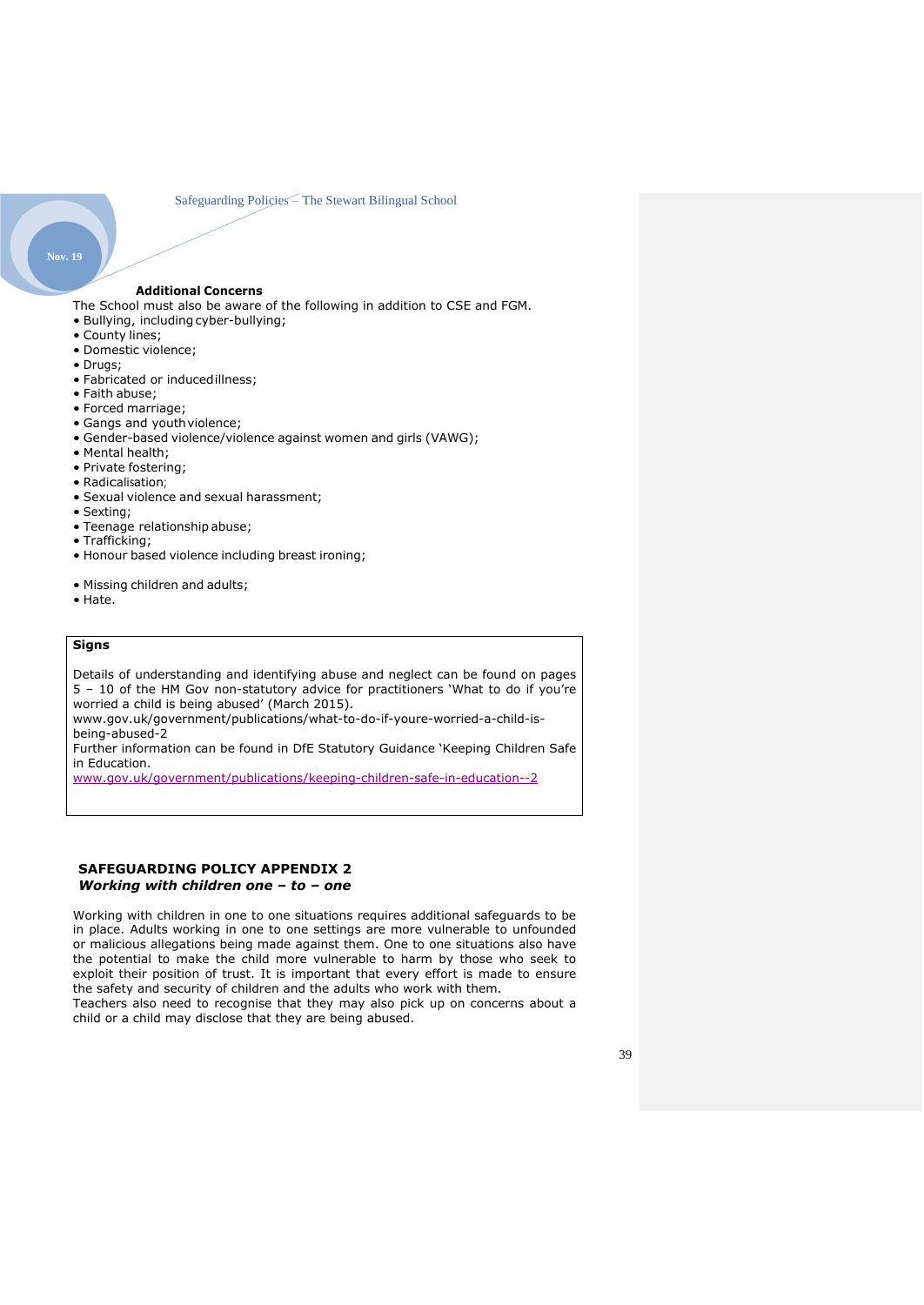### Additional Concerns

The School must also be aware of the following in addition to CSE and FGM.

- Bullying, including cyber-bullying;
- County lines;
- Domestic violence;
- Drugs;
- Fabricated or induced illness;
- Faith abuse;
- Forced marriage;
- Gangs and youth violence;
- Gender-based violence/violence against women and girls (VAWG);
- Mental health;
- Private fostering;
- Radicalisation;
- Sexual violence and sexual harassment;
- Sexting;
- Teenage relationship abuse;
- Trafficking;
- Honour based violence including breast ironing;

- Missing children and adults;
- Hate.

**Signs**

Details of understanding and identifying abuse and neglect can be found on pages 5 – 10 of the HM Gov non-statutory advice for practitioners 'What to do if you're worried a child is being abused' (March 2015).
www.gov.uk/government/publications/what-to-do-if-youre-worried-a-child-is-being-abused-2
Further information can be found in DfE Statutory Guidance 'Keeping Children Safe in Education.
www.gov.uk/government/publications/keeping-children-safe-in-education--2

## SAFEGUARDING POLICY APPENDIX 2
***Working with children one – to – one***

Working with children in one to one situations requires additional safeguards to be in place. Adults working in one to one settings are more vulnerable to unfounded or malicious allegations being made against them. One to one situations also have the potential to make the child more vulnerable to harm by those who seek to exploit their position of trust. It is important that every effort is made to ensure the safety and security of children and the adults who work with them.
Teachers also need to recognise that they may also pick up on concerns about a child or a child may disclose that they are being abused.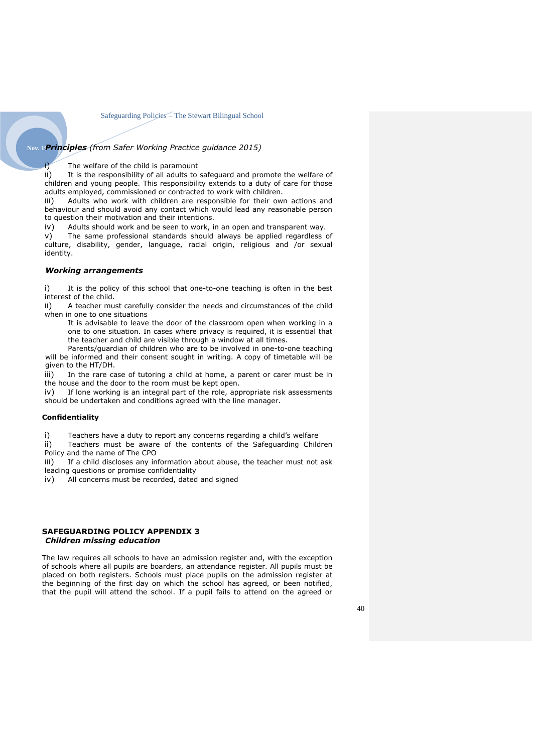***Principles** (from Safer Working Practice guidance 2015)*

i) The welfare of the child is paramount

ii) It is the responsibility of all adults to safeguard and promote the welfare of children and young people. This responsibility extends to a duty of care for those adults employed, commissioned or contracted to work with children.

iii) Adults who work with children are responsible for their own actions and behaviour and should avoid any contact which would lead any reasonable person to question their motivation and their intentions.

iv) Adults should work and be seen to work, in an open and transparent way.

v) The same professional standards should always be applied regardless of culture, disability, gender, language, racial origin, religious and /or sexual identity.

***Working arrangements***

i) It is the policy of this school that one-to-one teaching is often in the best interest of the child.

ii) A teacher must carefully consider the needs and circumstances of the child when in one to one situations

It is advisable to leave the door of the classroom open when working in a one to one situation. In cases where privacy is required, it is essential that the teacher and child are visible through a window at all times.

Parents/guardian of children who are to be involved in one-to-one teaching will be informed and their consent sought in writing. A copy of timetable will be given to the HT/DH.

iii) In the rare case of tutoring a child at home, a parent or carer must be in the house and the door to the room must be kept open.

iv) If lone working is an integral part of the role, appropriate risk assessments should be undertaken and conditions agreed with the line manager.

**Confidentiality**

i) Teachers have a duty to report any concerns regarding a child's welfare

ii) Teachers must be aware of the contents of the Safeguarding Children Policy and the name of The CPO

iii) If a child discloses any information about abuse, the teacher must not ask leading questions or promise confidentiality

iv) All concerns must be recorded, dated and signed

## SAFEGUARDING POLICY APPENDIX 3

***Children missing education***

The law requires all schools to have an admission register and, with the exception of schools where all pupils are boarders, an attendance register. All pupils must be placed on both registers. Schools must place pupils on the admission register at the beginning of the first day on which the school has agreed, or been notified, that the pupil will attend the school. If a pupil fails to attend on the agreed or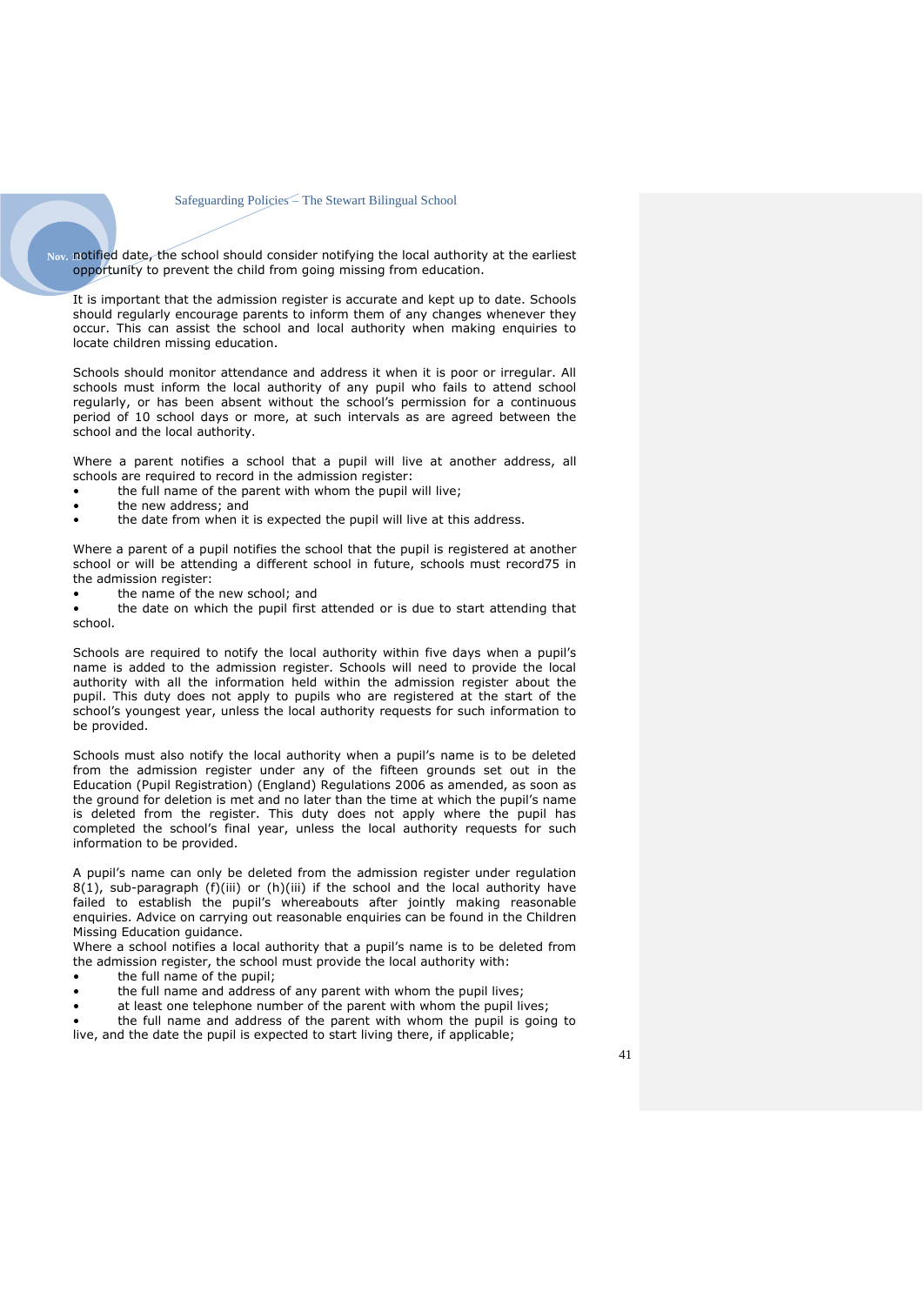notified date, the school should consider notifying the local authority at the earliest opportunity to prevent the child from going missing from education.

It is important that the admission register is accurate and kept up to date. Schools should regularly encourage parents to inform them of any changes whenever they occur. This can assist the school and local authority when making enquiries to locate children missing education.

Schools should monitor attendance and address it when it is poor or irregular. All schools must inform the local authority of any pupil who fails to attend school regularly, or has been absent without the school's permission for a continuous period of 10 school days or more, at such intervals as are agreed between the school and the local authority.

Where a parent notifies a school that a pupil will live at another address, all schools are required to record in the admission register:

- the full name of the parent with whom the pupil will live;
- the new address; and
- the date from when it is expected the pupil will live at this address.

Where a parent of a pupil notifies the school that the pupil is registered at another school or will be attending a different school in future, schools must record75 in the admission register:

- the name of the new school; and
- the date on which the pupil first attended or is due to start attending that school.

Schools are required to notify the local authority within five days when a pupil's name is added to the admission register. Schools will need to provide the local authority with all the information held within the admission register about the pupil. This duty does not apply to pupils who are registered at the start of the school's youngest year, unless the local authority requests for such information to be provided.

Schools must also notify the local authority when a pupil's name is to be deleted from the admission register under any of the fifteen grounds set out in the Education (Pupil Registration) (England) Regulations 2006 as amended, as soon as the ground for deletion is met and no later than the time at which the pupil's name is deleted from the register. This duty does not apply where the pupil has completed the school's final year, unless the local authority requests for such information to be provided.

A pupil's name can only be deleted from the admission register under regulation 8(1), sub-paragraph (f)(iii) or (h)(iii) if the school and the local authority have failed to establish the pupil's whereabouts after jointly making reasonable enquiries. Advice on carrying out reasonable enquiries can be found in the Children Missing Education guidance.

Where a school notifies a local authority that a pupil's name is to be deleted from the admission register, the school must provide the local authority with:

- the full name of the pupil;
- the full name and address of any parent with whom the pupil lives;
- at least one telephone number of the parent with whom the pupil lives;
- the full name and address of the parent with whom the pupil is going to live, and the date the pupil is expected to start living there, if applicable;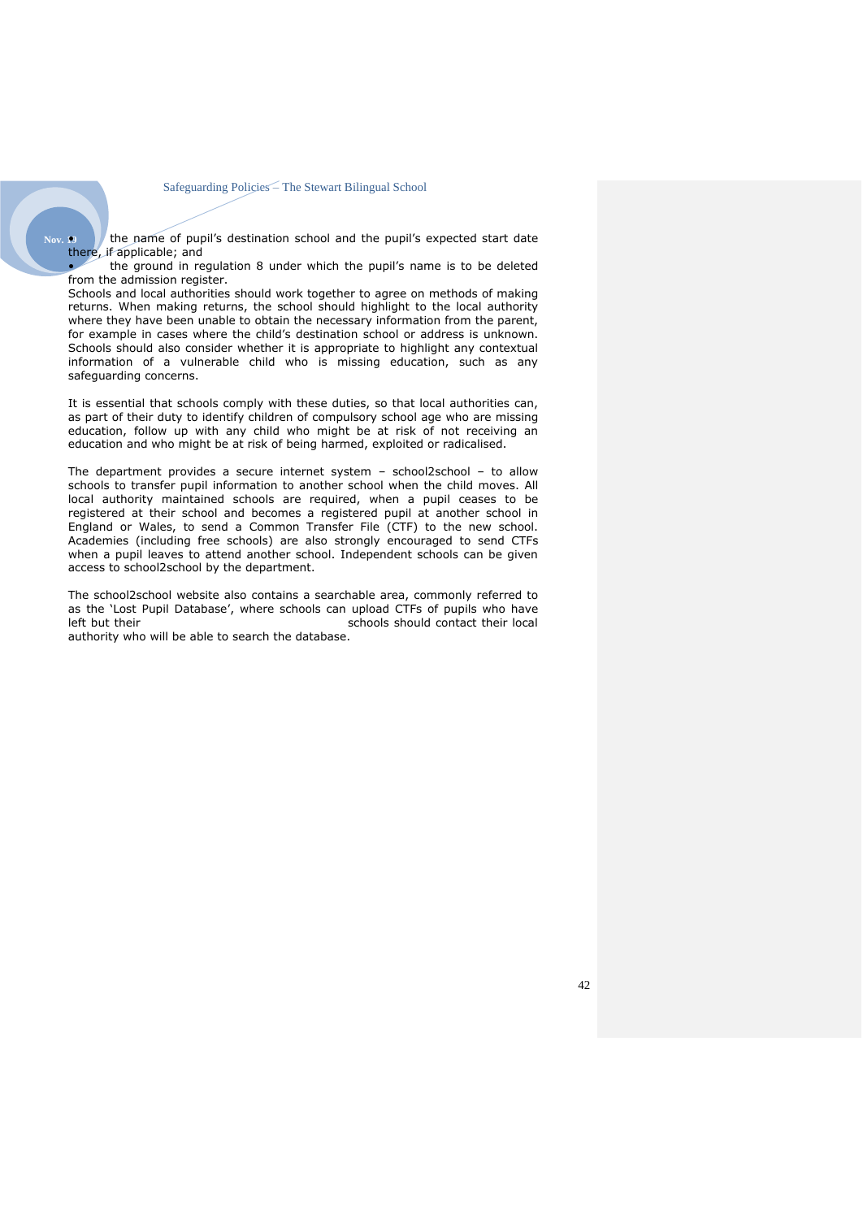- the name of pupil's destination school and the pupil's expected start date there, if applicable; and
- the ground in regulation 8 under which the pupil's name is to be deleted from the admission register.

Schools and local authorities should work together to agree on methods of making returns. When making returns, the school should highlight to the local authority where they have been unable to obtain the necessary information from the parent, for example in cases where the child's destination school or address is unknown. Schools should also consider whether it is appropriate to highlight any contextual information of a vulnerable child who is missing education, such as any safeguarding concerns.

It is essential that schools comply with these duties, so that local authorities can, as part of their duty to identify children of compulsory school age who are missing education, follow up with any child who might be at risk of not receiving an education and who might be at risk of being harmed, exploited or radicalised.

The department provides a secure internet system – school2school – to allow schools to transfer pupil information to another school when the child moves. All local authority maintained schools are required, when a pupil ceases to be registered at their school and becomes a registered pupil at another school in England or Wales, to send a Common Transfer File (CTF) to the new school. Academies (including free schools) are also strongly encouraged to send CTFs when a pupil leaves to attend another school. Independent schools can be given access to school2school by the department.

The school2school website also contains a searchable area, commonly referred to as the 'Lost Pupil Database', where schools can upload CTFs of pupils who have left but their schools should contact their local authority who will be able to search the database.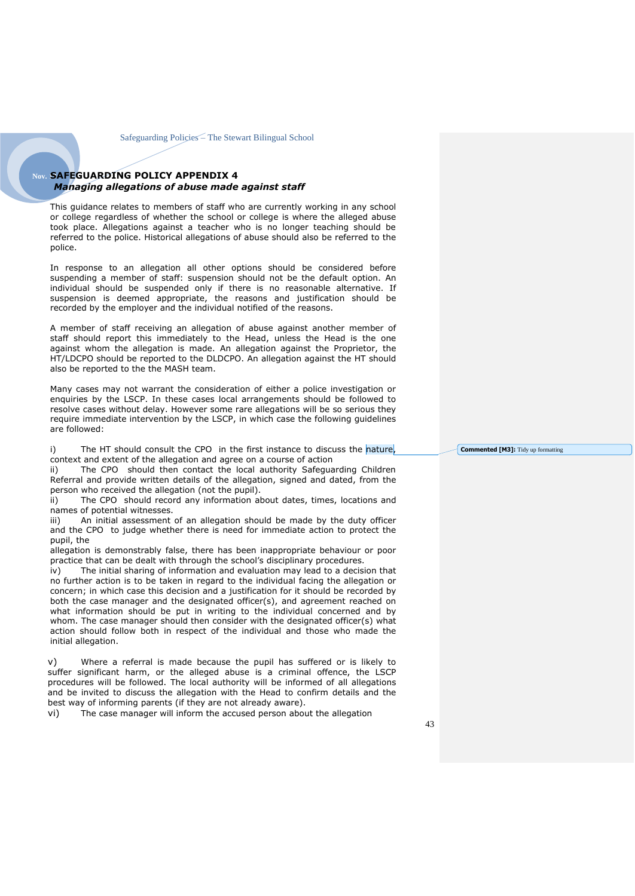# SAFEGUARDING POLICY APPENDIX 4

***Managing allegations of abuse made against staff***

This guidance relates to members of staff who are currently working in any school or college regardless of whether the school or college is where the alleged abuse took place. Allegations against a teacher who is no longer teaching should be referred to the police. Historical allegations of abuse should also be referred to the police.

In response to an allegation all other options should be considered before suspending a member of staff: suspension should not be the default option. An individual should be suspended only if there is no reasonable alternative. If suspension is deemed appropriate, the reasons and justification should be recorded by the employer and the individual notified of the reasons.

A member of staff receiving an allegation of abuse against another member of staff should report this immediately to the Head, unless the Head is the one against whom the allegation is made. An allegation against the Proprietor, the HT/LDCPO should be reported to the DLDCPO. An allegation against the HT should also be reported to the the MASH team.

Many cases may not warrant the consideration of either a police investigation or enquiries by the LSCP. In these cases local arrangements should be followed to resolve cases without delay. However some rare allegations will be so serious they require immediate intervention by the LSCP, in which case the following guidelines are followed:

i) The HT should consult the CPO in the first instance to discuss the nature, context and extent of the allegation and agree on a course of action

ii) The CPO should then contact the local authority Safeguarding Children Referral and provide written details of the allegation, signed and dated, from the person who received the allegation (not the pupil).

ii) The CPO should record any information about dates, times, locations and names of potential witnesses.

iii) An initial assessment of an allegation should be made by the duty officer and the CPO to judge whether there is need for immediate action to protect the pupil, the

allegation is demonstrably false, there has been inappropriate behaviour or poor practice that can be dealt with through the school's disciplinary procedures.

iv) The initial sharing of information and evaluation may lead to a decision that no further action is to be taken in regard to the individual facing the allegation or concern; in which case this decision and a justification for it should be recorded by both the case manager and the designated officer(s), and agreement reached on what information should be put in writing to the individual concerned and by whom. The case manager should then consider with the designated officer(s) what action should follow both in respect of the individual and those who made the initial allegation.

v) Where a referral is made because the pupil has suffered or is likely to suffer significant harm, or the alleged abuse is a criminal offence, the LSCP procedures will be followed. The local authority will be informed of all allegations and be invited to discuss the allegation with the Head to confirm details and the best way of informing parents (if they are not already aware).

vi) The case manager will inform the accused person about the allegation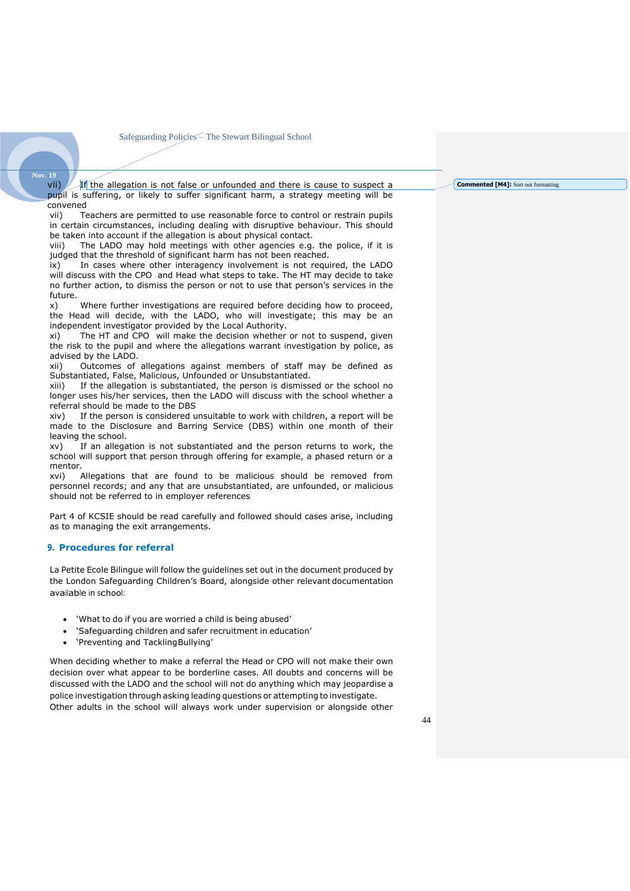vii) If the allegation is not false or unfounded and there is cause to suspect a pupil is suffering, or likely to suffer significant harm, a strategy meeting will be convened

vii) Teachers are permitted to use reasonable force to control or restrain pupils in certain circumstances, including dealing with disruptive behaviour. This should be taken into account if the allegation is about physical contact.

viii) The LADO may hold meetings with other agencies e.g. the police, if it is judged that the threshold of significant harm has not been reached.

ix) In cases where other interagency involvement is not required, the LADO will discuss with the CPO and Head what steps to take. The HT may decide to take no further action, to dismiss the person or not to use that person's services in the future.

x) Where further investigations are required before deciding how to proceed, the Head will decide, with the LADO, who will investigate; this may be an independent investigator provided by the Local Authority.

xi) The HT and CPO will make the decision whether or not to suspend, given the risk to the pupil and where the allegations warrant investigation by police, as advised by the LADO.

xii) Outcomes of allegations against members of staff may be defined as Substantiated, False, Malicious, Unfounded or Unsubstantiated.

xiii) If the allegation is substantiated, the person is dismissed or the school no longer uses his/her services, then the LADO will discuss with the school whether a referral should be made to the DBS

xiv) If the person is considered unsuitable to work with children, a report will be made to the Disclosure and Barring Service (DBS) within one month of their leaving the school.

xv) If an allegation is not substantiated and the person returns to work, the school will support that person through offering for example, a phased return or a mentor.

xvi) Allegations that are found to be malicious should be removed from personnel records; and any that are unsubstantiated, are unfounded, or malicious should not be referred to in employer references

Part 4 of KCSIE should be read carefully and followed should cases arise, including as to managing the exit arrangements.

## 9. Procedures for referral

La Petite Ecole Bilingue will follow the guidelines set out in the document produced by the London Safeguarding Children's Board, alongside other relevant documentation available in school:

- 'What to do if you are worried a child is being abused'
- 'Safeguarding children and safer recruitment in education'
- 'Preventing and Tackling Bullying'

When deciding whether to make a referral the Head or CPO will not make their own decision over what appear to be borderline cases. All doubts and concerns will be discussed with the LADO and the school will not do anything which may jeopardise a police investigation through asking leading questions or attempting to investigate.
Other adults in the school will always work under supervision or alongside other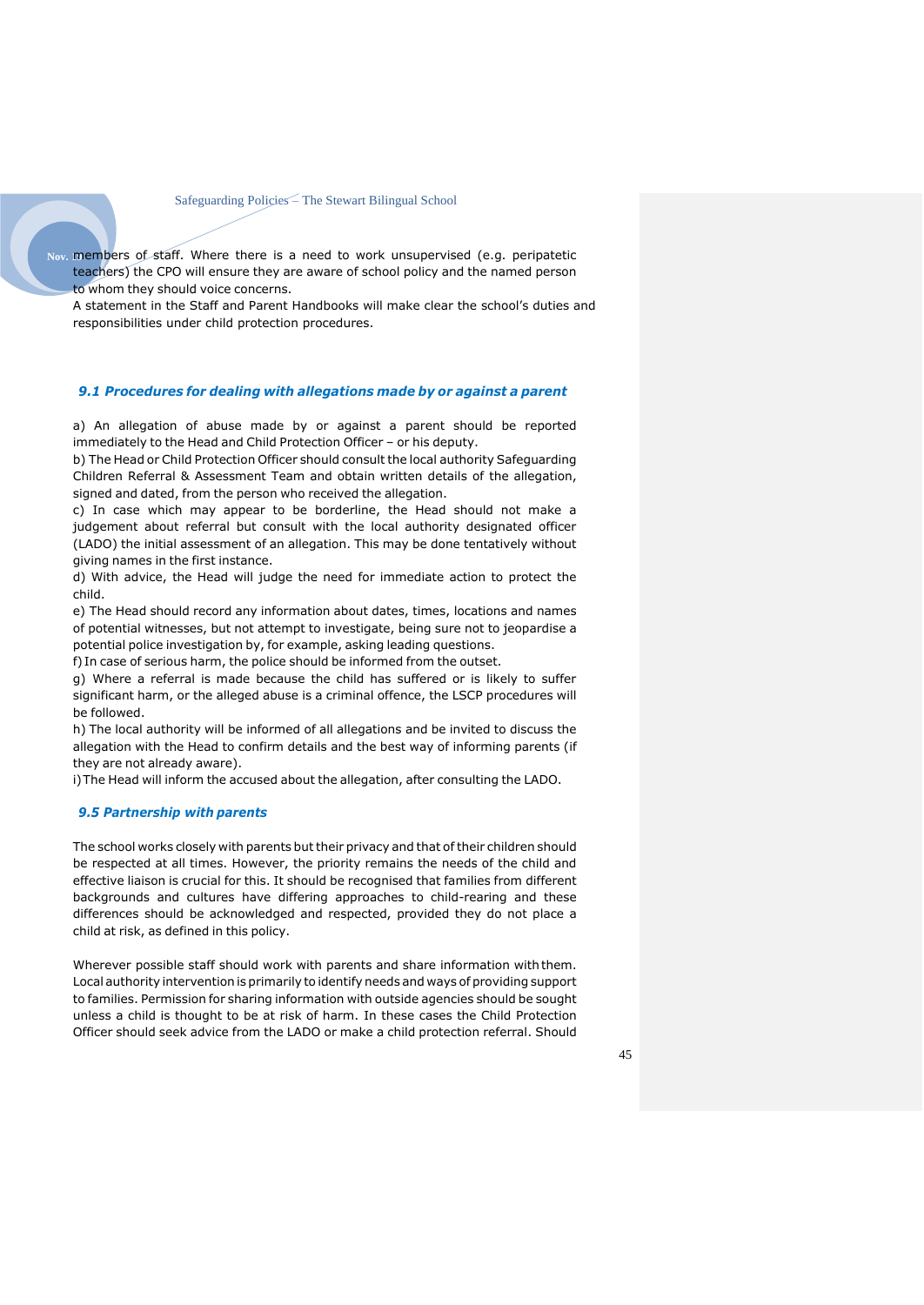members of staff. Where there is a need to work unsupervised (e.g. peripatetic teachers) the CPO will ensure they are aware of school policy and the named person to whom they should voice concerns.
A statement in the Staff and Parent Handbooks will make clear the school's duties and responsibilities under child protection procedures.

### *9.1 Procedures for dealing with allegations made by or against a parent*

a) An allegation of abuse made by or against a parent should be reported immediately to the Head and Child Protection Officer – or his deputy.
b) The Head or Child Protection Officer should consult the local authority Safeguarding Children Referral & Assessment Team and obtain written details of the allegation, signed and dated, from the person who received the allegation.
c) In case which may appear to be borderline, the Head should not make a judgement about referral but consult with the local authority designated officer (LADO) the initial assessment of an allegation. This may be done tentatively without giving names in the first instance.
d) With advice, the Head will judge the need for immediate action to protect the child.
e) The Head should record any information about dates, times, locations and names of potential witnesses, but not attempt to investigate, being sure not to jeopardise a potential police investigation by, for example, asking leading questions.
f) In case of serious harm, the police should be informed from the outset.
g) Where a referral is made because the child has suffered or is likely to suffer significant harm, or the alleged abuse is a criminal offence, the LSCP procedures will be followed.
h) The local authority will be informed of all allegations and be invited to discuss the allegation with the Head to confirm details and the best way of informing parents (if they are not already aware).
i) The Head will inform the accused about the allegation, after consulting the LADO.

### *9.5 Partnership with parents*

The school works closely with parents but their privacy and that of their children should be respected at all times. However, the priority remains the needs of the child and effective liaison is crucial for this. It should be recognised that families from different backgrounds and cultures have differing approaches to child-rearing and these differences should be acknowledged and respected, provided they do not place a child at risk, as defined in this policy.

Wherever possible staff should work with parents and share information with them. Local authority intervention is primarily to identify needs and ways of providing support to families. Permission for sharing information with outside agencies should be sought unless a child is thought to be at risk of harm. In these cases the Child Protection Officer should seek advice from the LADO or make a child protection referral. Should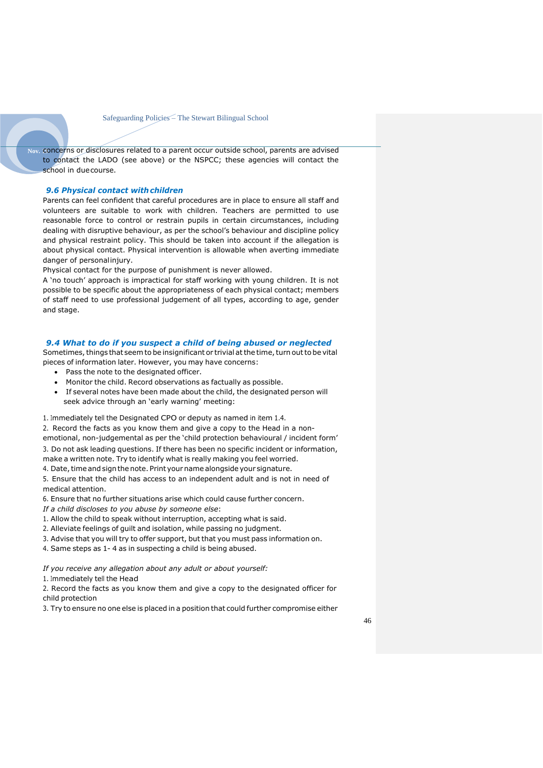concerns or disclosures related to a parent occur outside school, parents are advised to contact the LADO (see above) or the NSPCC; these agencies will contact the school in due course.

### *9.6 Physical contact with children*

Parents can feel confident that careful procedures are in place to ensure all staff and volunteers are suitable to work with children. Teachers are permitted to use reasonable force to control or restrain pupils in certain circumstances, including dealing with disruptive behaviour, as per the school's behaviour and discipline policy and physical restraint policy. This should be taken into account if the allegation is about physical contact. Physical intervention is allowable when averting immediate danger of personal injury.

Physical contact for the purpose of punishment is never allowed.

A 'no touch' approach is impractical for staff working with young children. It is not possible to be specific about the appropriateness of each physical contact; members of staff need to use professional judgement of all types, according to age, gender and stage.

### *9.4 What to do if you suspect a child of being abused or neglected*

Sometimes, things that seem to be insignificant or trivial at the time, turn out to be vital pieces of information later. However, you may have concerns:

- Pass the note to the designated officer.
- Monitor the child. Record observations as factually as possible.
- If several notes have been made about the child, the designated person will seek advice through an 'early warning' meeting:

1. Immediately tell the Designated CPO or deputy as named in item 1.4.
2. Record the facts as you know them and give a copy to the Head in a non-emotional, non-judgemental as per the 'child protection behavioural / incident form'
3. Do not ask leading questions. If there has been no specific incident or information, make a written note. Try to identify what is really making you feel worried.
4. Date, time and sign the note. Print your name alongside your signature.
5. Ensure that the child has access to an independent adult and is not in need of medical attention.
6. Ensure that no further situations arise which could cause further concern.

*If a child discloses to you abuse by someone else*:

1. Allow the child to speak without interruption, accepting what is said.
2. Alleviate feelings of guilt and isolation, while passing no judgment.
3. Advise that you will try to offer support, but that you must pass information on.
4. Same steps as 1- 4 as in suspecting a child is being abused.

*If you receive any allegation about any adult or about yourself:*

1. Immediately tell the Head
2. Record the facts as you know them and give a copy to the designated officer for child protection
3. Try to ensure no one else is placed in a position that could further compromise either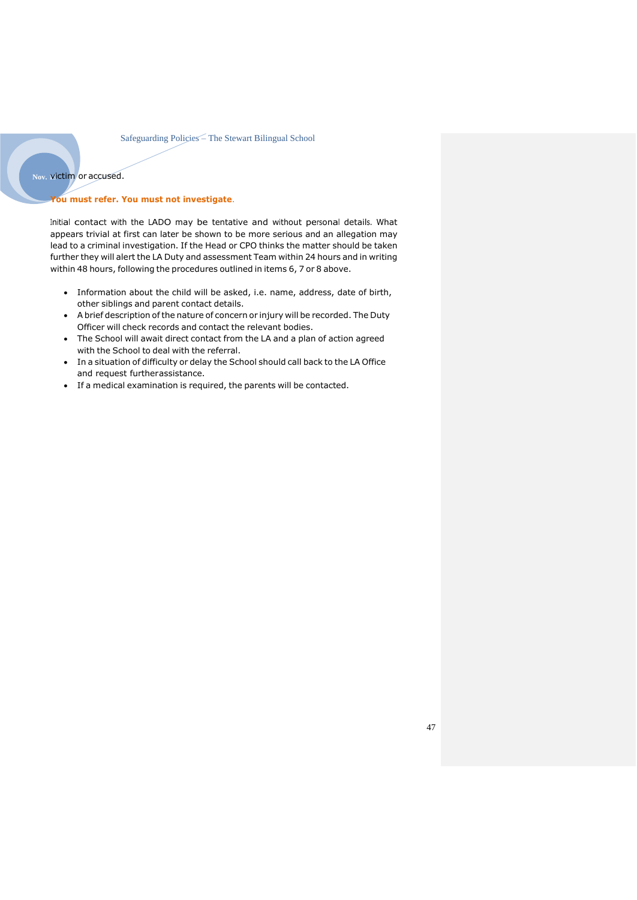victim or accused.

**You must refer. You must not investigate.**

Initial contact with the LADO may be tentative and without personal details. What appears trivial at first can later be shown to be more serious and an allegation may lead to a criminal investigation. If the Head or CPO thinks the matter should be taken further they will alert the LA Duty and assessment Team within 24 hours and in writing within 48 hours, following the procedures outlined in items 6, 7 or 8 above.

- Information about the child will be asked, i.e. name, address, date of birth, other siblings and parent contact details.
- A brief description of the nature of concern or injury will be recorded. The Duty Officer will check records and contact the relevant bodies.
- The School will await direct contact from the LA and a plan of action agreed with the School to deal with the referral.
- In a situation of difficulty or delay the School should call back to the LA Office and request furtherassistance.
- If a medical examination is required, the parents will be contacted.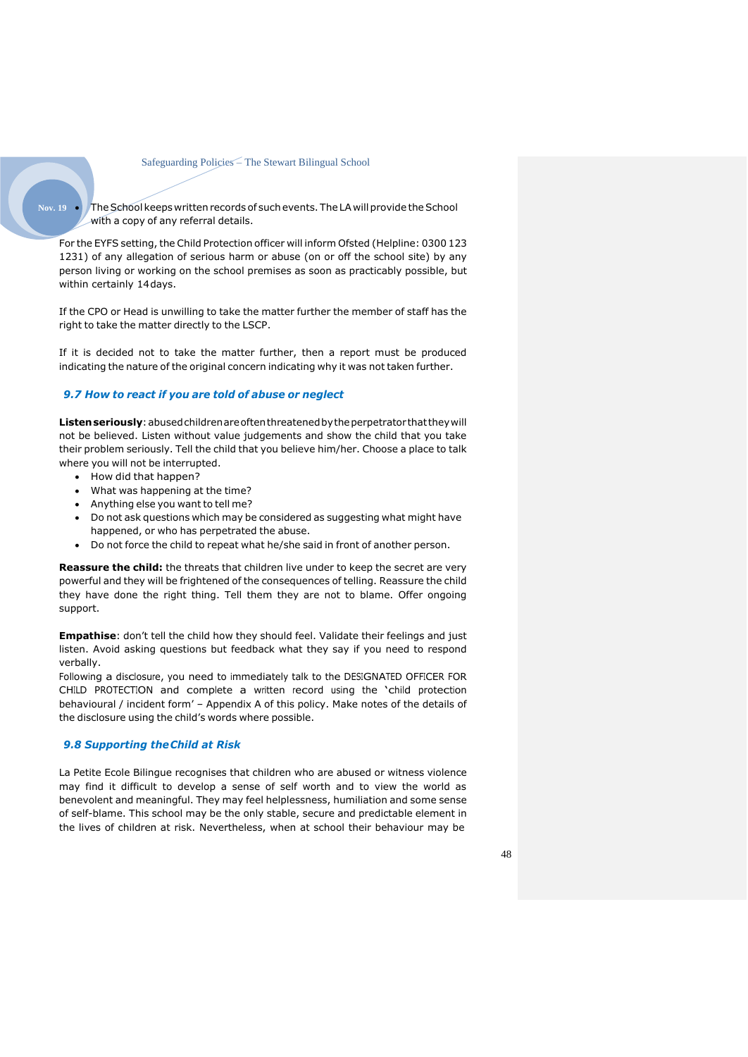- The School keeps written records of such events. The LA will provide the School with a copy of any referral details.

For the EYFS setting, the Child Protection officer will inform Ofsted (Helpline: 0300 123 1231) of any allegation of serious harm or abuse (on or off the school site) by any person living or working on the school premises as soon as practicably possible, but within certainly 14 days.

If the CPO or Head is unwilling to take the matter further the member of staff has the right to take the matter directly to the LSCP.

If it is decided not to take the matter further, then a report must be produced indicating the nature of the original concern indicating why it was not taken further.

### *9.7 How to react if you are told of abuse or neglect*

**Listen seriously**: abused children are often threatened by the perpetrator that they will not be believed. Listen without value judgements and show the child that you take their problem seriously. Tell the child that you believe him/her. Choose a place to talk where you will not be interrupted.

- How did that happen?
- What was happening at the time?
- Anything else you want to tell me?
- Do not ask questions which may be considered as suggesting what might have happened, or who has perpetrated the abuse.
- Do not force the child to repeat what he/she said in front of another person.

**Reassure the child:** the threats that children live under to keep the secret are very powerful and they will be frightened of the consequences of telling. Reassure the child they have done the right thing. Tell them they are not to blame. Offer ongoing support.

**Empathise**: don't tell the child how they should feel. Validate their feelings and just listen. Avoid asking questions but feedback what they say if you need to respond verbally.
Following a disclosure, you need to immediately talk to the DESIGNATED OFFICER FOR CHILD PROTECTION and complete a written record using the 'child protection behavioural / incident form' – Appendix A of this policy. Make notes of the details of the disclosure using the child's words where possible.

### *9.8 Supporting the Child at Risk*

La Petite Ecole Bilingue recognises that children who are abused or witness violence may find it difficult to develop a sense of self worth and to view the world as benevolent and meaningful. They may feel helplessness, humiliation and some sense of self-blame. This school may be the only stable, secure and predictable element in the lives of children at risk. Nevertheless, when at school their behaviour may be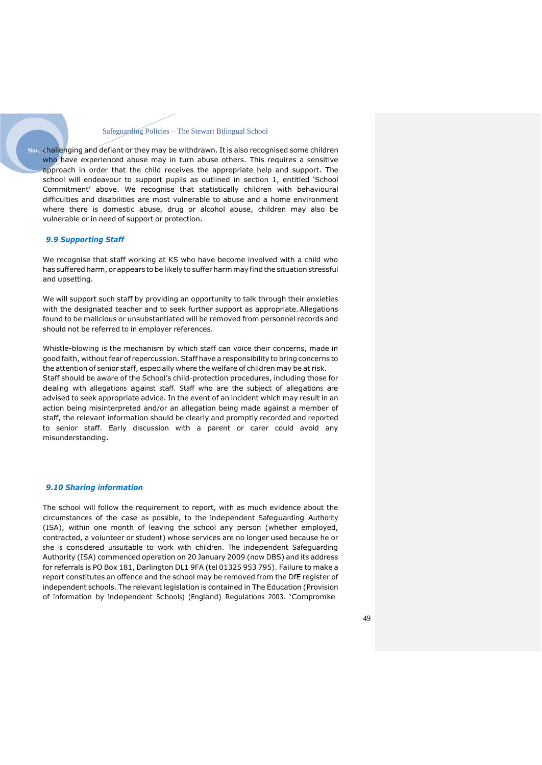challenging and defiant or they may be withdrawn. It is also recognised some children who have experienced abuse may in turn abuse others. This requires a sensitive approach in order that the child receives the appropriate help and support. The school will endeavour to support pupils as outlined in section 1, entitled 'School Commitment' above. We recognise that statistically children with behavioural difficulties and disabilities are most vulnerable to abuse and a home environment where there is domestic abuse, drug or alcohol abuse, children may also be vulnerable or in need of support or protection.

### *9.9 Supporting Staff*

We recognise that staff working at KS who have become involved with a child who has suffered harm, or appears to be likely to suffer harm may find the situation stressful and upsetting.

We will support such staff by providing an opportunity to talk through their anxieties with the designated teacher and to seek further support as appropriate. Allegations found to be malicious or unsubstantiated will be removed from personnel records and should not be referred to in employer references.

Whistle-blowing is the mechanism by which staff can voice their concerns, made in good faith, without fear of repercussion. Staff have a responsibility to bring concerns to the attention of senior staff, especially where the welfare of children may be at risk. Staff should be aware of the School's child-protection procedures, including those for dealing with allegations against staff. Staff who are the subject of allegations are advised to seek appropriate advice. In the event of an incident which may result in an action being misinterpreted and/or an allegation being made against a member of staff, the relevant information should be clearly and promptly recorded and reported to senior staff. Early discussion with a parent or carer could avoid any misunderstanding.

### *9.10 Sharing information*

The school will follow the requirement to report, with as much evidence about the circumstances of the case as possible, to the Independent Safeguarding Authority (ISA), within one month of leaving the school any person (whether employed, contracted, a volunteer or student) whose services are no longer used because he or she is considered unsuitable to work with children. The Independent Safeguarding Authority (ISA) commenced operation on 20 January 2009 (now DBS) and its address for referrals is PO Box 181, Darlington DL1 9FA (tel 01325 953 795). Failure to make a report constitutes an offence and the school may be removed from the DfE register of independent schools. The relevant legislation is contained in The Education (Provision of Information by Independent Schools) (England) Regulations 2003. 'Compromise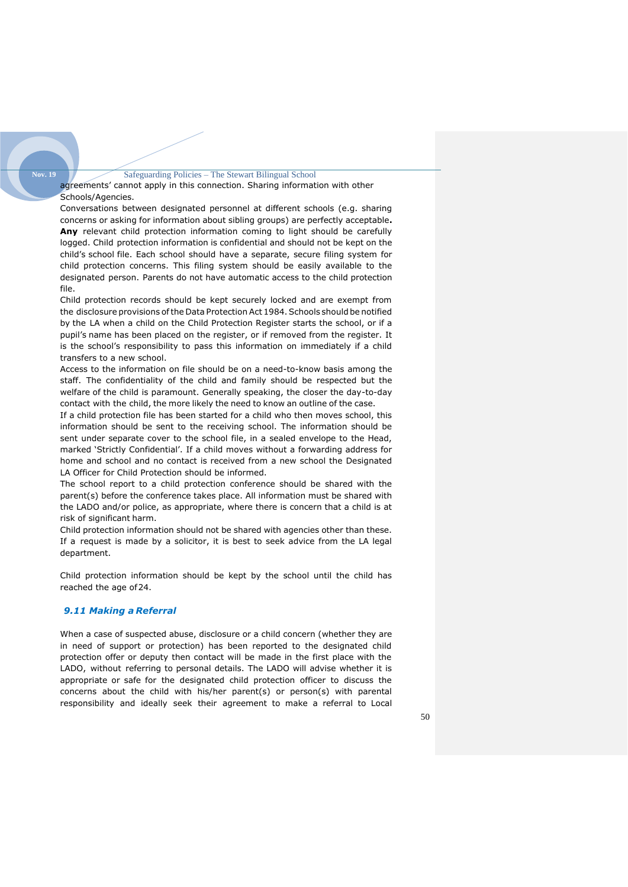agreements' cannot apply in this connection. Sharing information with other Schools/Agencies.

Conversations between designated personnel at different schools (e.g. sharing concerns or asking for information about sibling groups) are perfectly acceptable**.** **Any** relevant child protection information coming to light should be carefully logged. Child protection information is confidential and should not be kept on the child's school file. Each school should have a separate, secure filing system for child protection concerns. This filing system should be easily available to the designated person. Parents do not have automatic access to the child protection file.

Child protection records should be kept securely locked and are exempt from the disclosure provisions of the Data Protection Act 1984. Schools should be notified by the LA when a child on the Child Protection Register starts the school, or if a pupil's name has been placed on the register, or if removed from the register. It is the school's responsibility to pass this information on immediately if a child transfers to a new school.

Access to the information on file should be on a need-to-know basis among the staff. The confidentiality of the child and family should be respected but the welfare of the child is paramount. Generally speaking, the closer the day-to-day contact with the child, the more likely the need to know an outline of the case.

If a child protection file has been started for a child who then moves school, this information should be sent to the receiving school. The information should be sent under separate cover to the school file, in a sealed envelope to the Head, marked 'Strictly Confidential'. If a child moves without a forwarding address for home and school and no contact is received from a new school the Designated LA Officer for Child Protection should be informed.

The school report to a child protection conference should be shared with the parent(s) before the conference takes place. All information must be shared with the LADO and/or police, as appropriate, where there is concern that a child is at risk of significant harm.

Child protection information should not be shared with agencies other than these. If a request is made by a solicitor, it is best to seek advice from the LA legal department.

Child protection information should be kept by the school until the child has reached the age of 24.

### *9.11 Making a Referral*

When a case of suspected abuse, disclosure or a child concern (whether they are in need of support or protection) has been reported to the designated child protection offer or deputy then contact will be made in the first place with the LADO, without referring to personal details. The LADO will advise whether it is appropriate or safe for the designated child protection officer to discuss the concerns about the child with his/her parent(s) or person(s) with parental responsibility and ideally seek their agreement to make a referral to Local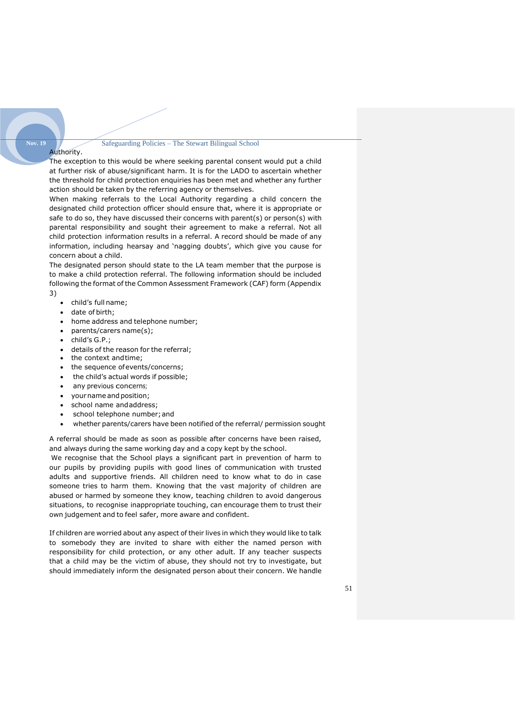Authority.

The exception to this would be where seeking parental consent would put a child at further risk of abuse/significant harm. It is for the LADO to ascertain whether the threshold for child protection enquiries has been met and whether any further action should be taken by the referring agency or themselves.

When making referrals to the Local Authority regarding a child concern the designated child protection officer should ensure that, where it is appropriate or safe to do so, they have discussed their concerns with parent(s) or person(s) with parental responsibility and sought their agreement to make a referral. Not all child protection information results in a referral. A record should be made of any information, including hearsay and 'nagging doubts', which give you cause for concern about a child.

The designated person should state to the LA team member that the purpose is to make a child protection referral. The following information should be included following the format of the Common Assessment Framework (CAF) form (Appendix 3)

- child's full name;
- date of birth;
- home address and telephone number;
- parents/carers name(s);
- child's G.P.;
- details of the reason for the referral;
- the context and time;
- the sequence of events/concerns;
- the child's actual words if possible;
- any previous concerns;
- your name and position;
- school name and address;
- school telephone number; and
- whether parents/carers have been notified of the referral/ permission sought

A referral should be made as soon as possible after concerns have been raised, and always during the same working day and a copy kept by the school.

We recognise that the School plays a significant part in prevention of harm to our pupils by providing pupils with good lines of communication with trusted adults and supportive friends. All children need to know what to do in case someone tries to harm them. Knowing that the vast majority of children are abused or harmed by someone they know, teaching children to avoid dangerous situations, to recognise inappropriate touching, can encourage them to trust their own judgement and to feel safer, more aware and confident.

If children are worried about any aspect of their lives in which they would like to talk to somebody they are invited to share with either the named person with responsibility for child protection, or any other adult. If any teacher suspects that a child may be the victim of abuse, they should not try to investigate, but should immediately inform the designated person about their concern. We handle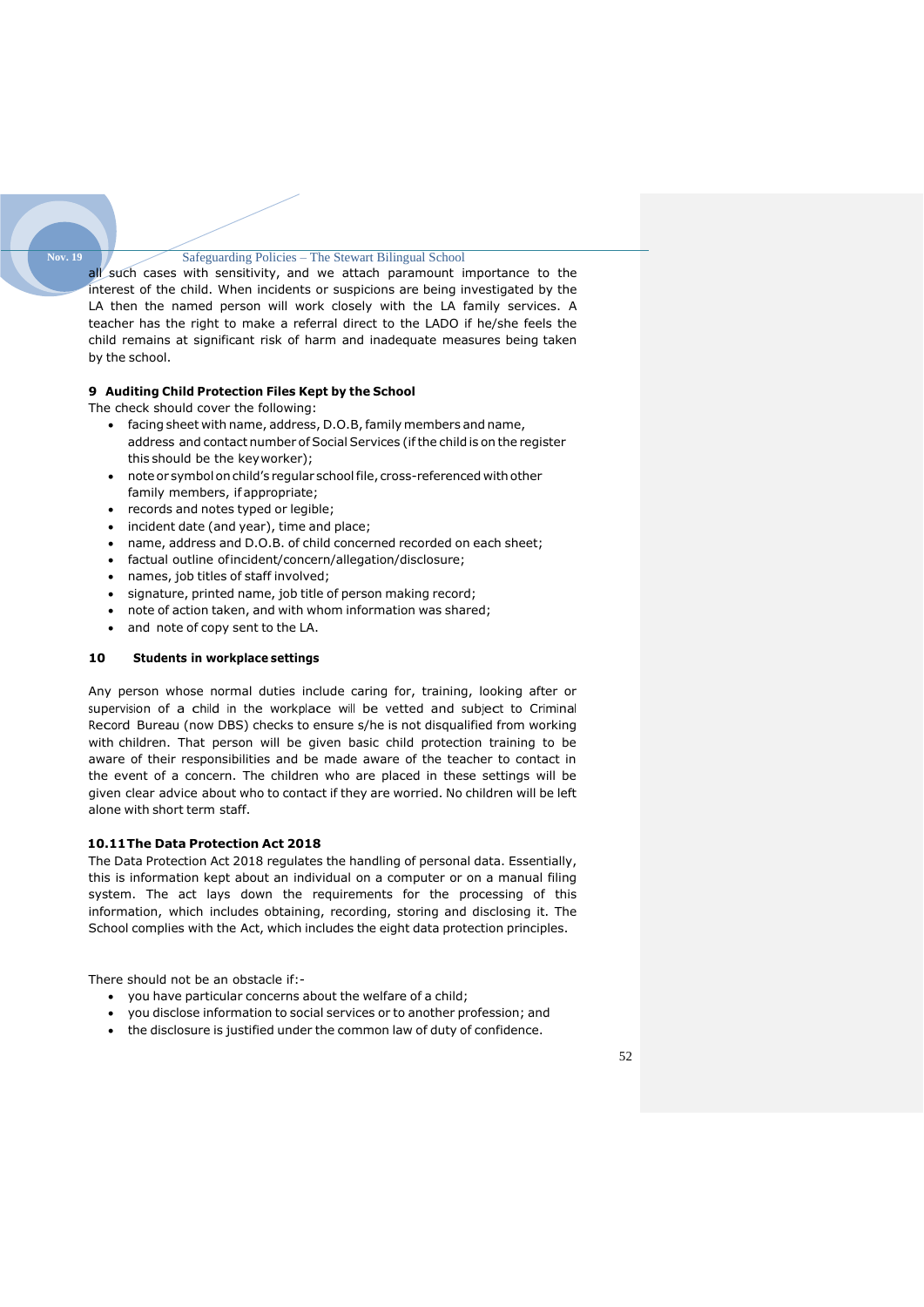all such cases with sensitivity, and we attach paramount importance to the interest of the child. When incidents or suspicions are being investigated by the LA then the named person will work closely with the LA family services. A teacher has the right to make a referral direct to the LADO if he/she feels the child remains at significant risk of harm and inadequate measures being taken by the school.

### 9 Auditing Child Protection Files Kept by the School

The check should cover the following:

- facing sheet with name, address, D.O.B, family members and name, address and contact number of Social Services (if the child is on the register this should be the key worker);
- note or symbol on child's regular school file, cross-referenced with other family members, if appropriate;
- records and notes typed or legible;
- incident date (and year), time and place;
- name, address and D.O.B. of child concerned recorded on each sheet;
- factual outline of incident/concern/allegation/disclosure;
- names, job titles of staff involved;
- signature, printed name, job title of person making record;
- note of action taken, and with whom information was shared;
- and note of copy sent to the LA.

### 10 Students in workplace settings

Any person whose normal duties include caring for, training, looking after or supervision of a child in the workplace will be vetted and subject to Criminal Record Bureau (now DBS) checks to ensure s/he is not disqualified from working with children. That person will be given basic child protection training to be aware of their responsibilities and be made aware of the teacher to contact in the event of a concern. The children who are placed in these settings will be given clear advice about who to contact if they are worried. No children will be left alone with short term staff.

### 10.11 The Data Protection Act 2018

The Data Protection Act 2018 regulates the handling of personal data. Essentially, this is information kept about an individual on a computer or on a manual filing system. The act lays down the requirements for the processing of this information, which includes obtaining, recording, storing and disclosing it. The School complies with the Act, which includes the eight data protection principles.

There should not be an obstacle if:-

- you have particular concerns about the welfare of a child;
- you disclose information to social services or to another profession; and
- the disclosure is justified under the common law of duty of confidence.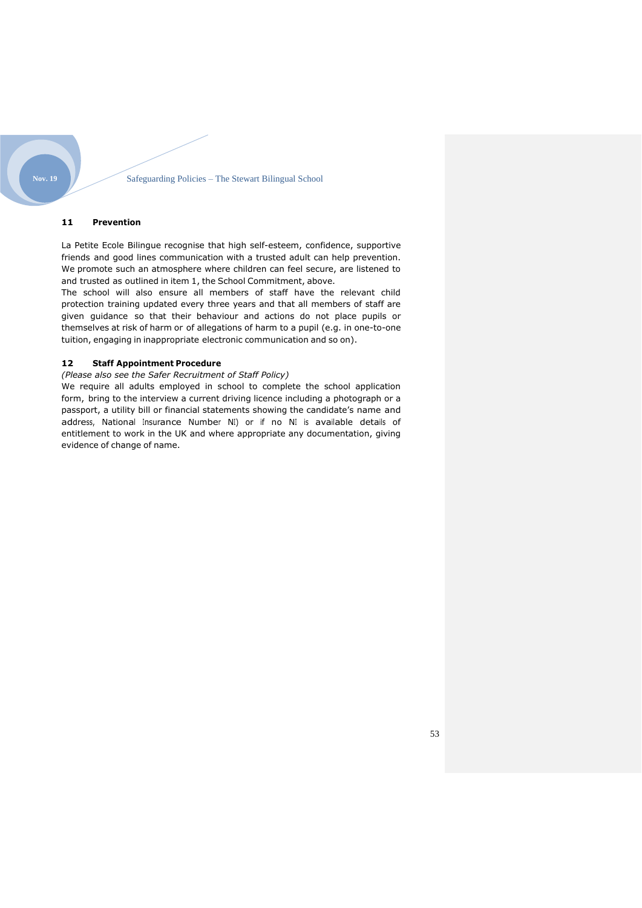## 11 Prevention

La Petite Ecole Bilingue recognise that high self-esteem, confidence, supportive friends and good lines communication with a trusted adult can help prevention. We promote such an atmosphere where children can feel secure, are listened to and trusted as outlined in item 1, the School Commitment, above.
The school will also ensure all members of staff have the relevant child protection training updated every three years and that all members of staff are given guidance so that their behaviour and actions do not place pupils or themselves at risk of harm or of allegations of harm to a pupil (e.g. in one-to-one tuition, engaging in inappropriate electronic communication and so on).

## 12 Staff Appointment Procedure

*(Please also see the Safer Recruitment of Staff Policy)*
We require all adults employed in school to complete the school application form, bring to the interview a current driving licence including a photograph or a passport, a utility bill or financial statements showing the candidate's name and address, National Insurance Number NI) or if no NI is available details of entitlement to work in the UK and where appropriate any documentation, giving evidence of change of name.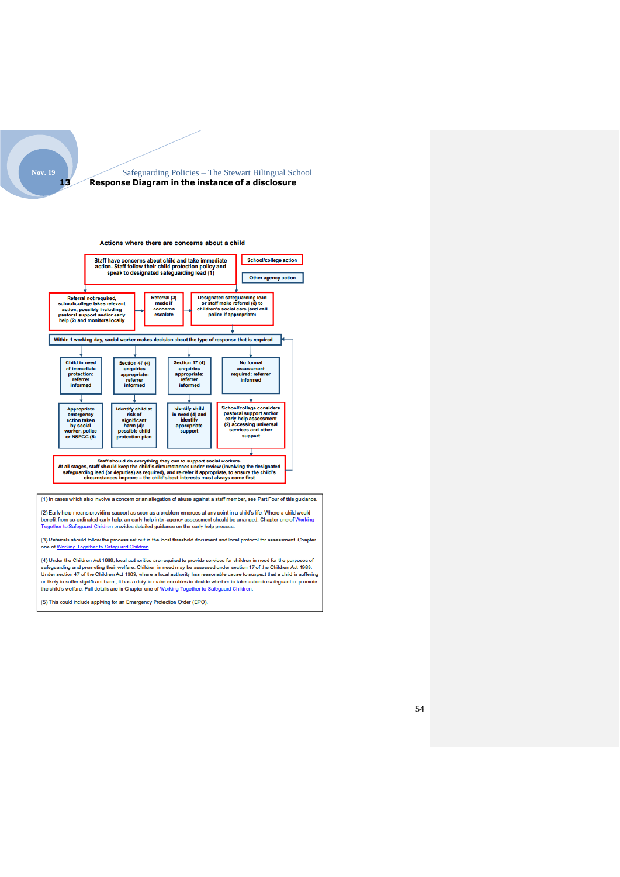## 13 Response Diagram in the instance of a disclosure

**Actions where there are concerns about a child**

Staff have concerns about child and take immediate action. Staff follow their child protection policy and speak to designated safeguarding lead (1)

School/college action

Other agency action

Referral not required, school/college takes relevant action, possibly including pastoral support and/or early help (2) and monitors locally

Referral (3) made if concerns escalate

Designated safeguarding lead or staff make referral (3) to children's social care (and call police if appropriate)

Within 1 working day, social worker makes decision about the type of response that is required

Child in need of immediate protection: referrer informed

Section 47 (4) enquiries appropriate: referrer informed

Section 17 (4) enquiries appropriate: referrer informed

No formal assessment required: referrer informed

Appropriate emergency action taken by social worker, police or NSPCC (5)

Identify child at risk of significant harm (4): possible child protection plan

Identify child in need (4) and identify appropriate support

School/college considers pastoral support and/or early help assessment (2) accessing universal services and other support

Staff should do everything they can to support social workers.
At all stages, staff should keep the child's circumstances under review (involving the designated safeguarding lead (or deputies) as required), and re-refer if appropriate, to ensure the child's circumstances improve – the child's best interests must always come first

(1) In cases which also involve a concern or an allegation of abuse against a staff member, see Part Four of this guidance.

(2) Early help means providing support as soon as a problem emerges at any point in a child's life. Where a child would benefit from co-ordinated early help, an early help inter-agency assessment should be arranged. Chapter one of Working Together to Safeguard Children provides detailed guidance on the early help process.

(3) Referrals should follow the process set out in the local threshold document and local protocol for assessment. Chapter one of Working Together to Safeguard Children.

(4) Under the Children Act 1989, local authorities are required to provide services for children in need for the purposes of safeguarding and promoting their welfare. Children in need may be assessed under section 17 of the Children Act 1989. Under section 47 of the Children Act 1989, where a local authority has reasonable cause to suspect that a child is suffering or likely to suffer significant harm, it has a duty to make enquiries to decide whether to take action to safeguard or promote the child's welfare. Full details are in Chapter one of Working Together to Safeguard Children.

(5) This could include applying for an Emergency Protection Order (EPO).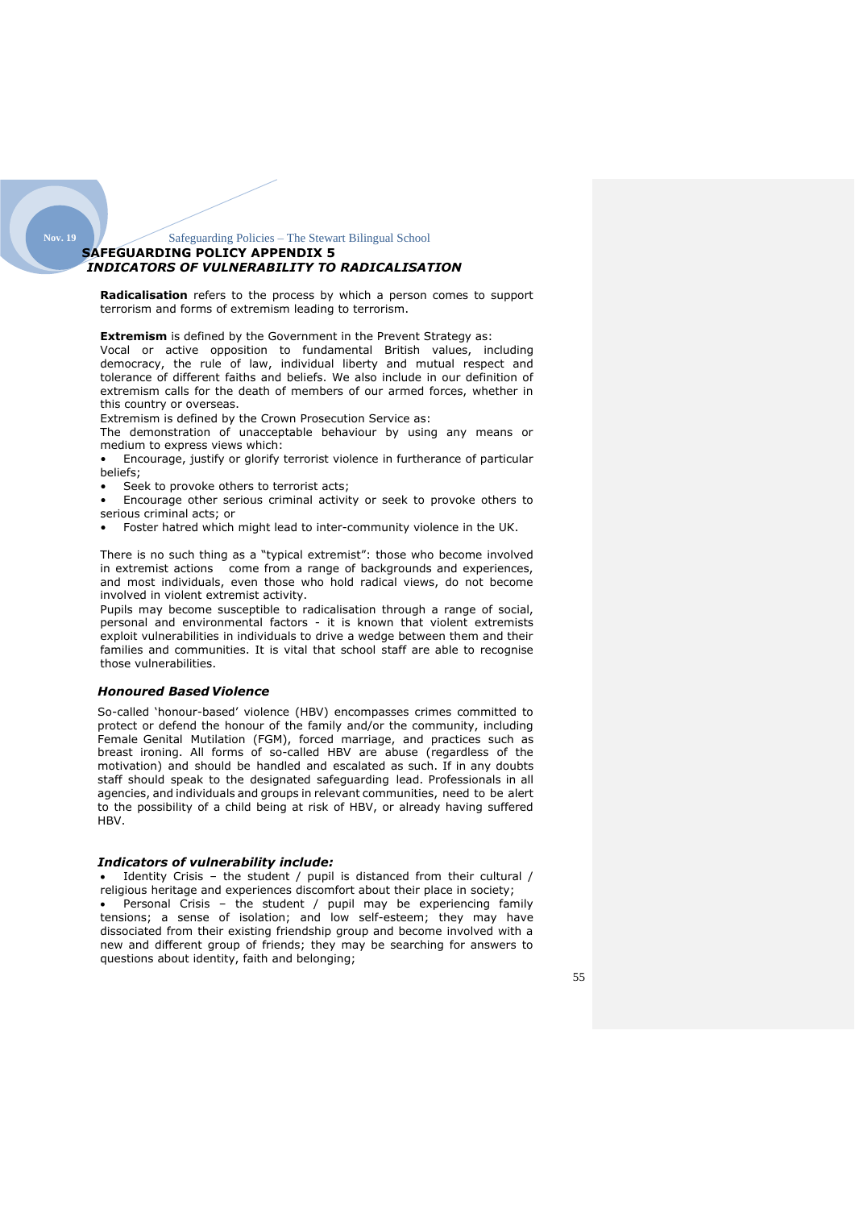# SAFEGUARDING POLICY APPENDIX 5

## *INDICATORS OF VULNERABILITY TO RADICALISATION*

**Radicalisation** refers to the process by which a person comes to support terrorism and forms of extremism leading to terrorism.

**Extremism** is defined by the Government in the Prevent Strategy as:
Vocal or active opposition to fundamental British values, including democracy, the rule of law, individual liberty and mutual respect and tolerance of different faiths and beliefs. We also include in our definition of extremism calls for the death of members of our armed forces, whether in this country or overseas.
Extremism is defined by the Crown Prosecution Service as:
The demonstration of unacceptable behaviour by using any means or medium to express views which:

- Encourage, justify or glorify terrorist violence in furtherance of particular beliefs;
- Seek to provoke others to terrorist acts;
- Encourage other serious criminal activity or seek to provoke others to serious criminal acts; or
- Foster hatred which might lead to inter-community violence in the UK.

There is no such thing as a "typical extremist": those who become involved in extremist actions come from a range of backgrounds and experiences, and most individuals, even those who hold radical views, do not become involved in violent extremist activity.
Pupils may become susceptible to radicalisation through a range of social, personal and environmental factors - it is known that violent extremists exploit vulnerabilities in individuals to drive a wedge between them and their families and communities. It is vital that school staff are able to recognise those vulnerabilities.

### *Honoured Based Violence*

So-called 'honour-based' violence (HBV) encompasses crimes committed to protect or defend the honour of the family and/or the community, including Female Genital Mutilation (FGM), forced marriage, and practices such as breast ironing. All forms of so-called HBV are abuse (regardless of the motivation) and should be handled and escalated as such. If in any doubts staff should speak to the designated safeguarding lead. Professionals in all agencies, and individuals and groups in relevant communities, need to be alert to the possibility of a child being at risk of HBV, or already having suffered HBV.

### *Indicators of vulnerability include:*

- Identity Crisis – the student / pupil is distanced from their cultural / religious heritage and experiences discomfort about their place in society;
- Personal Crisis – the student / pupil may be experiencing family tensions; a sense of isolation; and low self-esteem; they may have dissociated from their existing friendship group and become involved with a new and different group of friends; they may be searching for answers to questions about identity, faith and belonging;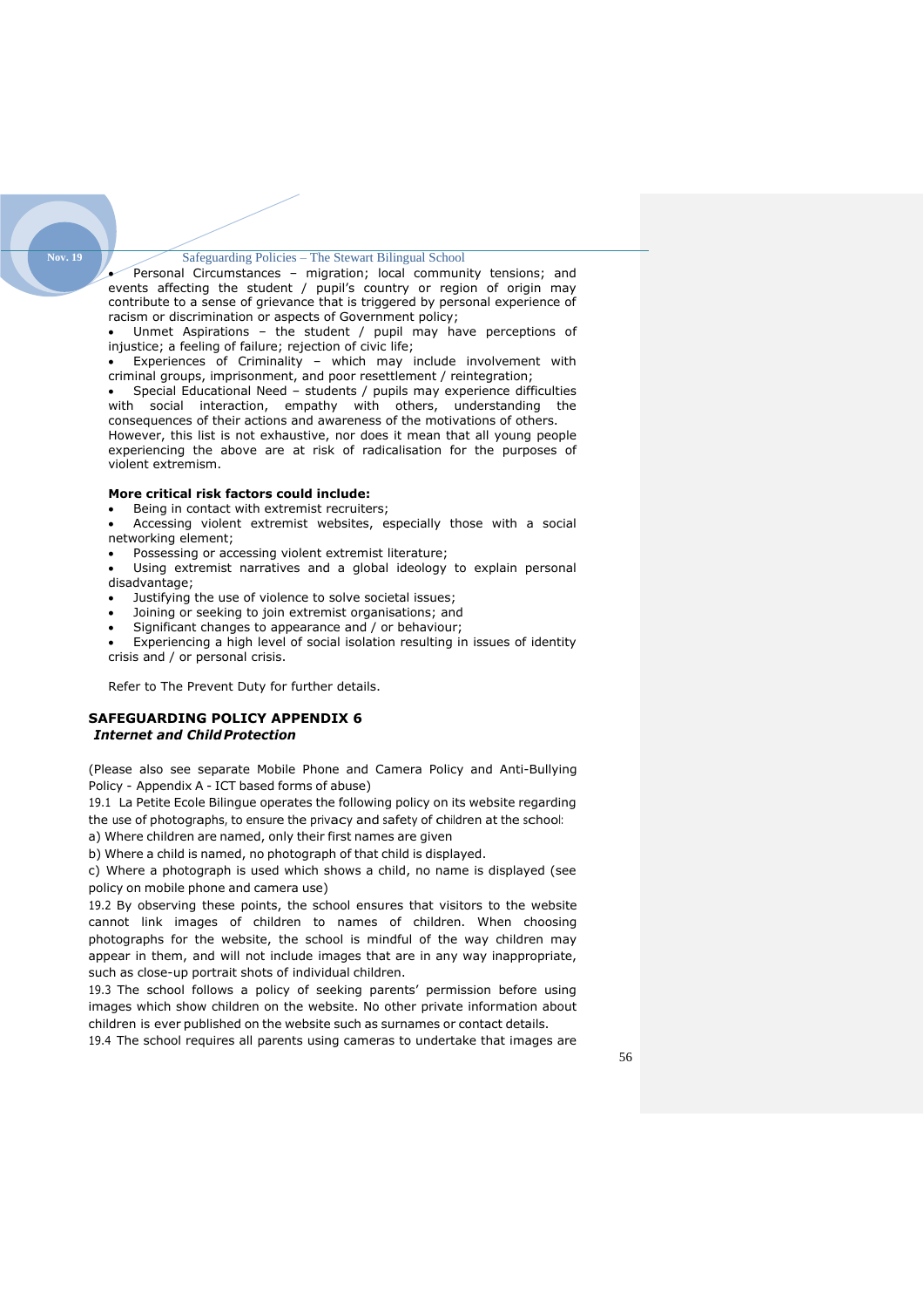- Personal Circumstances – migration; local community tensions; and events affecting the student / pupil's country or region of origin may contribute to a sense of grievance that is triggered by personal experience of racism or discrimination or aspects of Government policy;
- Unmet Aspirations – the student / pupil may have perceptions of injustice; a feeling of failure; rejection of civic life;
- Experiences of Criminality – which may include involvement with criminal groups, imprisonment, and poor resettlement / reintegration;
- Special Educational Need – students / pupils may experience difficulties with social interaction, empathy with others, understanding the consequences of their actions and awareness of the motivations of others.

However, this list is not exhaustive, nor does it mean that all young people experiencing the above are at risk of radicalisation for the purposes of violent extremism.

**More critical risk factors could include:**

- Being in contact with extremist recruiters;
- Accessing violent extremist websites, especially those with a social networking element;
- Possessing or accessing violent extremist literature;
- Using extremist narratives and a global ideology to explain personal disadvantage;
- Justifying the use of violence to solve societal issues;
- Joining or seeking to join extremist organisations; and
- Significant changes to appearance and / or behaviour;
- Experiencing a high level of social isolation resulting in issues of identity crisis and / or personal crisis.

Refer to The Prevent Duty for further details.

## SAFEGUARDING POLICY APPENDIX 6

***Internet and Child Protection***

(Please also see separate Mobile Phone and Camera Policy and Anti-Bullying Policy - Appendix A - ICT based forms of abuse)

19.1 La Petite Ecole Bilingue operates the following policy on its website regarding the use of photographs, to ensure the privacy and safety of children at the school:

a) Where children are named, only their first names are given

b) Where a child is named, no photograph of that child is displayed.

c) Where a photograph is used which shows a child, no name is displayed (see policy on mobile phone and camera use)

19.2 By observing these points, the school ensures that visitors to the website cannot link images of children to names of children. When choosing photographs for the website, the school is mindful of the way children may appear in them, and will not include images that are in any way inappropriate, such as close-up portrait shots of individual children.

19.3 The school follows a policy of seeking parents' permission before using images which show children on the website. No other private information about children is ever published on the website such as surnames or contact details.

19.4 The school requires all parents using cameras to undertake that images are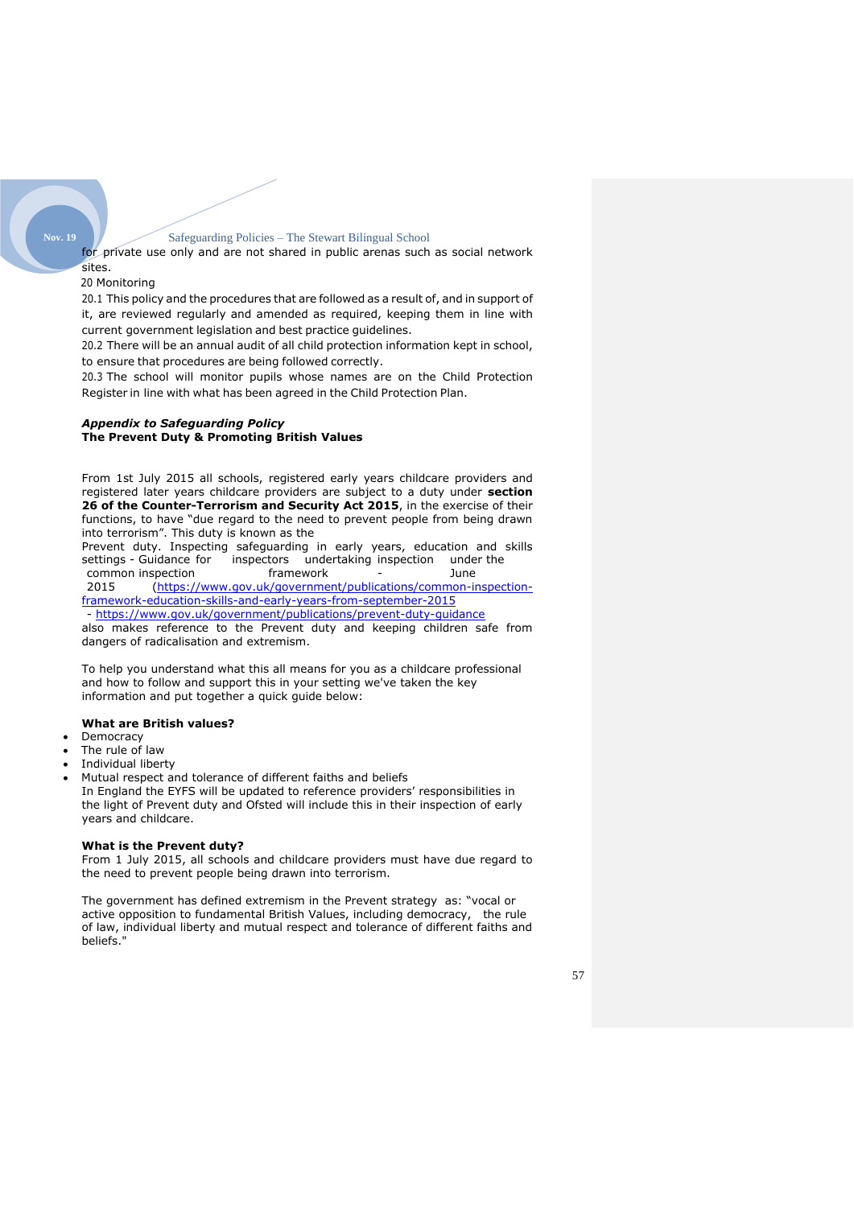for private use only and are not shared in public arenas such as social network sites.

20 Monitoring

20.1 This policy and the procedures that are followed as a result of, and in support of it, are reviewed regularly and amended as required, keeping them in line with current government legislation and best practice guidelines.

20.2 There will be an annual audit of all child protection information kept in school, to ensure that procedures are being followed correctly.

20.3 The school will monitor pupils whose names are on the Child Protection Register in line with what has been agreed in the Child Protection Plan.

***Appendix to Safeguarding Policy***
**The Prevent Duty & Promoting British Values**

From 1st July 2015 all schools, registered early years childcare providers and registered later years childcare providers are subject to a duty under **section 26 of the Counter-Terrorism and Security Act 2015**, in the exercise of their functions, to have "due regard to the need to prevent people from being drawn into terrorism". This duty is known as the Prevent duty. Inspecting safeguarding in early years, education and skills settings - Guidance for inspectors undertaking inspection under the common inspection framework - June 2015 (https://www.gov.uk/government/publications/common-inspection-framework-education-skills-and-early-years-from-september-2015 - https://www.gov.uk/government/publications/prevent-duty-guidance also makes reference to the Prevent duty and keeping children safe from dangers of radicalisation and extremism.

To help you understand what this all means for you as a childcare professional and how to follow and support this in your setting we've taken the key information and put together a quick guide below:

**What are British values?**

- Democracy
- The rule of law
- Individual liberty
- Mutual respect and tolerance of different faiths and beliefs

In England the EYFS will be updated to reference providers' responsibilities in the light of Prevent duty and Ofsted will include this in their inspection of early years and childcare.

**What is the Prevent duty?**

From 1 July 2015, all schools and childcare providers must have due regard to the need to prevent people being drawn into terrorism.

The government has defined extremism in the Prevent strategy as: "vocal or active opposition to fundamental British Values, including democracy, the rule of law, individual liberty and mutual respect and tolerance of different faiths and beliefs."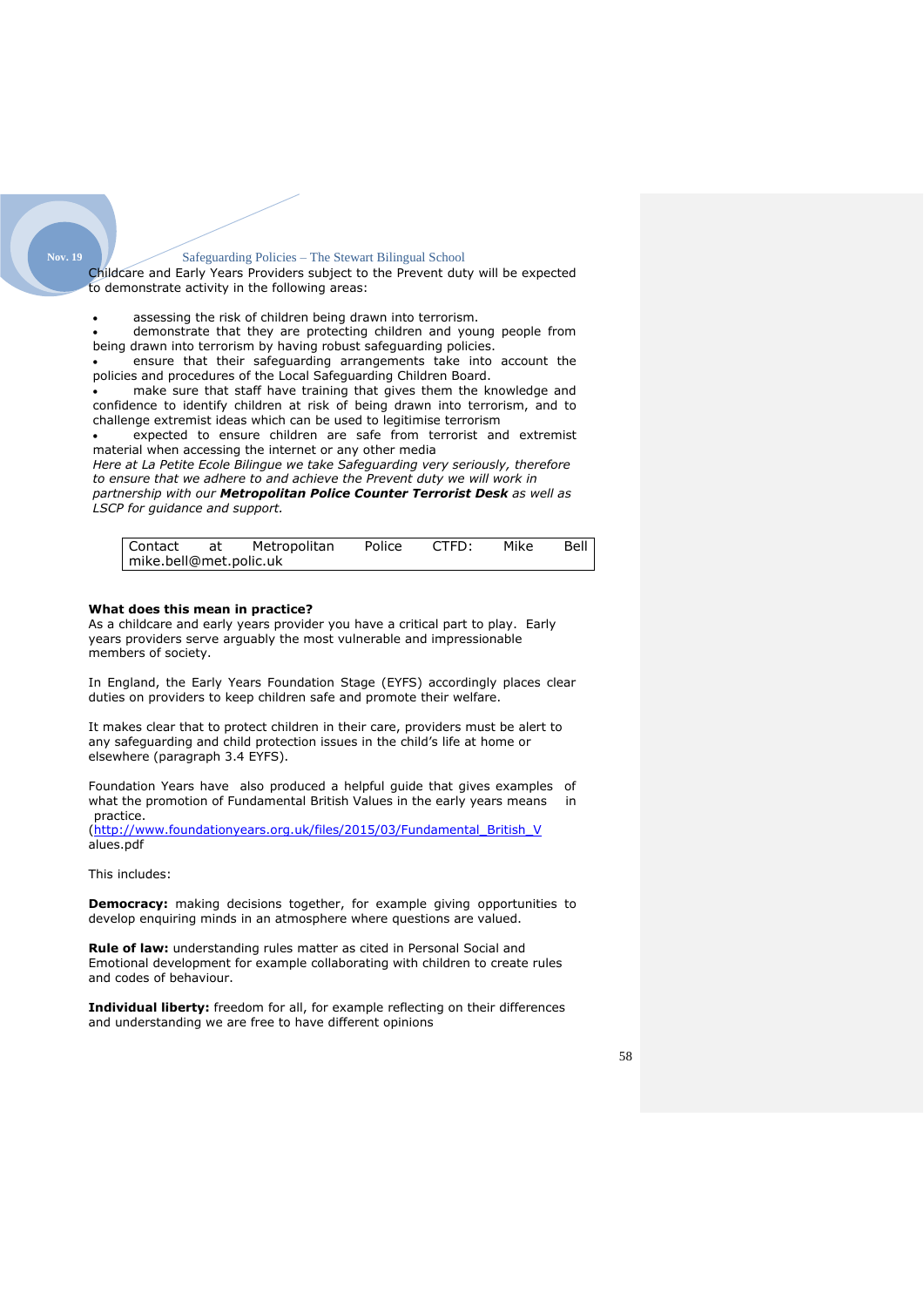Childcare and Early Years Providers subject to the Prevent duty will be expected to demonstrate activity in the following areas:

- assessing the risk of children being drawn into terrorism.
- demonstrate that they are protecting children and young people from being drawn into terrorism by having robust safeguarding policies.
- ensure that their safeguarding arrangements take into account the policies and procedures of the Local Safeguarding Children Board.
- make sure that staff have training that gives them the knowledge and confidence to identify children at risk of being drawn into terrorism, and to challenge extremist ideas which can be used to legitimise terrorism
- expected to ensure children are safe from terrorist and extremist material when accessing the internet or any other media

*Here at La Petite Ecole Bilingue we take Safeguarding very seriously, therefore to ensure that we adhere to and achieve the Prevent duty we will work in partnership with our **Metropolitan Police Counter Terrorist Desk** as well as LSCP for guidance and support.*

| Contact at Metropolitan Police CTFD: Mike Bell mike.bell@met.polic.uk |
|---|

**What does this mean in practice?**

As a childcare and early years provider you have a critical part to play. Early years providers serve arguably the most vulnerable and impressionable members of society.

In England, the Early Years Foundation Stage (EYFS) accordingly places clear duties on providers to keep children safe and promote their welfare.

It makes clear that to protect children in their care, providers must be alert to any safeguarding and child protection issues in the child's life at home or elsewhere (paragraph 3.4 EYFS).

Foundation Years have also produced a helpful guide that gives examples of what the promotion of Fundamental British Values in the early years means in practice.
(http://www.foundationyears.org.uk/files/2015/03/Fundamental_British_Values.pdf

This includes:

**Democracy:** making decisions together, for example giving opportunities to develop enquiring minds in an atmosphere where questions are valued.

**Rule of law:** understanding rules matter as cited in Personal Social and Emotional development for example collaborating with children to create rules and codes of behaviour.

**Individual liberty:** freedom for all, for example reflecting on their differences and understanding we are free to have different opinions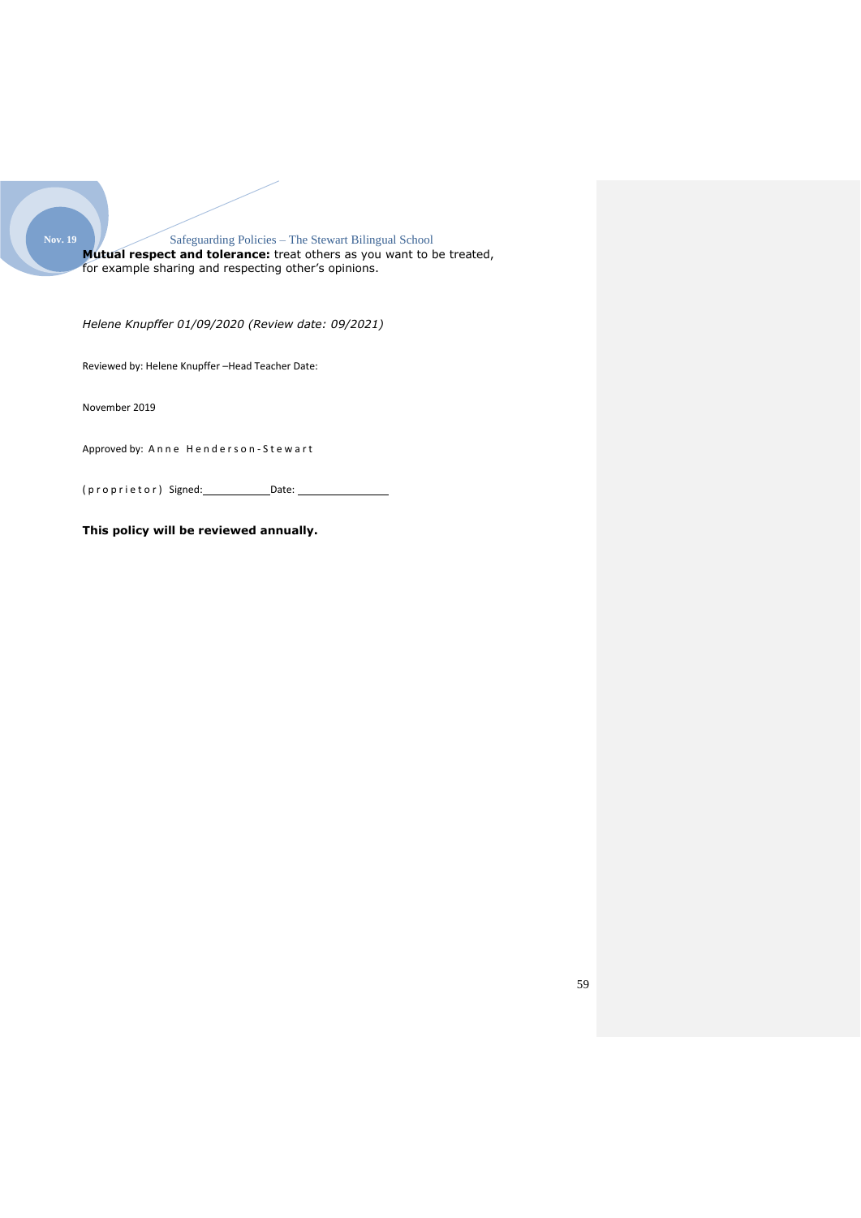**Mutual respect and tolerance:** treat others as you want to be treated, for example sharing and respecting other's opinions.

*Helene Knupffer 01/09/2020 (Review date: 09/2021)*

Reviewed by: Helene Knupffer –Head Teacher Date:

November 2019

Approved by: Anne Henderson-Stewart

(proprietor) Signed:____________Date: ________________

**This policy will be reviewed annually.**